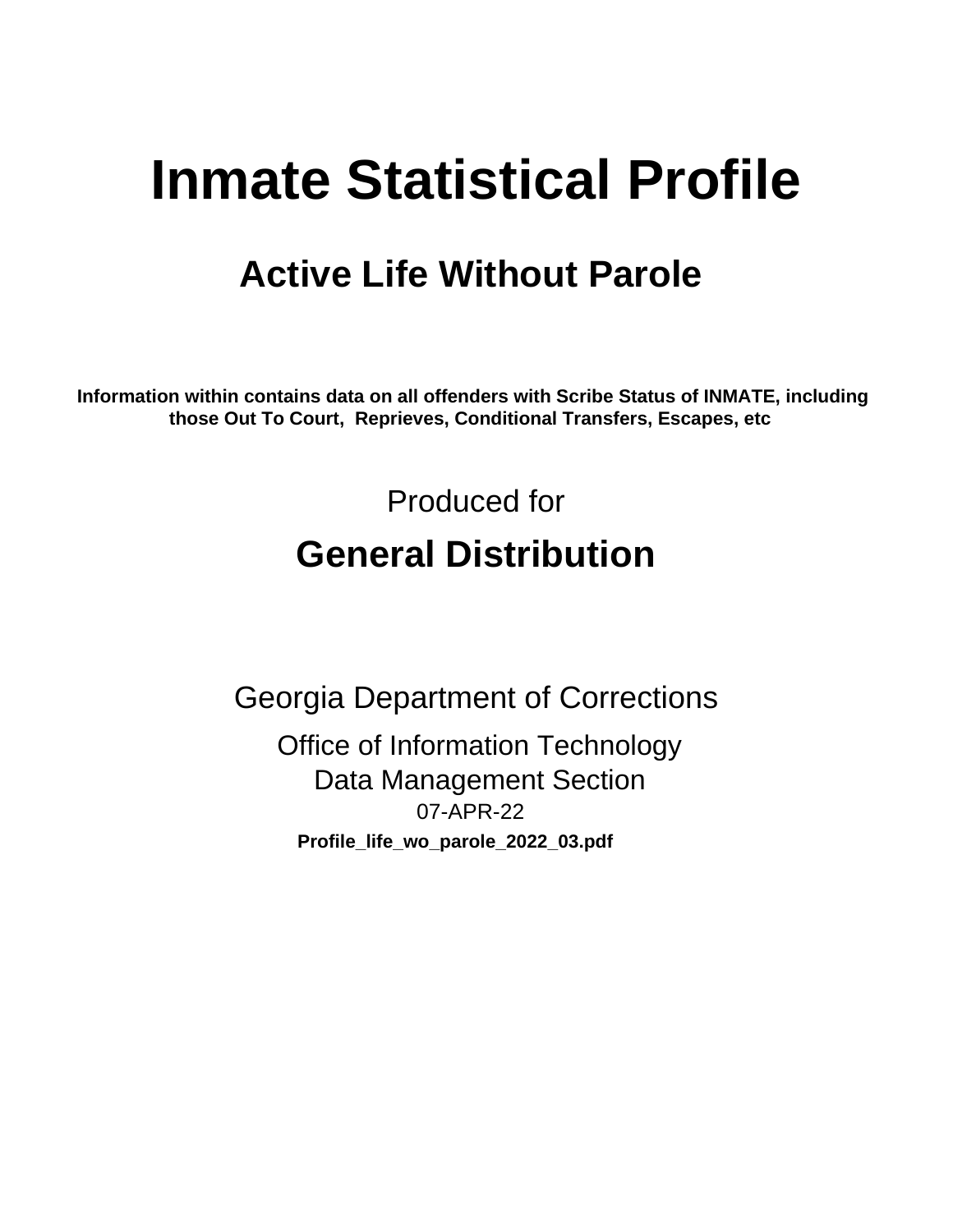# Inmate Statistical Profile

## Active Life Without Parole

**Information within contains data on all offenders with Scribe Status of INMATE, including those Out To Court, Reprieves, Conditional Transfers, Escapes, etc**

Produced for

## General Distribution

Georgia Department of Corrections

Office of Information Technology

Data Management Section

07-APR-22

**Profile_life_wo_parole_2022_03.pdf**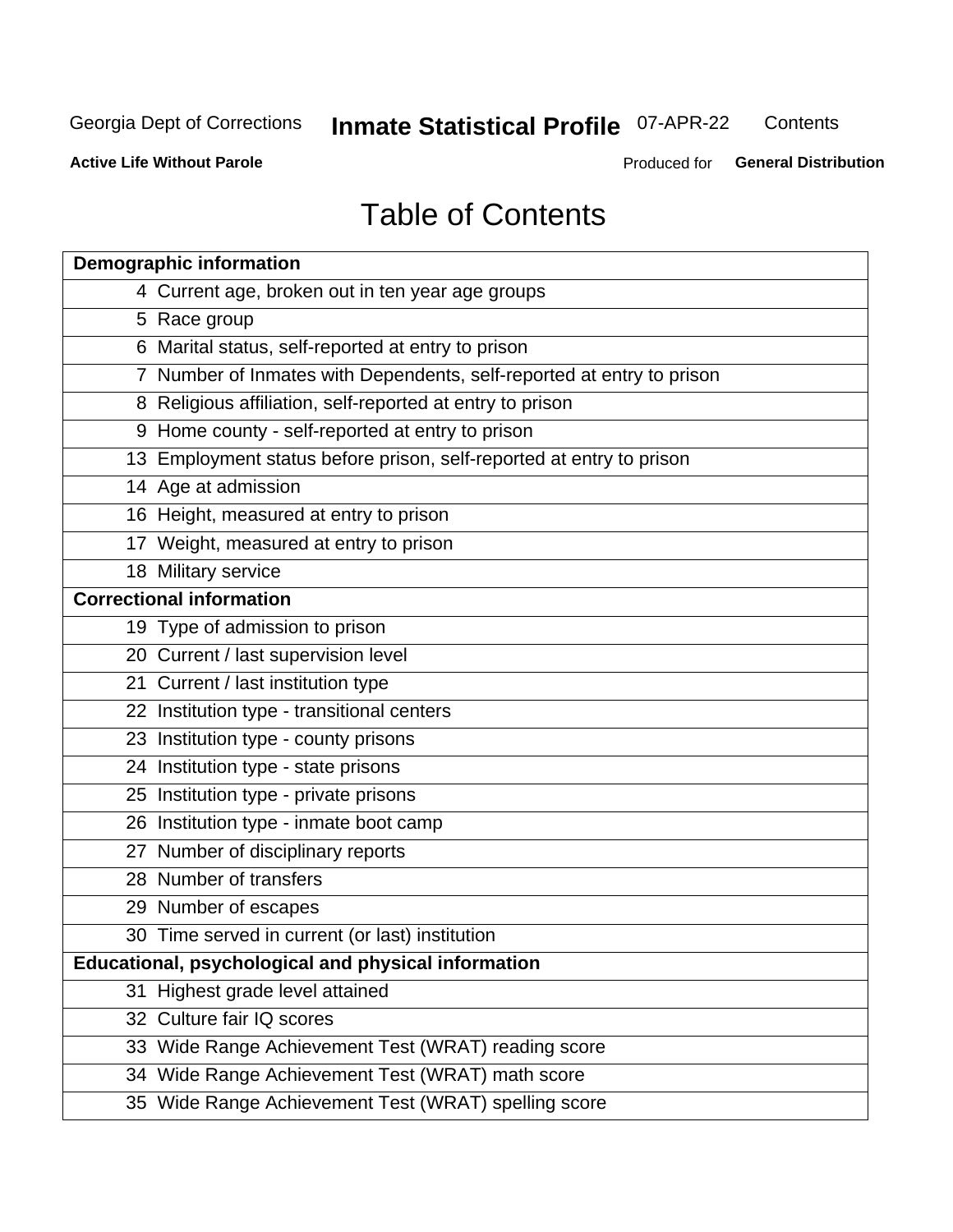Georgia Dept of Corrections **Inmate Statistical Profile** 07-APR-22 Contents

**Active Life Without Parole** Produced for **General Distribution**

# Table of Contents

| **Demographic information** | |
|---|---|
| 4 | Current age, broken out in ten year age groups |
| 5 | Race group |
| 6 | Marital status, self-reported at entry to prison |
| 7 | Number of Inmates with Dependents, self-reported at entry to prison |
| 8 | Religious affiliation, self-reported at entry to prison |
| 9 | Home county - self-reported at entry to prison |
| 13 | Employment status before prison, self-reported at entry to prison |
| 14 | Age at admission |
| 16 | Height, measured at entry to prison |
| 17 | Weight, measured at entry to prison |
| 18 | Military service |
| **Correctional information** | |
| 19 | Type of admission to prison |
| 20 | Current / last supervision level |
| 21 | Current / last institution type |
| 22 | Institution type - transitional centers |
| 23 | Institution type - county prisons |
| 24 | Institution type - state prisons |
| 25 | Institution type - private prisons |
| 26 | Institution type - inmate boot camp |
| 27 | Number of disciplinary reports |
| 28 | Number of transfers |
| 29 | Number of escapes |
| 30 | Time served in current (or last) institution |
| **Educational, psychological and physical information** | |
| 31 | Highest grade level attained |
| 32 | Culture fair IQ scores |
| 33 | Wide Range Achievement Test (WRAT) reading score |
| 34 | Wide Range Achievement Test (WRAT) math score |
| 35 | Wide Range Achievement Test (WRAT) spelling score |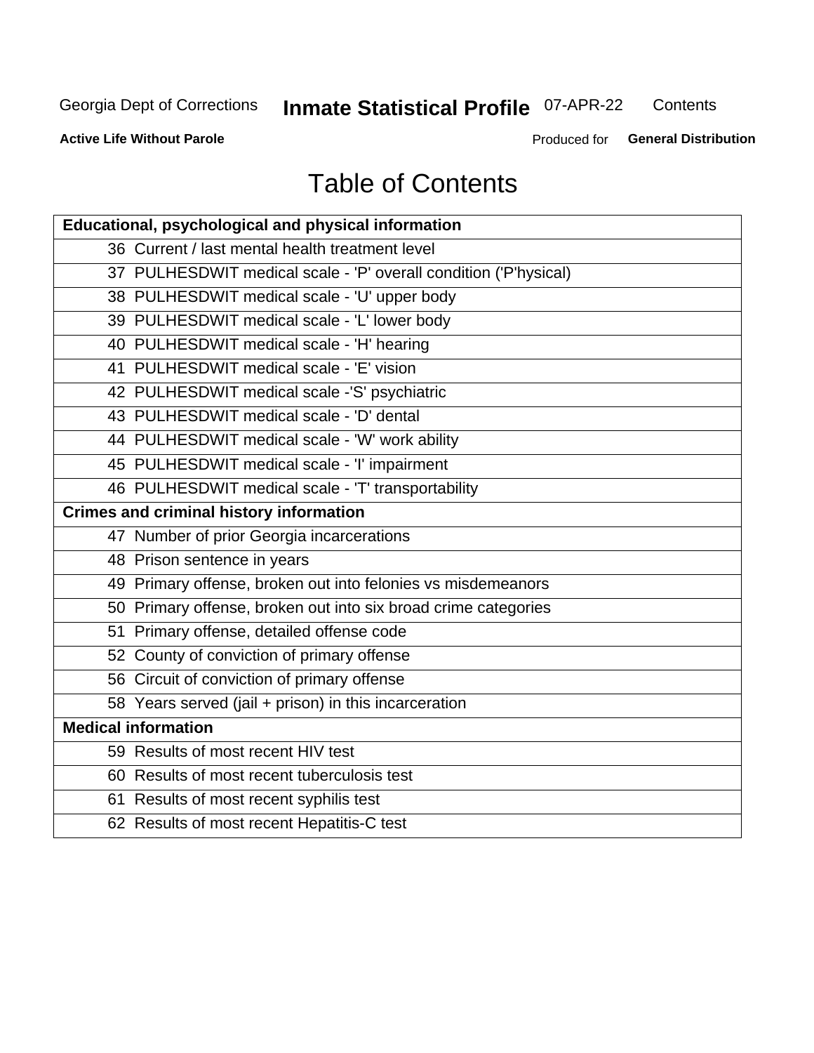# Table of Contents

| Educational, psychological and physical information |
|---|
| 36 Current / last mental health treatment level |
| 37 PULHESDWIT medical scale - 'P' overall condition ('P'hysical) |
| 38 PULHESDWIT medical scale - 'U' upper body |
| 39 PULHESDWIT medical scale - 'L' lower body |
| 40 PULHESDWIT medical scale - 'H' hearing |
| 41 PULHESDWIT medical scale - 'E' vision |
| 42 PULHESDWIT medical scale -'S' psychiatric |
| 43 PULHESDWIT medical scale - 'D' dental |
| 44 PULHESDWIT medical scale - 'W' work ability |
| 45 PULHESDWIT medical scale - 'I' impairment |
| 46 PULHESDWIT medical scale - 'T' transportability |
| **Crimes and criminal history information** |
| 47 Number of prior Georgia incarcerations |
| 48 Prison sentence in years |
| 49 Primary offense, broken out into felonies vs misdemeanors |
| 50 Primary offense, broken out into six broad crime categories |
| 51 Primary offense, detailed offense code |
| 52 County of conviction of primary offense |
| 56 Circuit of conviction of primary offense |
| 58 Years served (jail + prison) in this incarceration |
| **Medical information** |
| 59 Results of most recent HIV test |
| 60 Results of most recent tuberculosis test |
| 61 Results of most recent syphilis test |
| 62 Results of most recent Hepatitis-C test |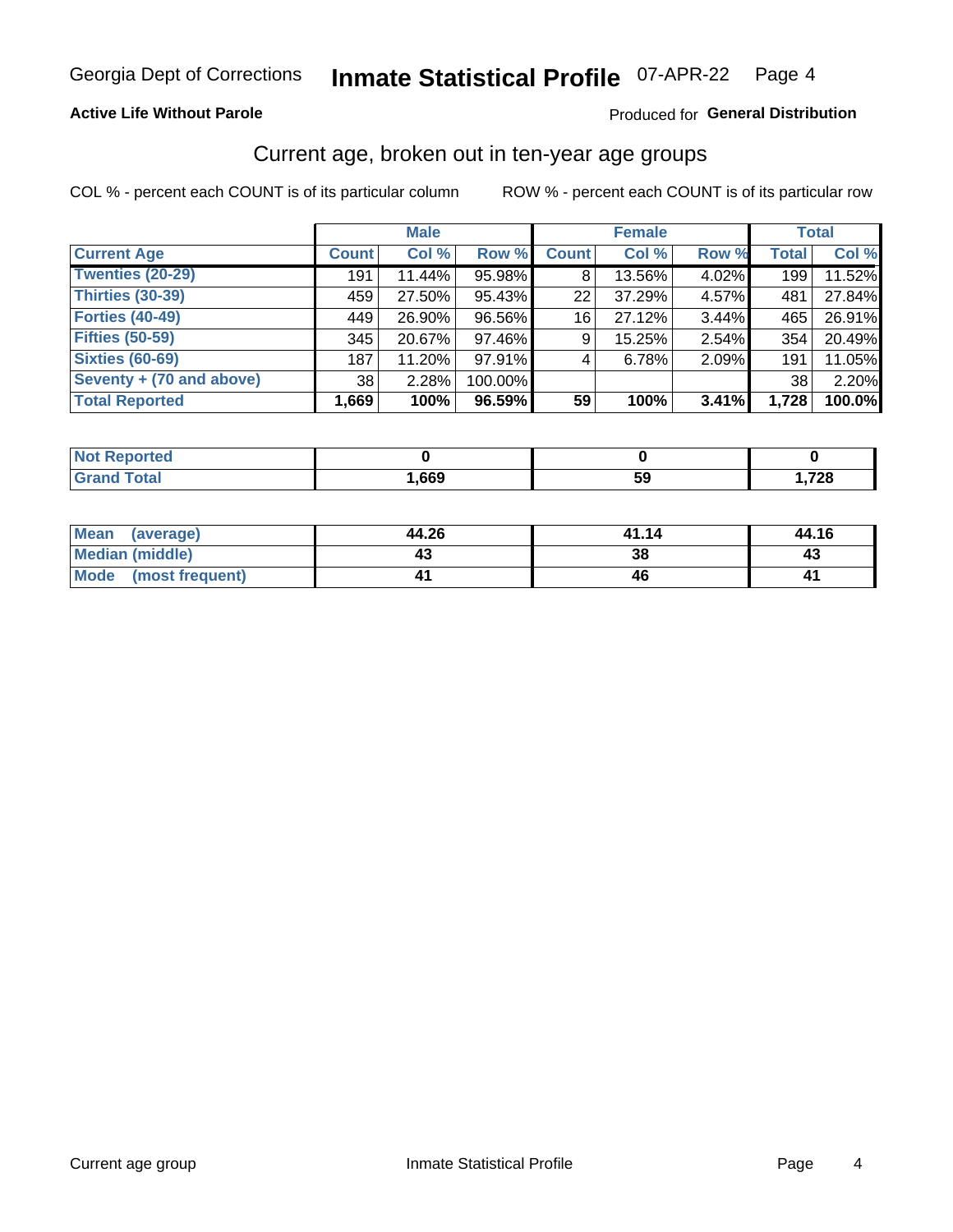Georgia Dept of Corrections **Inmate Statistical Profile** 07-APR-22

**Active Life Without Parole**

Produced for **General Distribution**

## Current age, broken out in ten-year age groups

COL % - percent each COUNT is of its particular column    ROW % - percent each COUNT is of its particular row

| | Male | | | Female | | | Total | |
|---|---|---|---|---|---|---|---|---|
| **Current Age** | **Count** | **Col %** | **Row %** | **Count** | **Col %** | **Row %** | **Total** | **Col %** |
| **Twenties (20-29)** | 191 | 11.44% | 95.98% | 8 | 13.56% | 4.02% | 199 | 11.52% |
| **Thirties (30-39)** | 459 | 27.50% | 95.43% | 22 | 37.29% | 4.57% | 481 | 27.84% |
| **Forties (40-49)** | 449 | 26.90% | 96.56% | 16 | 27.12% | 3.44% | 465 | 26.91% |
| **Fifties (50-59)** | 345 | 20.67% | 97.46% | 9 | 15.25% | 2.54% | 354 | 20.49% |
| **Sixties (60-69)** | 187 | 11.20% | 97.91% | 4 | 6.78% | 2.09% | 191 | 11.05% |
| **Seventy + (70 and above)** | 38 | 2.28% | 100.00% | | | | 38 | 2.20% |
| **Total Reported** | **1,669** | **100%** | **96.59%** | **59** | **100%** | **3.41%** | **1,728** | **100.0%** |

| | Male | Female | Total |
|---|---|---|---|
| **Not Reported** | **0** | **0** | **0** |
| **Grand Total** | **1,669** | **59** | **1,728** |

| | Male | Female | Total |
|---|---|---|---|
| **Mean (average)** | **44.26** | **41.14** | **44.16** |
| **Median (middle)** | **43** | **38** | **43** |
| **Mode (most frequent)** | **41** | **46** | **41** |

Current age group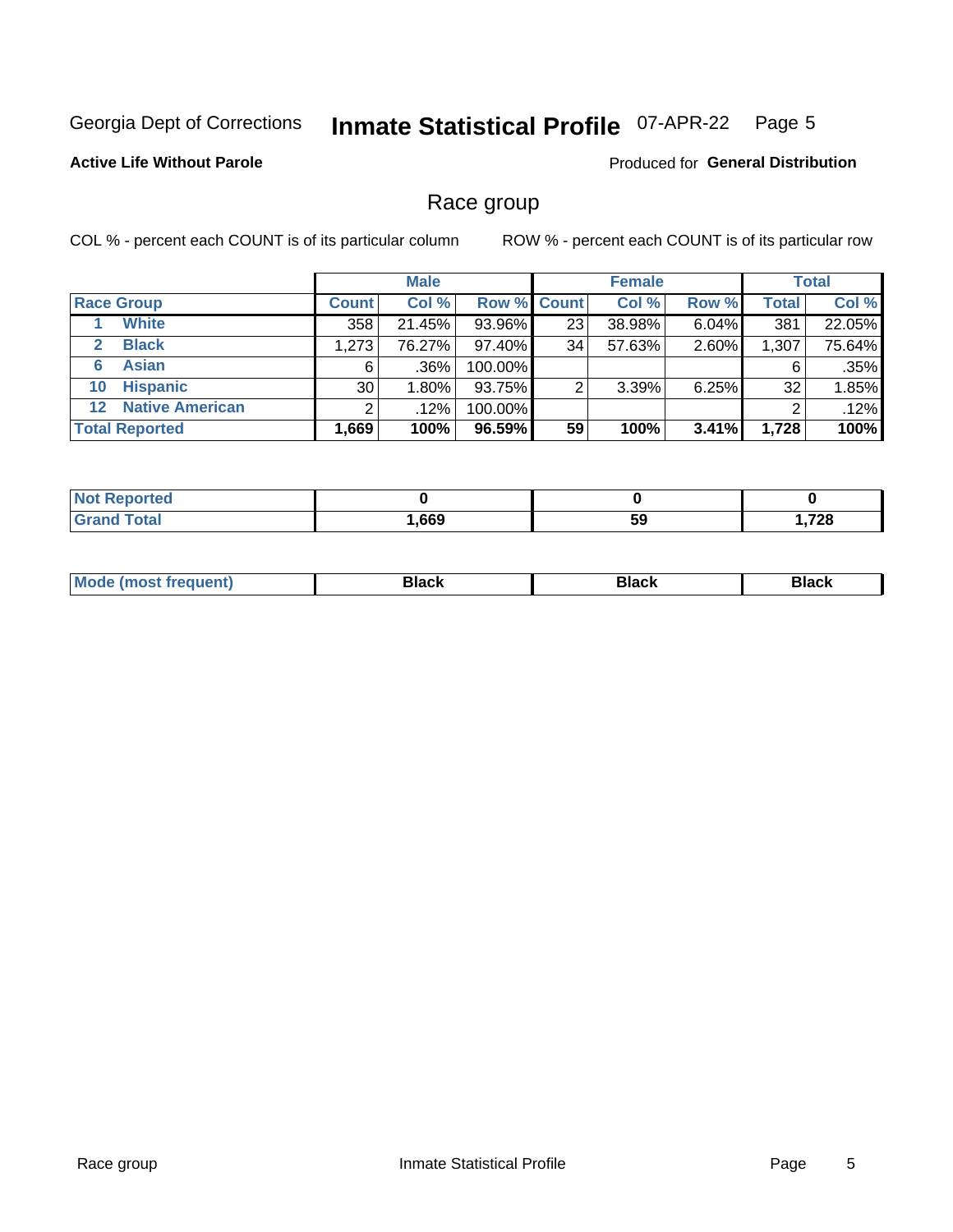Georgia Dept of Corrections **Inmate Statistical Profile** 07-APR-22

**Active Life Without Parole**

Produced for **General Distribution**

## Race group

COL % - percent each COUNT is of its particular column

ROW % - percent each COUNT is of its particular row

| | | Male | | | Female | | | Total | |
|---|---|---|---|---|---|---|---|---|---|
| **Race Group** | | **Count** | **Col %** | **Row %** | **Count** | **Col %** | **Row %** | **Total** | **Col %** |
| 1 | White | 358 | 21.45% | 93.96% | 23 | 38.98% | 6.04% | 381 | 22.05% |
| 2 | Black | 1,273 | 76.27% | 97.40% | 34 | 57.63% | 2.60% | 1,307 | 75.64% |
| 6 | Asian | 6 | .36% | 100.00% | | | | 6 | .35% |
| 10 | Hispanic | 30 | 1.80% | 93.75% | 2 | 3.39% | 6.25% | 32 | 1.85% |
| 12 | Native American | 2 | .12% | 100.00% | | | | 2 | .12% |
| **Total Reported** | | **1,669** | **100%** | **96.59%** | **59** | **100%** | **3.41%** | **1,728** | **100%** |

| | Male | Female | Total |
|---|---|---|---|
| **Not Reported** | **0** | **0** | **0** |
| **Grand Total** | **1,669** | **59** | **1,728** |

| | Male | Female | Total |
|---|---|---|---|
| **Mode (most frequent)** | **Black** | **Black** | **Black** |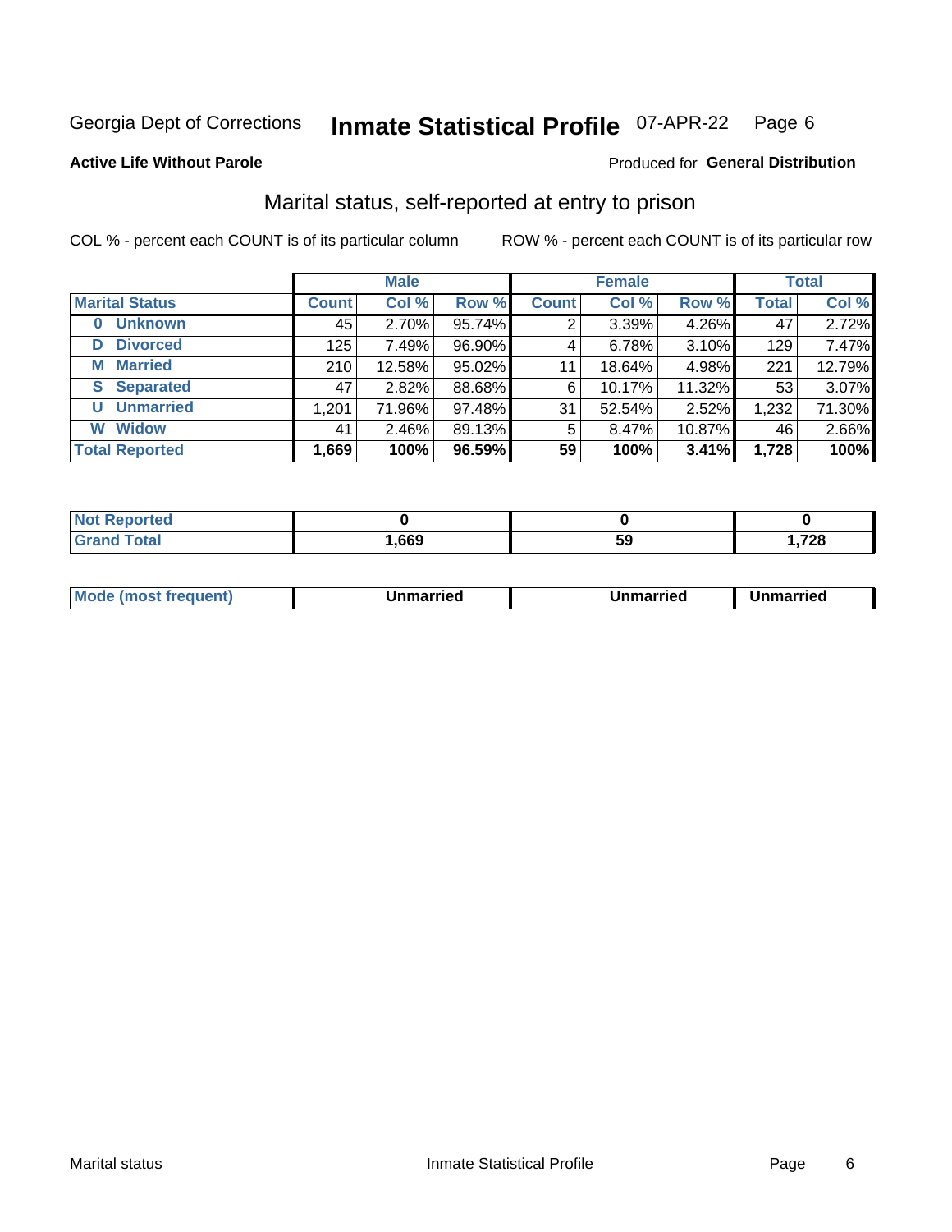Georgia Dept of Corrections **Inmate Statistical Profile** 07-APR-22

**Active Life Without Parole**

Produced for **General Distribution**

## Marital status, self-reported at entry to prison

COL % - percent each COUNT is of its particular column

ROW % - percent each COUNT is of its particular row

| | Male | | | Female | | | Total | |
|---|---|---|---|---|---|---|---|---|
| **Marital Status** | **Count** | **Col %** | **Row %** | **Count** | **Col %** | **Row %** | **Total** | **Col %** |
| **0 Unknown** | 45 | 2.70% | 95.74% | 2 | 3.39% | 4.26% | 47 | 2.72% |
| **D Divorced** | 125 | 7.49% | 96.90% | 4 | 6.78% | 3.10% | 129 | 7.47% |
| **M Married** | 210 | 12.58% | 95.02% | 11 | 18.64% | 4.98% | 221 | 12.79% |
| **S Separated** | 47 | 2.82% | 88.68% | 6 | 10.17% | 11.32% | 53 | 3.07% |
| **U Unmarried** | 1,201 | 71.96% | 97.48% | 31 | 52.54% | 2.52% | 1,232 | 71.30% |
| **W Widow** | 41 | 2.46% | 89.13% | 5 | 8.47% | 10.87% | 46 | 2.66% |
| **Total Reported** | **1,669** | **100%** | **96.59%** | **59** | **100%** | **3.41%** | **1,728** | **100%** |

| | Male | Female | Total |
|---|---|---|---|
| **Not Reported** | **0** | **0** | **0** |
| **Grand Total** | **1,669** | **59** | **1,728** |

| | Male | Female | Total |
|---|---|---|---|
| **Mode (most frequent)** | **Unmarried** | **Unmarried** | **Unmarried** |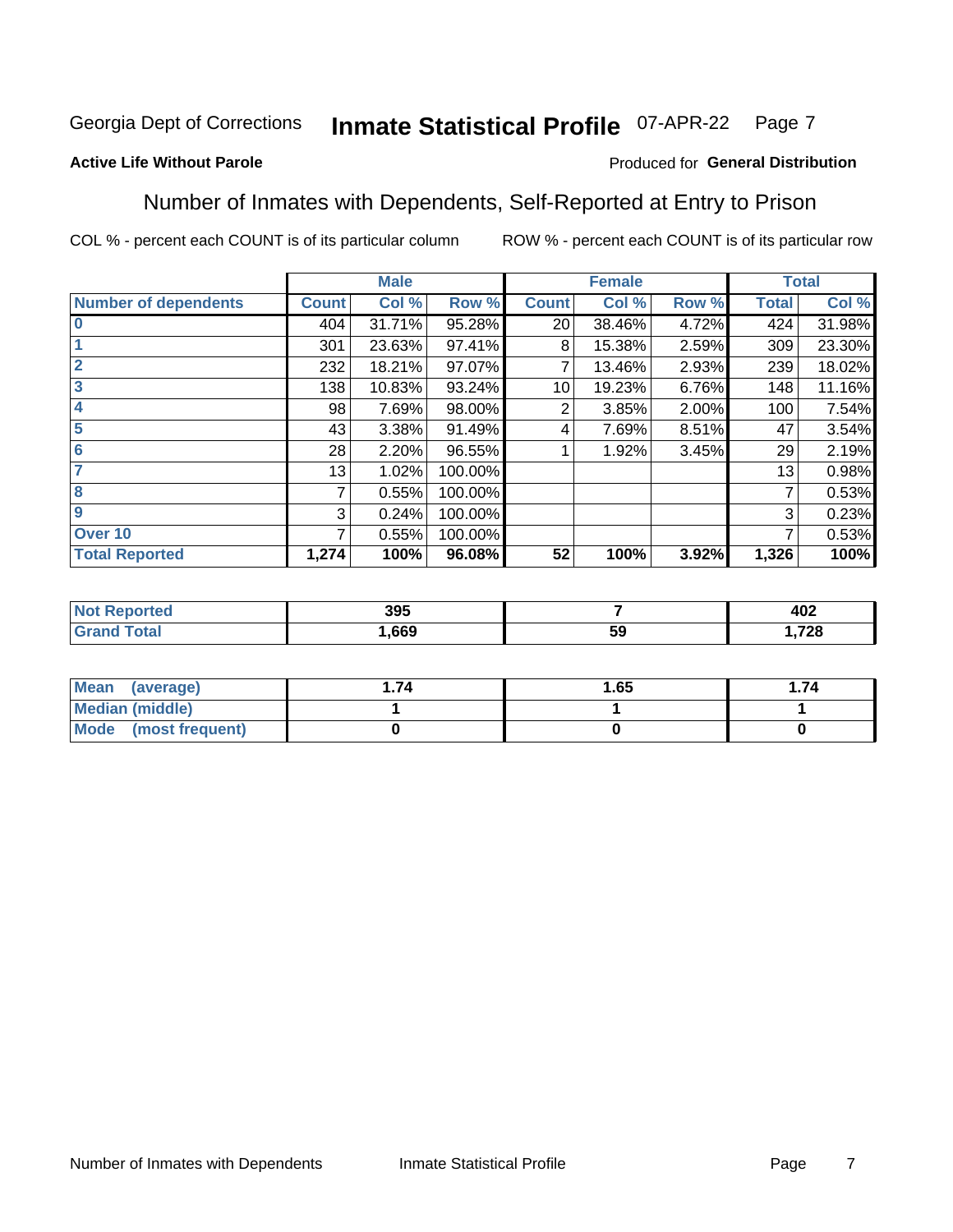Georgia Dept of Corrections **Inmate Statistical Profile** 07-APR-22

**Active Life Without Parole**

Produced for **General Distribution**

## Number of Inmates with Dependents, Self-Reported at Entry to Prison

COL % - percent each COUNT is of its particular column

ROW % - percent each COUNT is of its particular row

| | Male | | | Female | | | Total | |
|---|---|---|---|---|---|---|---|---|
| **Number of dependents** | **Count** | **Col %** | **Row %** | **Count** | **Col %** | **Row %** | **Total** | **Col %** |
| **0** | 404 | 31.71% | 95.28% | 20 | 38.46% | 4.72% | 424 | 31.98% |
| **1** | 301 | 23.63% | 97.41% | 8 | 15.38% | 2.59% | 309 | 23.30% |
| **2** | 232 | 18.21% | 97.07% | 7 | 13.46% | 2.93% | 239 | 18.02% |
| **3** | 138 | 10.83% | 93.24% | 10 | 19.23% | 6.76% | 148 | 11.16% |
| **4** | 98 | 7.69% | 98.00% | 2 | 3.85% | 2.00% | 100 | 7.54% |
| **5** | 43 | 3.38% | 91.49% | 4 | 7.69% | 8.51% | 47 | 3.54% |
| **6** | 28 | 2.20% | 96.55% | 1 | 1.92% | 3.45% | 29 | 2.19% |
| **7** | 13 | 1.02% | 100.00% | | | | 13 | 0.98% |
| **8** | 7 | 0.55% | 100.00% | | | | 7 | 0.53% |
| **9** | 3 | 0.24% | 100.00% | | | | 3 | 0.23% |
| **Over 10** | 7 | 0.55% | 100.00% | | | | 7 | 0.53% |
| **Total Reported** | **1,274** | **100%** | **96.08%** | **52** | **100%** | **3.92%** | **1,326** | **100%** |

| | Male | Female | Total |
|---|---|---|---|
| **Not Reported** | **395** | **7** | **402** |
| **Grand Total** | **1,669** | **59** | **1,728** |

| | Male | Female | Total |
|---|---|---|---|
| **Mean (average)** | **1.74** | **1.65** | **1.74** |
| **Median (middle)** | **1** | **1** | **1** |
| **Mode (most frequent)** | **0** | **0** | **0** |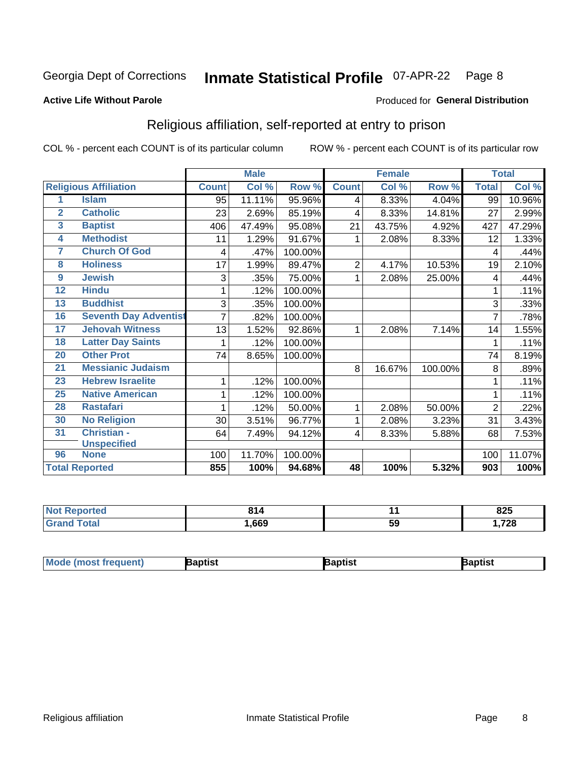Georgia Dept of Corrections **Inmate Statistical Profile** 07-APR-22 Page 8

**Active Life Without Parole**

Produced for **General Distribution**

## Religious affiliation, self-reported at entry to prison

COL % - percent each COUNT is of its particular column

ROW % - percent each COUNT is of its particular row

| | | Male | | | Female | | | Total | |
|---|---|---|---|---|---|---|---|---|---|
| **Religious Affiliation** | | **Count** | **Col %** | **Row %** | **Count** | **Col %** | **Row %** | **Total** | **Col %** |
| 1 | Islam | 95 | 11.11% | 95.96% | 4 | 8.33% | 4.04% | 99 | 10.96% |
| 2 | Catholic | 23 | 2.69% | 85.19% | 4 | 8.33% | 14.81% | 27 | 2.99% |
| 3 | Baptist | 406 | 47.49% | 95.08% | 21 | 43.75% | 4.92% | 427 | 47.29% |
| 4 | Methodist | 11 | 1.29% | 91.67% | 1 | 2.08% | 8.33% | 12 | 1.33% |
| 7 | Church Of God | 4 | .47% | 100.00% | | | | 4 | .44% |
| 8 | Holiness | 17 | 1.99% | 89.47% | 2 | 4.17% | 10.53% | 19 | 2.10% |
| 9 | Jewish | 3 | .35% | 75.00% | 1 | 2.08% | 25.00% | 4 | .44% |
| 12 | Hindu | 1 | .12% | 100.00% | | | | 1 | .11% |
| 13 | Buddhist | 3 | .35% | 100.00% | | | | 3 | .33% |
| 16 | Seventh Day Adventist | 7 | .82% | 100.00% | | | | 7 | .78% |
| 17 | Jehovah Witness | 13 | 1.52% | 92.86% | 1 | 2.08% | 7.14% | 14 | 1.55% |
| 18 | Latter Day Saints | 1 | .12% | 100.00% | | | | 1 | .11% |
| 20 | Other Prot | 74 | 8.65% | 100.00% | | | | 74 | 8.19% |
| 21 | Messianic Judaism | | | | 8 | 16.67% | 100.00% | 8 | .89% |
| 23 | Hebrew Israelite | 1 | .12% | 100.00% | | | | 1 | .11% |
| 25 | Native American | 1 | .12% | 100.00% | | | | 1 | .11% |
| 28 | Rastafari | 1 | .12% | 50.00% | 1 | 2.08% | 50.00% | 2 | .22% |
| 30 | No Religion | 30 | 3.51% | 96.77% | 1 | 2.08% | 3.23% | 31 | 3.43% |
| 31 | Christian - Unspecified | 64 | 7.49% | 94.12% | 4 | 8.33% | 5.88% | 68 | 7.53% |
| 96 | None | 100 | 11.70% | 100.00% | | | | 100 | 11.07% |
| **Total Reported** | | **855** | **100%** | **94.68%** | **48** | **100%** | **5.32%** | **903** | **100%** |

| | Male | Female | Total |
|---|---|---|---|
| **Not Reported** | **814** | **11** | **825** |
| **Grand Total** | **1,669** | **59** | **1,728** |

| | Male | Female | Total |
|---|---|---|---|
| **Mode (most frequent)** | **Baptist** | **Baptist** | **Baptist** |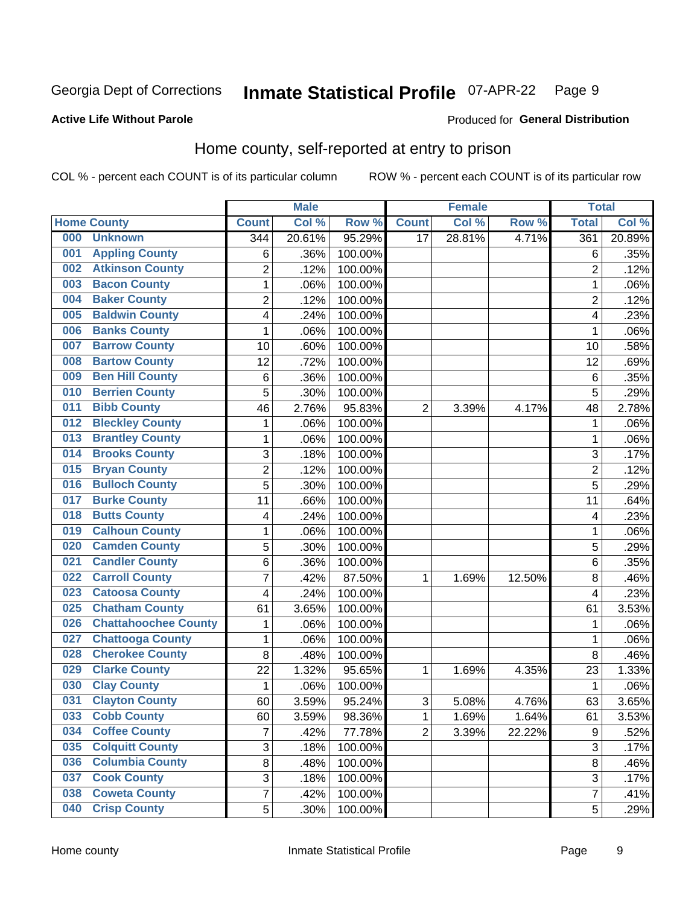Georgia Dept of Corrections **Inmate Statistical Profile** 07-APR-22

**Active Life Without Parole**

Produced for **General Distribution**

## Home county, self-reported at entry to prison

COL % - percent each COUNT is of its particular column ROW % - percent each COUNT is of its particular row

| Home County | Male | | | Female | | | Total | |
|---|---|---|---|---|---|---|---|---|
| | Count | Col % | Row % | Count | Col % | Row % | Total | Col % |
| 000 Unknown | 344 | 20.61% | 95.29% | 17 | 28.81% | 4.71% | 361 | 20.89% |
| 001 Appling County | 6 | .36% | 100.00% | | | | 6 | .35% |
| 002 Atkinson County | 2 | .12% | 100.00% | | | | 2 | .12% |
| 003 Bacon County | 1 | .06% | 100.00% | | | | 1 | .06% |
| 004 Baker County | 2 | .12% | 100.00% | | | | 2 | .12% |
| 005 Baldwin County | 4 | .24% | 100.00% | | | | 4 | .23% |
| 006 Banks County | 1 | .06% | 100.00% | | | | 1 | .06% |
| 007 Barrow County | 10 | .60% | 100.00% | | | | 10 | .58% |
| 008 Bartow County | 12 | .72% | 100.00% | | | | 12 | .69% |
| 009 Ben Hill County | 6 | .36% | 100.00% | | | | 6 | .35% |
| 010 Berrien County | 5 | .30% | 100.00% | | | | 5 | .29% |
| 011 Bibb County | 46 | 2.76% | 95.83% | 2 | 3.39% | 4.17% | 48 | 2.78% |
| 012 Bleckley County | 1 | .06% | 100.00% | | | | 1 | .06% |
| 013 Brantley County | 1 | .06% | 100.00% | | | | 1 | .06% |
| 014 Brooks County | 3 | .18% | 100.00% | | | | 3 | .17% |
| 015 Bryan County | 2 | .12% | 100.00% | | | | 2 | .12% |
| 016 Bulloch County | 5 | .30% | 100.00% | | | | 5 | .29% |
| 017 Burke County | 11 | .66% | 100.00% | | | | 11 | .64% |
| 018 Butts County | 4 | .24% | 100.00% | | | | 4 | .23% |
| 019 Calhoun County | 1 | .06% | 100.00% | | | | 1 | .06% |
| 020 Camden County | 5 | .30% | 100.00% | | | | 5 | .29% |
| 021 Candler County | 6 | .36% | 100.00% | | | | 6 | .35% |
| 022 Carroll County | 7 | .42% | 87.50% | 1 | 1.69% | 12.50% | 8 | .46% |
| 023 Catoosa County | 4 | .24% | 100.00% | | | | 4 | .23% |
| 025 Chatham County | 61 | 3.65% | 100.00% | | | | 61 | 3.53% |
| 026 Chattahoochee County | 1 | .06% | 100.00% | | | | 1 | .06% |
| 027 Chattooga County | 1 | .06% | 100.00% | | | | 1 | .06% |
| 028 Cherokee County | 8 | .48% | 100.00% | | | | 8 | .46% |
| 029 Clarke County | 22 | 1.32% | 95.65% | 1 | 1.69% | 4.35% | 23 | 1.33% |
| 030 Clay County | 1 | .06% | 100.00% | | | | 1 | .06% |
| 031 Clayton County | 60 | 3.59% | 95.24% | 3 | 5.08% | 4.76% | 63 | 3.65% |
| 033 Cobb County | 60 | 3.59% | 98.36% | 1 | 1.69% | 1.64% | 61 | 3.53% |
| 034 Coffee County | 7 | .42% | 77.78% | 2 | 3.39% | 22.22% | 9 | .52% |
| 035 Colquitt County | 3 | .18% | 100.00% | | | | 3 | .17% |
| 036 Columbia County | 8 | .48% | 100.00% | | | | 8 | .46% |
| 037 Cook County | 3 | .18% | 100.00% | | | | 3 | .17% |
| 038 Coweta County | 7 | .42% | 100.00% | | | | 7 | .41% |
| 040 Crisp County | 5 | .30% | 100.00% | | | | 5 | .29% |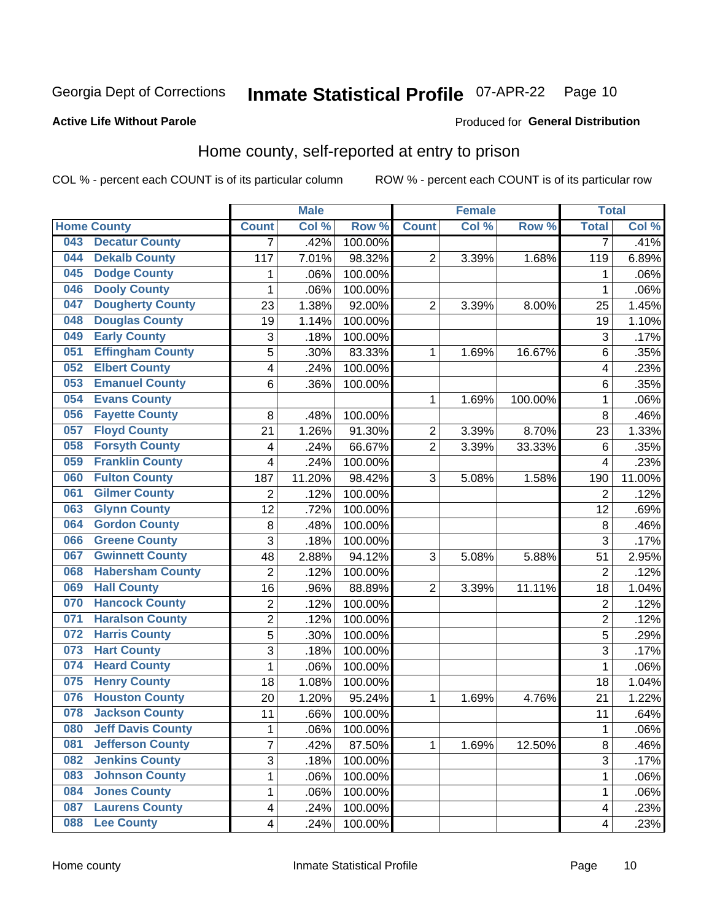Georgia Dept of Corrections **Inmate Statistical Profile** 07-APR-22

**Active Life Without Parole**

Produced for **General Distribution**

## Home county, self-reported at entry to prison

COL % - percent each COUNT is of its particular column

ROW % - percent each COUNT is of its particular row

| Home County | | Male | | | Female | | | Total | |
|---|---|---|---|---|---|---|---|---|---|
| | | Count | Col % | Row % | Count | Col % | Row % | Total | Col % |
| 043 | Decatur County | 7 | .42% | 100.00% | | | | 7 | .41% |
| 044 | Dekalb County | 117 | 7.01% | 98.32% | 2 | 3.39% | 1.68% | 119 | 6.89% |
| 045 | Dodge County | 1 | .06% | 100.00% | | | | 1 | .06% |
| 046 | Dooly County | 1 | .06% | 100.00% | | | | 1 | .06% |
| 047 | Dougherty County | 23 | 1.38% | 92.00% | 2 | 3.39% | 8.00% | 25 | 1.45% |
| 048 | Douglas County | 19 | 1.14% | 100.00% | | | | 19 | 1.10% |
| 049 | Early County | 3 | .18% | 100.00% | | | | 3 | .17% |
| 051 | Effingham County | 5 | .30% | 83.33% | 1 | 1.69% | 16.67% | 6 | .35% |
| 052 | Elbert County | 4 | .24% | 100.00% | | | | 4 | .23% |
| 053 | Emanuel County | 6 | .36% | 100.00% | | | | 6 | .35% |
| 054 | Evans County | | | | 1 | 1.69% | 100.00% | 1 | .06% |
| 056 | Fayette County | 8 | .48% | 100.00% | | | | 8 | .46% |
| 057 | Floyd County | 21 | 1.26% | 91.30% | 2 | 3.39% | 8.70% | 23 | 1.33% |
| 058 | Forsyth County | 4 | .24% | 66.67% | 2 | 3.39% | 33.33% | 6 | .35% |
| 059 | Franklin County | 4 | .24% | 100.00% | | | | 4 | .23% |
| 060 | Fulton County | 187 | 11.20% | 98.42% | 3 | 5.08% | 1.58% | 190 | 11.00% |
| 061 | Gilmer County | 2 | .12% | 100.00% | | | | 2 | .12% |
| 063 | Glynn County | 12 | .72% | 100.00% | | | | 12 | .69% |
| 064 | Gordon County | 8 | .48% | 100.00% | | | | 8 | .46% |
| 066 | Greene County | 3 | .18% | 100.00% | | | | 3 | .17% |
| 067 | Gwinnett County | 48 | 2.88% | 94.12% | 3 | 5.08% | 5.88% | 51 | 2.95% |
| 068 | Habersham County | 2 | .12% | 100.00% | | | | 2 | .12% |
| 069 | Hall County | 16 | .96% | 88.89% | 2 | 3.39% | 11.11% | 18 | 1.04% |
| 070 | Hancock County | 2 | .12% | 100.00% | | | | 2 | .12% |
| 071 | Haralson County | 2 | .12% | 100.00% | | | | 2 | .12% |
| 072 | Harris County | 5 | .30% | 100.00% | | | | 5 | .29% |
| 073 | Hart County | 3 | .18% | 100.00% | | | | 3 | .17% |
| 074 | Heard County | 1 | .06% | 100.00% | | | | 1 | .06% |
| 075 | Henry County | 18 | 1.08% | 100.00% | | | | 18 | 1.04% |
| 076 | Houston County | 20 | 1.20% | 95.24% | 1 | 1.69% | 4.76% | 21 | 1.22% |
| 078 | Jackson County | 11 | .66% | 100.00% | | | | 11 | .64% |
| 080 | Jeff Davis County | 1 | .06% | 100.00% | | | | 1 | .06% |
| 081 | Jefferson County | 7 | .42% | 87.50% | 1 | 1.69% | 12.50% | 8 | .46% |
| 082 | Jenkins County | 3 | .18% | 100.00% | | | | 3 | .17% |
| 083 | Johnson County | 1 | .06% | 100.00% | | | | 1 | .06% |
| 084 | Jones County | 1 | .06% | 100.00% | | | | 1 | .06% |
| 087 | Laurens County | 4 | .24% | 100.00% | | | | 4 | .23% |
| 088 | Lee County | 4 | .24% | 100.00% | | | | 4 | .23% |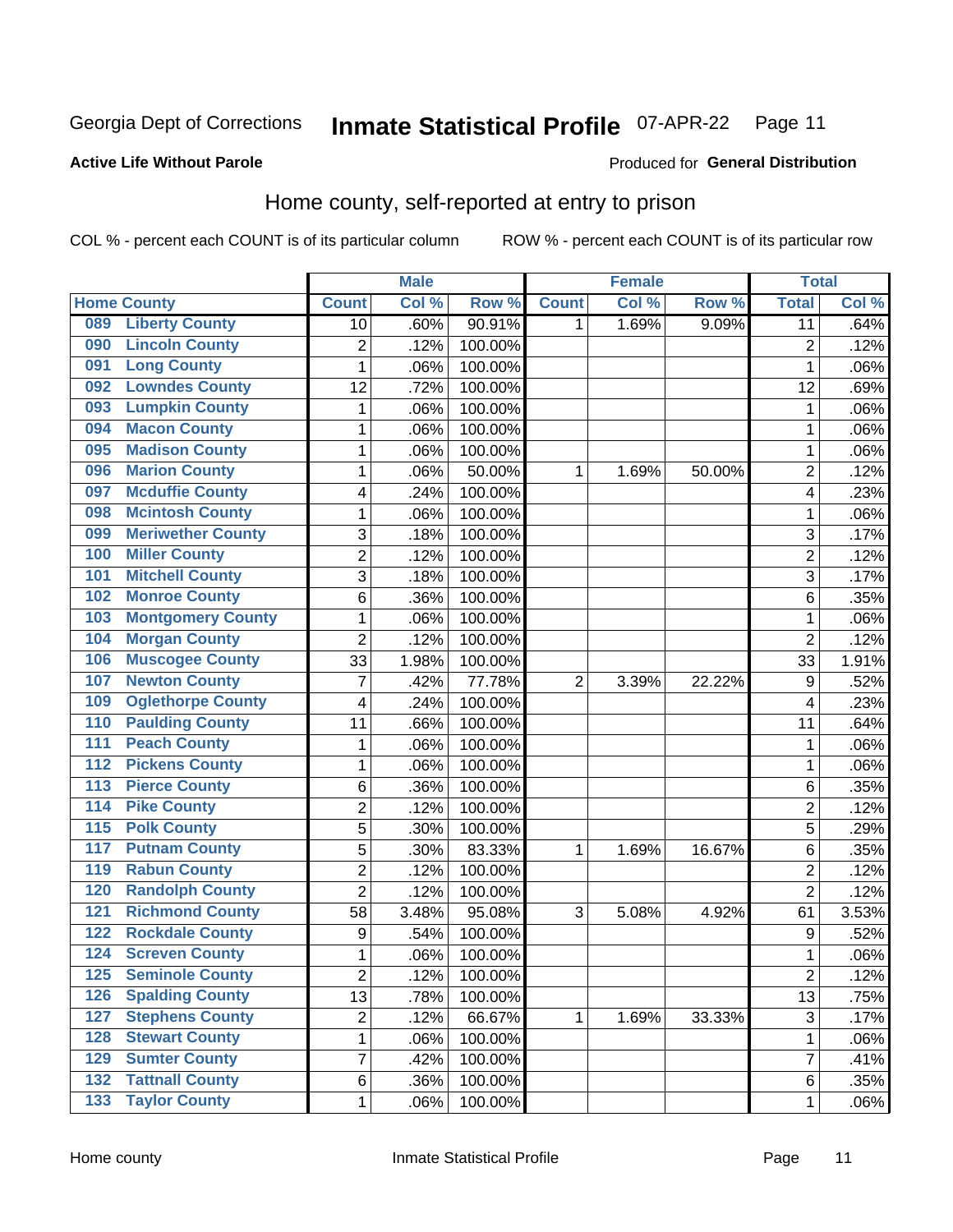Georgia Dept of Corrections **Inmate Statistical Profile** 07-APR-22

**Active Life Without Parole**

Produced for **General Distribution**

## Home county, self-reported at entry to prison

COL % - percent each COUNT is of its particular column ROW % - percent each COUNT is of its particular row

| Home County | | Male | | | Female | | | Total | |
|---|---|---|---|---|---|---|---|---|---|
| | | Count | Col % | Row % | Count | Col % | Row % | Total | Col % |
| 089 | Liberty County | 10 | .60% | 90.91% | 1 | 1.69% | 9.09% | 11 | .64% |
| 090 | Lincoln County | 2 | .12% | 100.00% | | | | 2 | .12% |
| 091 | Long County | 1 | .06% | 100.00% | | | | 1 | .06% |
| 092 | Lowndes County | 12 | .72% | 100.00% | | | | 12 | .69% |
| 093 | Lumpkin County | 1 | .06% | 100.00% | | | | 1 | .06% |
| 094 | Macon County | 1 | .06% | 100.00% | | | | 1 | .06% |
| 095 | Madison County | 1 | .06% | 100.00% | | | | 1 | .06% |
| 096 | Marion County | 1 | .06% | 50.00% | 1 | 1.69% | 50.00% | 2 | .12% |
| 097 | Mcduffie County | 4 | .24% | 100.00% | | | | 4 | .23% |
| 098 | Mcintosh County | 1 | .06% | 100.00% | | | | 1 | .06% |
| 099 | Meriwether County | 3 | .18% | 100.00% | | | | 3 | .17% |
| 100 | Miller County | 2 | .12% | 100.00% | | | | 2 | .12% |
| 101 | Mitchell County | 3 | .18% | 100.00% | | | | 3 | .17% |
| 102 | Monroe County | 6 | .36% | 100.00% | | | | 6 | .35% |
| 103 | Montgomery County | 1 | .06% | 100.00% | | | | 1 | .06% |
| 104 | Morgan County | 2 | .12% | 100.00% | | | | 2 | .12% |
| 106 | Muscogee County | 33 | 1.98% | 100.00% | | | | 33 | 1.91% |
| 107 | Newton County | 7 | .42% | 77.78% | 2 | 3.39% | 22.22% | 9 | .52% |
| 109 | Oglethorpe County | 4 | .24% | 100.00% | | | | 4 | .23% |
| 110 | Paulding County | 11 | .66% | 100.00% | | | | 11 | .64% |
| 111 | Peach County | 1 | .06% | 100.00% | | | | 1 | .06% |
| 112 | Pickens County | 1 | .06% | 100.00% | | | | 1 | .06% |
| 113 | Pierce County | 6 | .36% | 100.00% | | | | 6 | .35% |
| 114 | Pike County | 2 | .12% | 100.00% | | | | 2 | .12% |
| 115 | Polk County | 5 | .30% | 100.00% | | | | 5 | .29% |
| 117 | Putnam County | 5 | .30% | 83.33% | 1 | 1.69% | 16.67% | 6 | .35% |
| 119 | Rabun County | 2 | .12% | 100.00% | | | | 2 | .12% |
| 120 | Randolph County | 2 | .12% | 100.00% | | | | 2 | .12% |
| 121 | Richmond County | 58 | 3.48% | 95.08% | 3 | 5.08% | 4.92% | 61 | 3.53% |
| 122 | Rockdale County | 9 | .54% | 100.00% | | | | 9 | .52% |
| 124 | Screven County | 1 | .06% | 100.00% | | | | 1 | .06% |
| 125 | Seminole County | 2 | .12% | 100.00% | | | | 2 | .12% |
| 126 | Spalding County | 13 | .78% | 100.00% | | | | 13 | .75% |
| 127 | Stephens County | 2 | .12% | 66.67% | 1 | 1.69% | 33.33% | 3 | .17% |
| 128 | Stewart County | 1 | .06% | 100.00% | | | | 1 | .06% |
| 129 | Sumter County | 7 | .42% | 100.00% | | | | 7 | .41% |
| 132 | Tattnall County | 6 | .36% | 100.00% | | | | 6 | .35% |
| 133 | Taylor County | 1 | .06% | 100.00% | | | | 1 | .06% |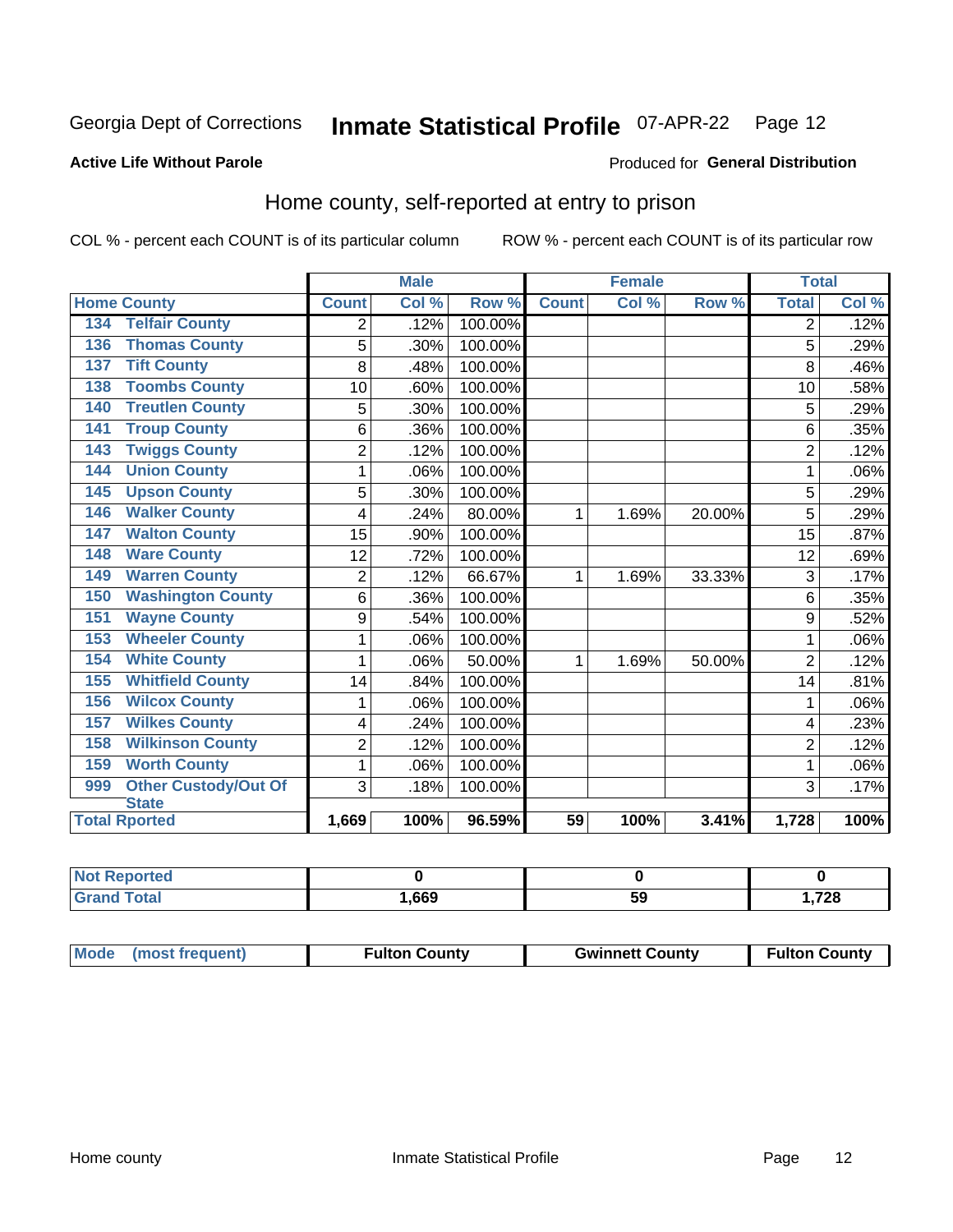Georgia Dept of Corrections **Inmate Statistical Profile** 07-APR-22 Page 12

**Active Life Without Parole**

Produced for **General Distribution**

## Home county, self-reported at entry to prison

COL % - percent each COUNT is of its particular column ROW % - percent each COUNT is of its particular row

| Home County | | Male | | | Female | | | Total | |
|---|---|---|---|---|---|---|---|---|---|
| | | Count | Col % | Row % | Count | Col % | Row % | Total | Col % |
| 134 | Telfair County | 2 | .12% | 100.00% | | | | 2 | .12% |
| 136 | Thomas County | 5 | .30% | 100.00% | | | | 5 | .29% |
| 137 | Tift County | 8 | .48% | 100.00% | | | | 8 | .46% |
| 138 | Toombs County | 10 | .60% | 100.00% | | | | 10 | .58% |
| 140 | Treutlen County | 5 | .30% | 100.00% | | | | 5 | .29% |
| 141 | Troup County | 6 | .36% | 100.00% | | | | 6 | .35% |
| 143 | Twiggs County | 2 | .12% | 100.00% | | | | 2 | .12% |
| 144 | Union County | 1 | .06% | 100.00% | | | | 1 | .06% |
| 145 | Upson County | 5 | .30% | 100.00% | | | | 5 | .29% |
| 146 | Walker County | 4 | .24% | 80.00% | 1 | 1.69% | 20.00% | 5 | .29% |
| 147 | Walton County | 15 | .90% | 100.00% | | | | 15 | .87% |
| 148 | Ware County | 12 | .72% | 100.00% | | | | 12 | .69% |
| 149 | Warren County | 2 | .12% | 66.67% | 1 | 1.69% | 33.33% | 3 | .17% |
| 150 | Washington County | 6 | .36% | 100.00% | | | | 6 | .35% |
| 151 | Wayne County | 9 | .54% | 100.00% | | | | 9 | .52% |
| 153 | Wheeler County | 1 | .06% | 100.00% | | | | 1 | .06% |
| 154 | White County | 1 | .06% | 50.00% | 1 | 1.69% | 50.00% | 2 | .12% |
| 155 | Whitfield County | 14 | .84% | 100.00% | | | | 14 | .81% |
| 156 | Wilcox County | 1 | .06% | 100.00% | | | | 1 | .06% |
| 157 | Wilkes County | 4 | .24% | 100.00% | | | | 4 | .23% |
| 158 | Wilkinson County | 2 | .12% | 100.00% | | | | 2 | .12% |
| 159 | Worth County | 1 | .06% | 100.00% | | | | 1 | .06% |
| 999 | Other Custody/Out Of State | 3 | .18% | 100.00% | | | | 3 | .17% |
| Total Rported | | 1,669 | 100% | 96.59% | 59 | 100% | 3.41% | 1,728 | 100% |

| | Male | Female | Total |
|---|---|---|---|
| Not Reported | 0 | 0 | 0 |
| Grand Total | 1,669 | 59 | 1,728 |

| | Male | Female | Total |
|---|---|---|---|
| Mode (most frequent) | Fulton County | Gwinnett County | Fulton County |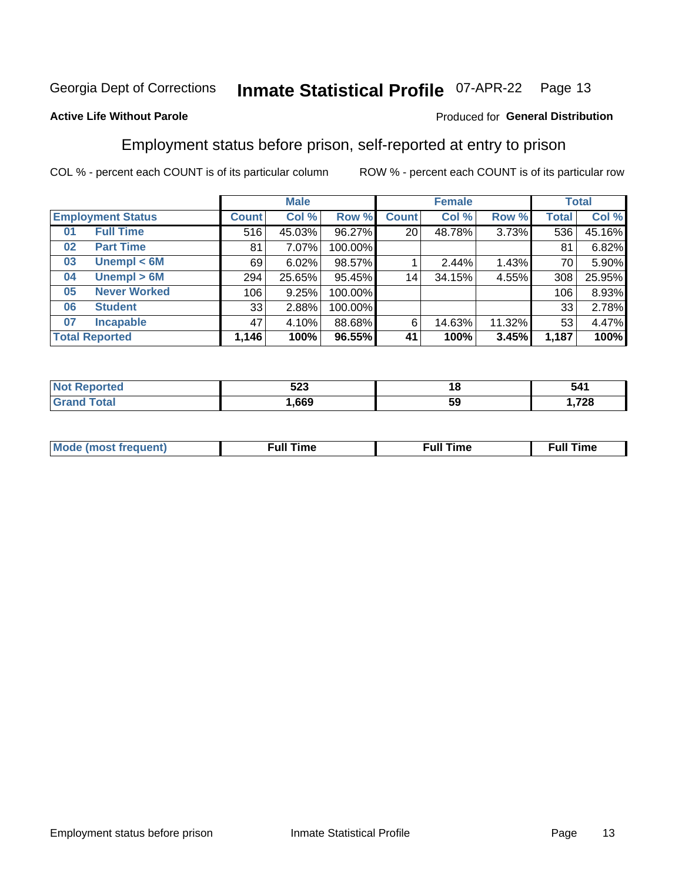Georgia Dept of Corrections **Inmate Statistical Profile** 07-APR-22 Page 13

**Active Life Without Parole**

Produced for **General Distribution**

## Employment status before prison, self-reported at entry to prison

COL % - percent each COUNT is of its particular column

ROW % - percent each COUNT is of its particular row

| Employment Status | | Male | | | Female | | | Total | |
|---|---|---|---|---|---|---|---|---|---|
| | | Count | Col % | Row % | Count | Col % | Row % | Total | Col % |
| 01 | Full Time | 516 | 45.03% | 96.27% | 20 | 48.78% | 3.73% | 536 | 45.16% |
| 02 | Part Time | 81 | 7.07% | 100.00% | | | | 81 | 6.82% |
| 03 | Unempl < 6M | 69 | 6.02% | 98.57% | 1 | 2.44% | 1.43% | 70 | 5.90% |
| 04 | Unempl > 6M | 294 | 25.65% | 95.45% | 14 | 34.15% | 4.55% | 308 | 25.95% |
| 05 | Never Worked | 106 | 9.25% | 100.00% | | | | 106 | 8.93% |
| 06 | Student | 33 | 2.88% | 100.00% | | | | 33 | 2.78% |
| 07 | Incapable | 47 | 4.10% | 88.68% | 6 | 14.63% | 11.32% | 53 | 4.47% |
| **Total Reported** | | **1,146** | **100%** | **96.55%** | **41** | **100%** | **3.45%** | **1,187** | **100%** |

| | Male | Female | Total |
|---|---|---|---|
| Not Reported | **523** | **18** | **541** |
| Grand Total | **1,669** | **59** | **1,728** |

| | Male | Female | Total |
|---|---|---|---|
| Mode (most frequent) | **Full Time** | **Full Time** | **Full Time** |

Employment status before prison Inmate Statistical Profile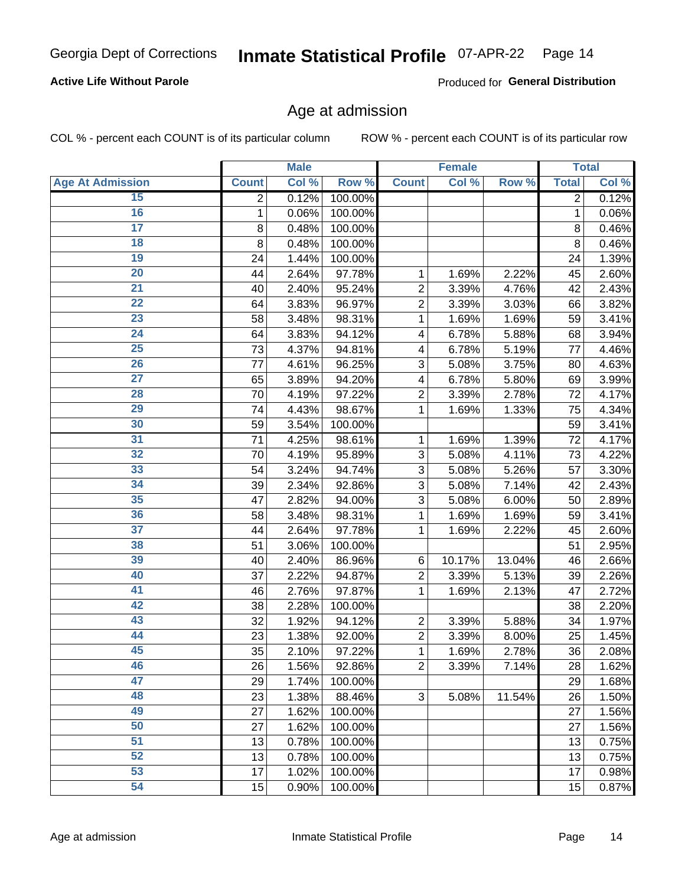Georgia Dept of Corrections **Inmate Statistical Profile** 07-APR-22

**Active Life Without Parole**

Produced for **General Distribution**

## Age at admission

COL % - percent each COUNT is of its particular column ROW % - percent each COUNT is of its particular row

| | Male | | | Female | | | Total | |
|---|---|---|---|---|---|---|---|---|
| Age At Admission | Count | Col % | Row % | Count | Col % | Row % | Total | Col % |
| 15 | 2 | 0.12% | 100.00% | | | | 2 | 0.12% |
| 16 | 1 | 0.06% | 100.00% | | | | 1 | 0.06% |
| 17 | 8 | 0.48% | 100.00% | | | | 8 | 0.46% |
| 18 | 8 | 0.48% | 100.00% | | | | 8 | 0.46% |
| 19 | 24 | 1.44% | 100.00% | | | | 24 | 1.39% |
| 20 | 44 | 2.64% | 97.78% | 1 | 1.69% | 2.22% | 45 | 2.60% |
| 21 | 40 | 2.40% | 95.24% | 2 | 3.39% | 4.76% | 42 | 2.43% |
| 22 | 64 | 3.83% | 96.97% | 2 | 3.39% | 3.03% | 66 | 3.82% |
| 23 | 58 | 3.48% | 98.31% | 1 | 1.69% | 1.69% | 59 | 3.41% |
| 24 | 64 | 3.83% | 94.12% | 4 | 6.78% | 5.88% | 68 | 3.94% |
| 25 | 73 | 4.37% | 94.81% | 4 | 6.78% | 5.19% | 77 | 4.46% |
| 26 | 77 | 4.61% | 96.25% | 3 | 5.08% | 3.75% | 80 | 4.63% |
| 27 | 65 | 3.89% | 94.20% | 4 | 6.78% | 5.80% | 69 | 3.99% |
| 28 | 70 | 4.19% | 97.22% | 2 | 3.39% | 2.78% | 72 | 4.17% |
| 29 | 74 | 4.43% | 98.67% | 1 | 1.69% | 1.33% | 75 | 4.34% |
| 30 | 59 | 3.54% | 100.00% | | | | 59 | 3.41% |
| 31 | 71 | 4.25% | 98.61% | 1 | 1.69% | 1.39% | 72 | 4.17% |
| 32 | 70 | 4.19% | 95.89% | 3 | 5.08% | 4.11% | 73 | 4.22% |
| 33 | 54 | 3.24% | 94.74% | 3 | 5.08% | 5.26% | 57 | 3.30% |
| 34 | 39 | 2.34% | 92.86% | 3 | 5.08% | 7.14% | 42 | 2.43% |
| 35 | 47 | 2.82% | 94.00% | 3 | 5.08% | 6.00% | 50 | 2.89% |
| 36 | 58 | 3.48% | 98.31% | 1 | 1.69% | 1.69% | 59 | 3.41% |
| 37 | 44 | 2.64% | 97.78% | 1 | 1.69% | 2.22% | 45 | 2.60% |
| 38 | 51 | 3.06% | 100.00% | | | | 51 | 2.95% |
| 39 | 40 | 2.40% | 86.96% | 6 | 10.17% | 13.04% | 46 | 2.66% |
| 40 | 37 | 2.22% | 94.87% | 2 | 3.39% | 5.13% | 39 | 2.26% |
| 41 | 46 | 2.76% | 97.87% | 1 | 1.69% | 2.13% | 47 | 2.72% |
| 42 | 38 | 2.28% | 100.00% | | | | 38 | 2.20% |
| 43 | 32 | 1.92% | 94.12% | 2 | 3.39% | 5.88% | 34 | 1.97% |
| 44 | 23 | 1.38% | 92.00% | 2 | 3.39% | 8.00% | 25 | 1.45% |
| 45 | 35 | 2.10% | 97.22% | 1 | 1.69% | 2.78% | 36 | 2.08% |
| 46 | 26 | 1.56% | 92.86% | 2 | 3.39% | 7.14% | 28 | 1.62% |
| 47 | 29 | 1.74% | 100.00% | | | | 29 | 1.68% |
| 48 | 23 | 1.38% | 88.46% | 3 | 5.08% | 11.54% | 26 | 1.50% |
| 49 | 27 | 1.62% | 100.00% | | | | 27 | 1.56% |
| 50 | 27 | 1.62% | 100.00% | | | | 27 | 1.56% |
| 51 | 13 | 0.78% | 100.00% | | | | 13 | 0.75% |
| 52 | 13 | 0.78% | 100.00% | | | | 13 | 0.75% |
| 53 | 17 | 1.02% | 100.00% | | | | 17 | 0.98% |
| 54 | 15 | 0.90% | 100.00% | | | | 15 | 0.87% |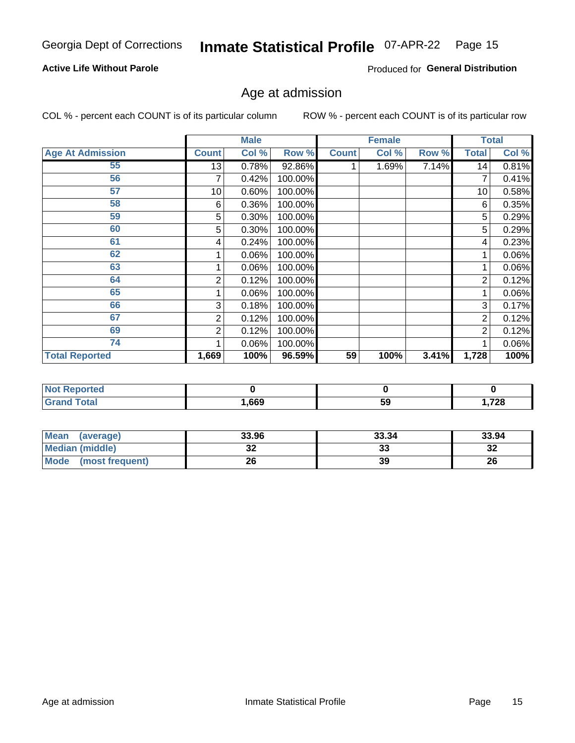Georgia Dept of Corrections **Inmate Statistical Profile** 07-APR-22

**Active Life Without Parole**

Produced for **General Distribution**

## Age at admission

COL % - percent each COUNT is of its particular column ROW % - percent each COUNT is of its particular row

| | Male | | | Female | | | Total | |
|---|---|---|---|---|---|---|---|---|
| **Age At Admission** | **Count** | **Col %** | **Row %** | **Count** | **Col %** | **Row %** | **Total** | **Col %** |
| 55 | 13 | 0.78% | 92.86% | 1 | 1.69% | 7.14% | 14 | 0.81% |
| 56 | 7 | 0.42% | 100.00% | | | | 7 | 0.41% |
| 57 | 10 | 0.60% | 100.00% | | | | 10 | 0.58% |
| 58 | 6 | 0.36% | 100.00% | | | | 6 | 0.35% |
| 59 | 5 | 0.30% | 100.00% | | | | 5 | 0.29% |
| 60 | 5 | 0.30% | 100.00% | | | | 5 | 0.29% |
| 61 | 4 | 0.24% | 100.00% | | | | 4 | 0.23% |
| 62 | 1 | 0.06% | 100.00% | | | | 1 | 0.06% |
| 63 | 1 | 0.06% | 100.00% | | | | 1 | 0.06% |
| 64 | 2 | 0.12% | 100.00% | | | | 2 | 0.12% |
| 65 | 1 | 0.06% | 100.00% | | | | 1 | 0.06% |
| 66 | 3 | 0.18% | 100.00% | | | | 3 | 0.17% |
| 67 | 2 | 0.12% | 100.00% | | | | 2 | 0.12% |
| 69 | 2 | 0.12% | 100.00% | | | | 2 | 0.12% |
| 74 | 1 | 0.06% | 100.00% | | | | 1 | 0.06% |
| **Total Reported** | **1,669** | **100%** | **96.59%** | **59** | **100%** | **3.41%** | **1,728** | **100%** |

| | Male | Female | Total |
|---|---|---|---|
| **Not Reported** | **0** | **0** | **0** |
| **Grand Total** | **1,669** | **59** | **1,728** |

| | Male | Female | Total |
|---|---|---|---|
| **Mean (average)** | **33.96** | **33.34** | **33.94** |
| **Median (middle)** | **32** | **33** | **32** |
| **Mode (most frequent)** | **26** | **39** | **26** |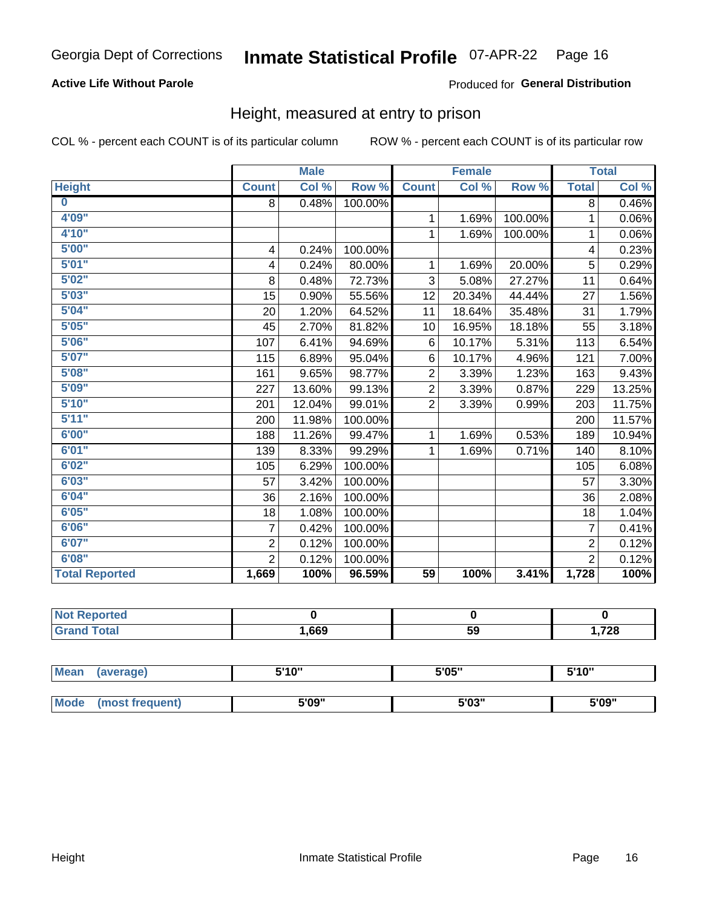Georgia Dept of Corrections **Inmate Statistical Profile** 07-APR-22

**Active Life Without Parole**

Produced for **General Distribution**

## Height, measured at entry to prison

COL % - percent each COUNT is of its particular column

ROW % - percent each COUNT is of its particular row

| | Male | | | Female | | | Total | |
|---|---|---|---|---|---|---|---|---|
| **Height** | **Count** | **Col %** | **Row %** | **Count** | **Col %** | **Row %** | **Total** | **Col %** |
| **0** | 8 | 0.48% | 100.00% | | | | 8 | 0.46% |
| **4'09"** | | | | 1 | 1.69% | 100.00% | 1 | 0.06% |
| **4'10"** | | | | 1 | 1.69% | 100.00% | 1 | 0.06% |
| **5'00"** | 4 | 0.24% | 100.00% | | | | 4 | 0.23% |
| **5'01"** | 4 | 0.24% | 80.00% | 1 | 1.69% | 20.00% | 5 | 0.29% |
| **5'02"** | 8 | 0.48% | 72.73% | 3 | 5.08% | 27.27% | 11 | 0.64% |
| **5'03"** | 15 | 0.90% | 55.56% | 12 | 20.34% | 44.44% | 27 | 1.56% |
| **5'04"** | 20 | 1.20% | 64.52% | 11 | 18.64% | 35.48% | 31 | 1.79% |
| **5'05"** | 45 | 2.70% | 81.82% | 10 | 16.95% | 18.18% | 55 | 3.18% |
| **5'06"** | 107 | 6.41% | 94.69% | 6 | 10.17% | 5.31% | 113 | 6.54% |
| **5'07"** | 115 | 6.89% | 95.04% | 6 | 10.17% | 4.96% | 121 | 7.00% |
| **5'08"** | 161 | 9.65% | 98.77% | 2 | 3.39% | 1.23% | 163 | 9.43% |
| **5'09"** | 227 | 13.60% | 99.13% | 2 | 3.39% | 0.87% | 229 | 13.25% |
| **5'10"** | 201 | 12.04% | 99.01% | 2 | 3.39% | 0.99% | 203 | 11.75% |
| **5'11"** | 200 | 11.98% | 100.00% | | | | 200 | 11.57% |
| **6'00"** | 188 | 11.26% | 99.47% | 1 | 1.69% | 0.53% | 189 | 10.94% |
| **6'01"** | 139 | 8.33% | 99.29% | 1 | 1.69% | 0.71% | 140 | 8.10% |
| **6'02"** | 105 | 6.29% | 100.00% | | | | 105 | 6.08% |
| **6'03"** | 57 | 3.42% | 100.00% | | | | 57 | 3.30% |
| **6'04"** | 36 | 2.16% | 100.00% | | | | 36 | 2.08% |
| **6'05"** | 18 | 1.08% | 100.00% | | | | 18 | 1.04% |
| **6'06"** | 7 | 0.42% | 100.00% | | | | 7 | 0.41% |
| **6'07"** | 2 | 0.12% | 100.00% | | | | 2 | 0.12% |
| **6'08"** | 2 | 0.12% | 100.00% | | | | 2 | 0.12% |
| **Total Reported** | **1,669** | **100%** | **96.59%** | **59** | **100%** | **3.41%** | **1,728** | **100%** |

| | Male | Female | Total |
|---|---|---|---|
| **Not Reported** | **0** | **0** | **0** |
| **Grand Total** | **1,669** | **59** | **1,728** |

| | Male | Female | Total |
|---|---|---|---|
| **Mean (average)** | **5'10"** | **5'05"** | **5'10"** |
| **Mode (most frequent)** | **5'09"** | **5'03"** | **5'09"** |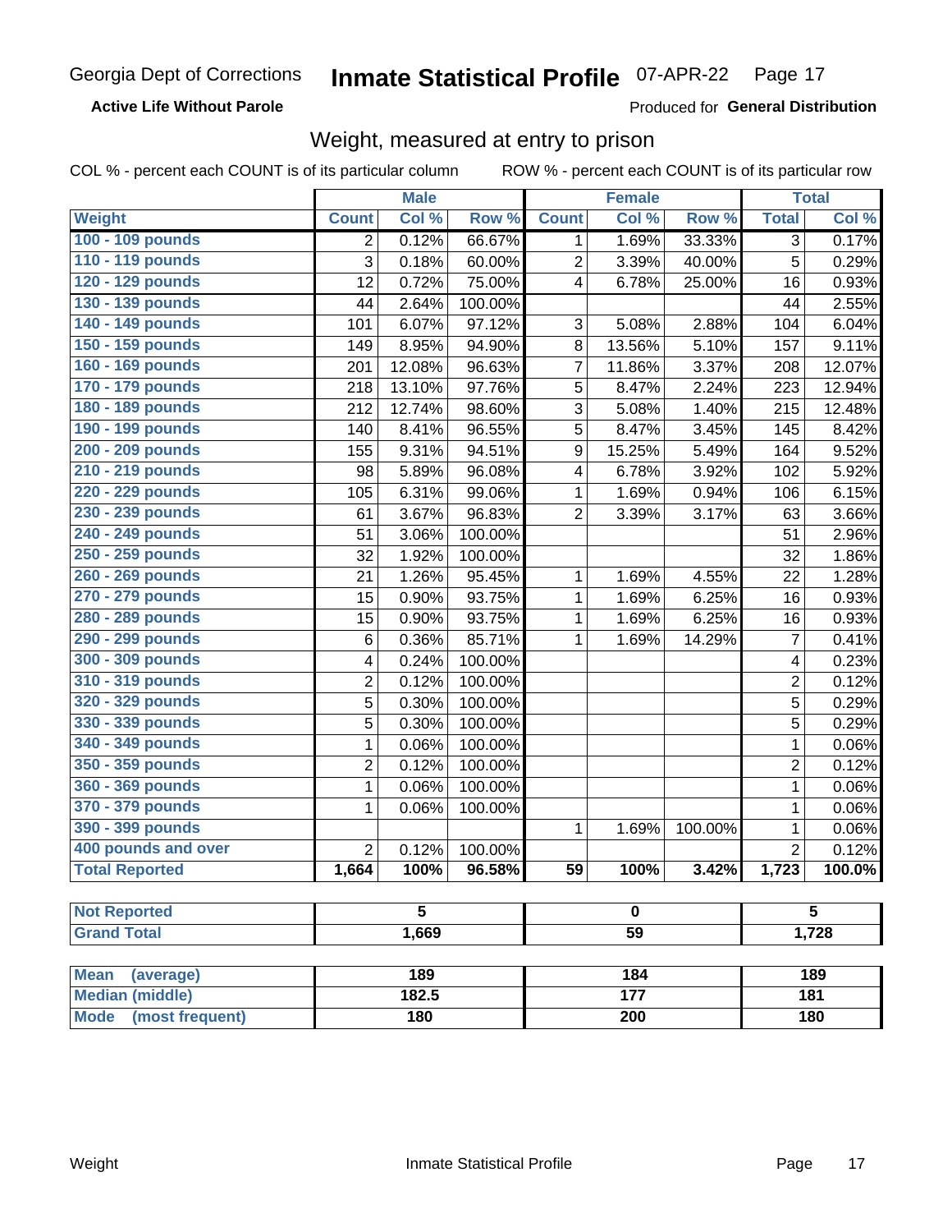Georgia Dept of Corrections **Inmate Statistical Profile** 07-APR-22 Page 17

**Active Life Without Parole**

Produced for **General Distribution**

## Weight, measured at entry to prison

COL % - percent each COUNT is of its particular column ROW % - percent each COUNT is of its particular row

| Weight | Male | | | Female | | | Total | |
|---|---|---|---|---|---|---|---|---|
| | Count | Col % | Row % | Count | Col % | Row % | Total | Col % |
| 100 - 109 pounds | 2 | 0.12% | 66.67% | 1 | 1.69% | 33.33% | 3 | 0.17% |
| 110 - 119 pounds | 3 | 0.18% | 60.00% | 2 | 3.39% | 40.00% | 5 | 0.29% |
| 120 - 129 pounds | 12 | 0.72% | 75.00% | 4 | 6.78% | 25.00% | 16 | 0.93% |
| 130 - 139 pounds | 44 | 2.64% | 100.00% | | | | 44 | 2.55% |
| 140 - 149 pounds | 101 | 6.07% | 97.12% | 3 | 5.08% | 2.88% | 104 | 6.04% |
| 150 - 159 pounds | 149 | 8.95% | 94.90% | 8 | 13.56% | 5.10% | 157 | 9.11% |
| 160 - 169 pounds | 201 | 12.08% | 96.63% | 7 | 11.86% | 3.37% | 208 | 12.07% |
| 170 - 179 pounds | 218 | 13.10% | 97.76% | 5 | 8.47% | 2.24% | 223 | 12.94% |
| 180 - 189 pounds | 212 | 12.74% | 98.60% | 3 | 5.08% | 1.40% | 215 | 12.48% |
| 190 - 199 pounds | 140 | 8.41% | 96.55% | 5 | 8.47% | 3.45% | 145 | 8.42% |
| 200 - 209 pounds | 155 | 9.31% | 94.51% | 9 | 15.25% | 5.49% | 164 | 9.52% |
| 210 - 219 pounds | 98 | 5.89% | 96.08% | 4 | 6.78% | 3.92% | 102 | 5.92% |
| 220 - 229 pounds | 105 | 6.31% | 99.06% | 1 | 1.69% | 0.94% | 106 | 6.15% |
| 230 - 239 pounds | 61 | 3.67% | 96.83% | 2 | 3.39% | 3.17% | 63 | 3.66% |
| 240 - 249 pounds | 51 | 3.06% | 100.00% | | | | 51 | 2.96% |
| 250 - 259 pounds | 32 | 1.92% | 100.00% | | | | 32 | 1.86% |
| 260 - 269 pounds | 21 | 1.26% | 95.45% | 1 | 1.69% | 4.55% | 22 | 1.28% |
| 270 - 279 pounds | 15 | 0.90% | 93.75% | 1 | 1.69% | 6.25% | 16 | 0.93% |
| 280 - 289 pounds | 15 | 0.90% | 93.75% | 1 | 1.69% | 6.25% | 16 | 0.93% |
| 290 - 299 pounds | 6 | 0.36% | 85.71% | 1 | 1.69% | 14.29% | 7 | 0.41% |
| 300 - 309 pounds | 4 | 0.24% | 100.00% | | | | 4 | 0.23% |
| 310 - 319 pounds | 2 | 0.12% | 100.00% | | | | 2 | 0.12% |
| 320 - 329 pounds | 5 | 0.30% | 100.00% | | | | 5 | 0.29% |
| 330 - 339 pounds | 5 | 0.30% | 100.00% | | | | 5 | 0.29% |
| 340 - 349 pounds | 1 | 0.06% | 100.00% | | | | 1 | 0.06% |
| 350 - 359 pounds | 2 | 0.12% | 100.00% | | | | 2 | 0.12% |
| 360 - 369 pounds | 1 | 0.06% | 100.00% | | | | 1 | 0.06% |
| 370 - 379 pounds | 1 | 0.06% | 100.00% | | | | 1 | 0.06% |
| 390 - 399 pounds | | | | 1 | 1.69% | 100.00% | 1 | 0.06% |
| 400 pounds and over | 2 | 0.12% | 100.00% | | | | 2 | 0.12% |
| **Total Reported** | **1,664** | **100%** | **96.58%** | **59** | **100%** | **3.42%** | **1,723** | **100.0%** |

| | Male | Female | Total |
|---|---|---|---|
| Not Reported | 5 | 0 | 5 |
| Grand Total | 1,669 | 59 | 1,728 |

| | Male | Female | Total |
|---|---|---|---|
| Mean (average) | 189 | 184 | 189 |
| Median (middle) | 182.5 | 177 | 181 |
| Mode (most frequent) | 180 | 200 | 180 |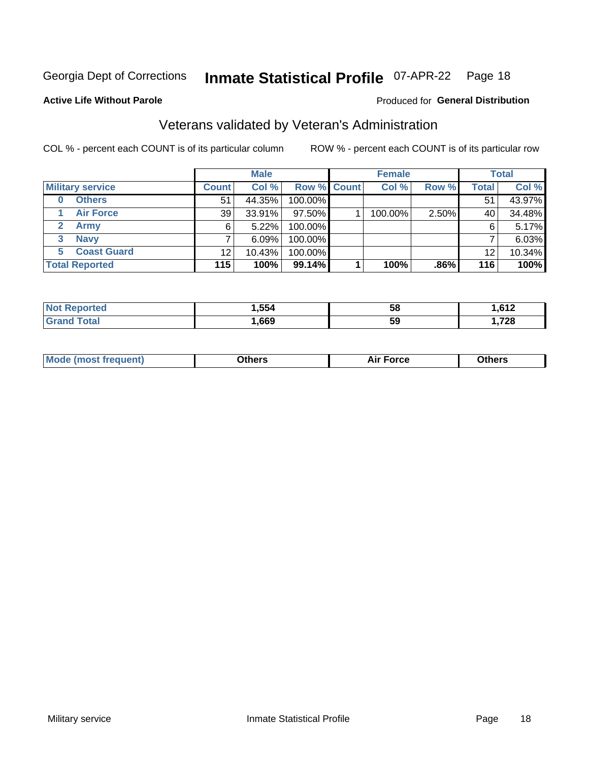Georgia Dept of Corrections **Inmate Statistical Profile** 07-APR-22

**Active Life Without Parole**

Produced for **General Distribution**

## Veterans validated by Veteran's Administration

COL % - percent each COUNT is of its particular column ROW % - percent each COUNT is of its particular row

| Military service | Male | | | Female | | | Total | |
|---|---|---|---|---|---|---|---|---|
| | Count | Col % | Row % | Count | Col % | Row % | Total | Col % |
| 0 Others | 51 | 44.35% | 100.00% | | | | 51 | 43.97% |
| 1 Air Force | 39 | 33.91% | 97.50% | 1 | 100.00% | 2.50% | 40 | 34.48% |
| 2 Army | 6 | 5.22% | 100.00% | | | | 6 | 5.17% |
| 3 Navy | 7 | 6.09% | 100.00% | | | | 7 | 6.03% |
| 5 Coast Guard | 12 | 10.43% | 100.00% | | | | 12 | 10.34% |
| **Total Reported** | **115** | **100%** | **99.14%** | **1** | **100%** | **.86%** | **116** | **100%** |

| | Male | Female | Total |
|---|---|---|---|
| Not Reported | 1,554 | 58 | 1,612 |
| Grand Total | 1,669 | 59 | 1,728 |

| | Male | Female | Total |
|---|---|---|---|
| Mode (most frequent) | Others | Air Force | Others |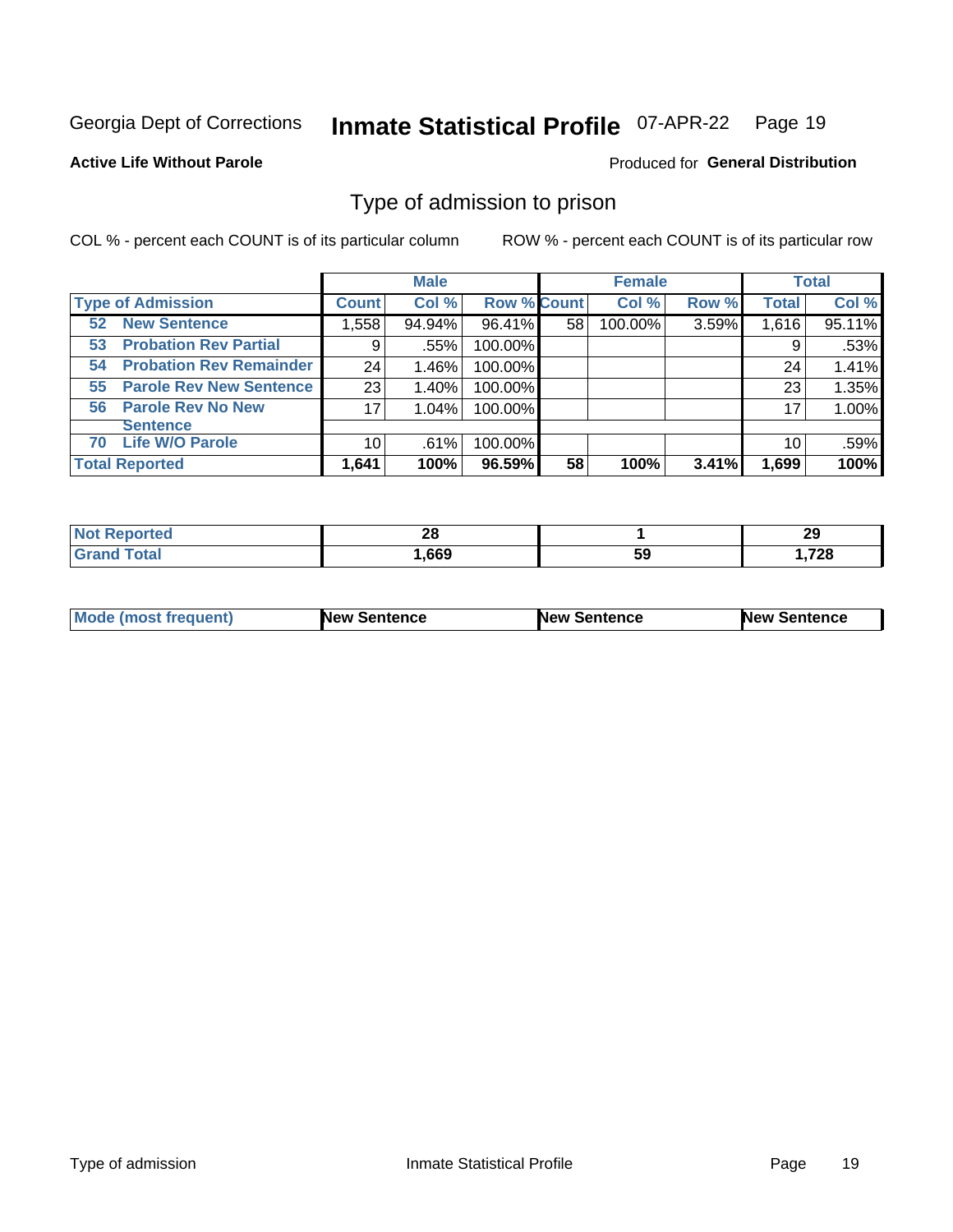Georgia Dept of Corrections **Inmate Statistical Profile** 07-APR-22 Page 19

**Active Life Without Parole**

Produced for **General Distribution**

## Type of admission to prison

COL % - percent each COUNT is of its particular column

ROW % - percent each COUNT is of its particular row

| | Male | | | Female | | | Total | |
|---|---|---|---|---|---|---|---|---|
| **Type of Admission** | **Count** | **Col %** | **Row %** | **Count** | **Col %** | **Row %** | **Total** | **Col %** |
| **52 New Sentence** | 1,558 | 94.94% | 96.41% | 58 | 100.00% | 3.59% | 1,616 | 95.11% |
| **53 Probation Rev Partial** | 9 | .55% | 100.00% | | | | 9 | .53% |
| **54 Probation Rev Remainder** | 24 | 1.46% | 100.00% | | | | 24 | 1.41% |
| **55 Parole Rev New Sentence** | 23 | 1.40% | 100.00% | | | | 23 | 1.35% |
| **56 Parole Rev No New Sentence** | 17 | 1.04% | 100.00% | | | | 17 | 1.00% |
| **70 Life W/O Parole** | 10 | .61% | 100.00% | | | | 10 | .59% |
| **Total Reported** | **1,641** | **100%** | **96.59%** | **58** | **100%** | **3.41%** | **1,699** | **100%** |

| | Male | Female | Total |
|---|---|---|---|
| **Not Reported** | **28** | **1** | **29** |
| **Grand Total** | **1,669** | **59** | **1,728** |

| | Male | Female | Total |
|---|---|---|---|
| **Mode (most frequent)** | **New Sentence** | **New Sentence** | **New Sentence** |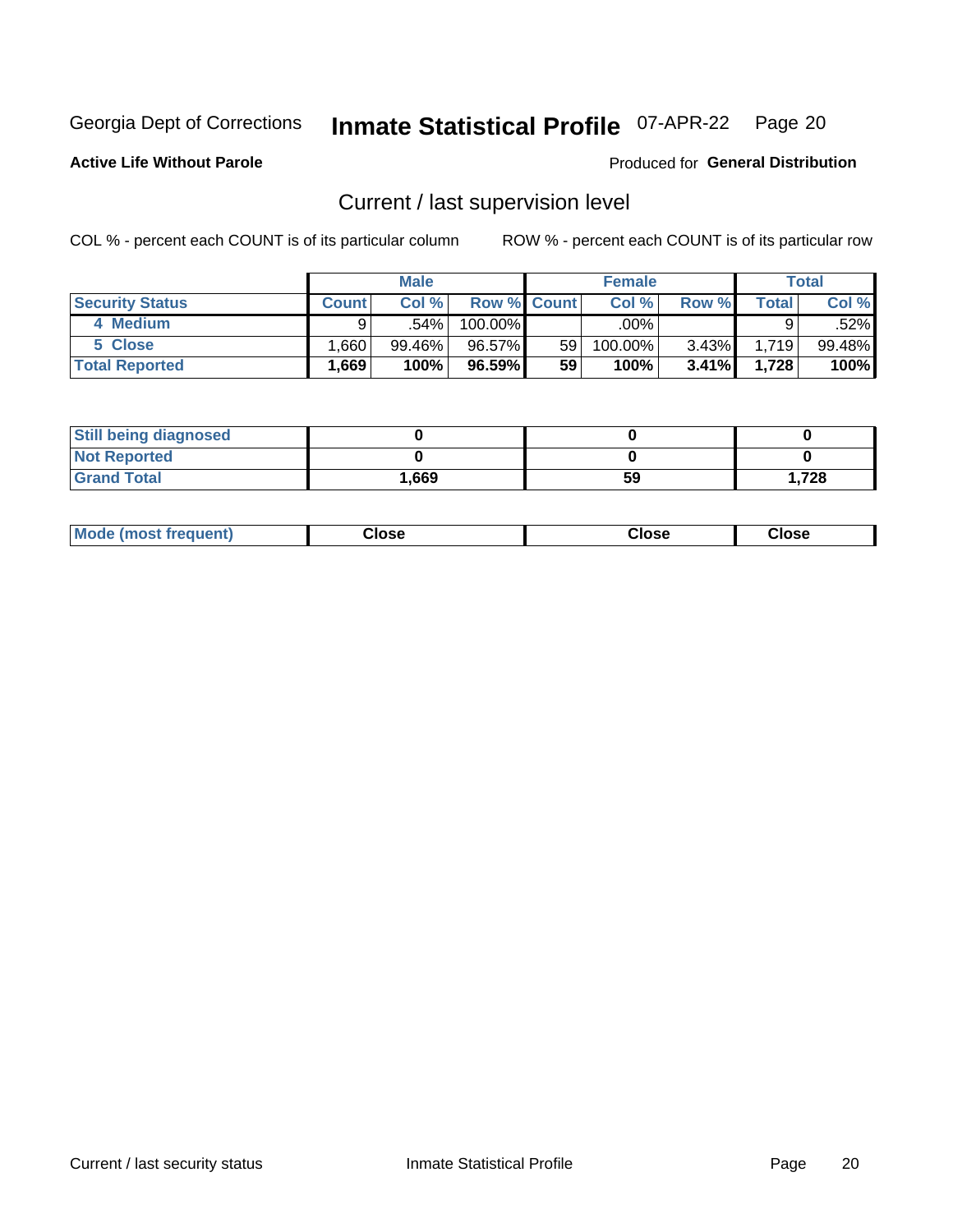Georgia Dept of Corrections **Inmate Statistical Profile** 07-APR-22 Page 20

**Active Life Without Parole**

Produced for **General Distribution**

## Current / last supervision level

COL % - percent each COUNT is of its particular column     ROW % - percent each COUNT is of its particular row

| | Male | | | Female | | | Total | |
|---|---|---|---|---|---|---|---|---|
| **Security Status** | **Count** | **Col %** | **Row %** | **Count** | **Col %** | **Row %** | **Total** | **Col %** |
| 4 Medium | 9 | .54% | 100.00% | | .00% | | 9 | .52% |
| 5 Close | 1,660 | 99.46% | 96.57% | 59 | 100.00% | 3.43% | 1,719 | 99.48% |
| **Total Reported** | **1,669** | **100%** | **96.59%** | **59** | **100%** | **3.41%** | **1,728** | **100%** |

| | Male | Female | Total |
|---|---|---|---|
| Still being diagnosed | 0 | 0 | 0 |
| Not Reported | 0 | 0 | 0 |
| Grand Total | 1,669 | 59 | 1,728 |

| | Male | Female | Total |
|---|---|---|---|
| Mode (most frequent) | Close | Close | Close |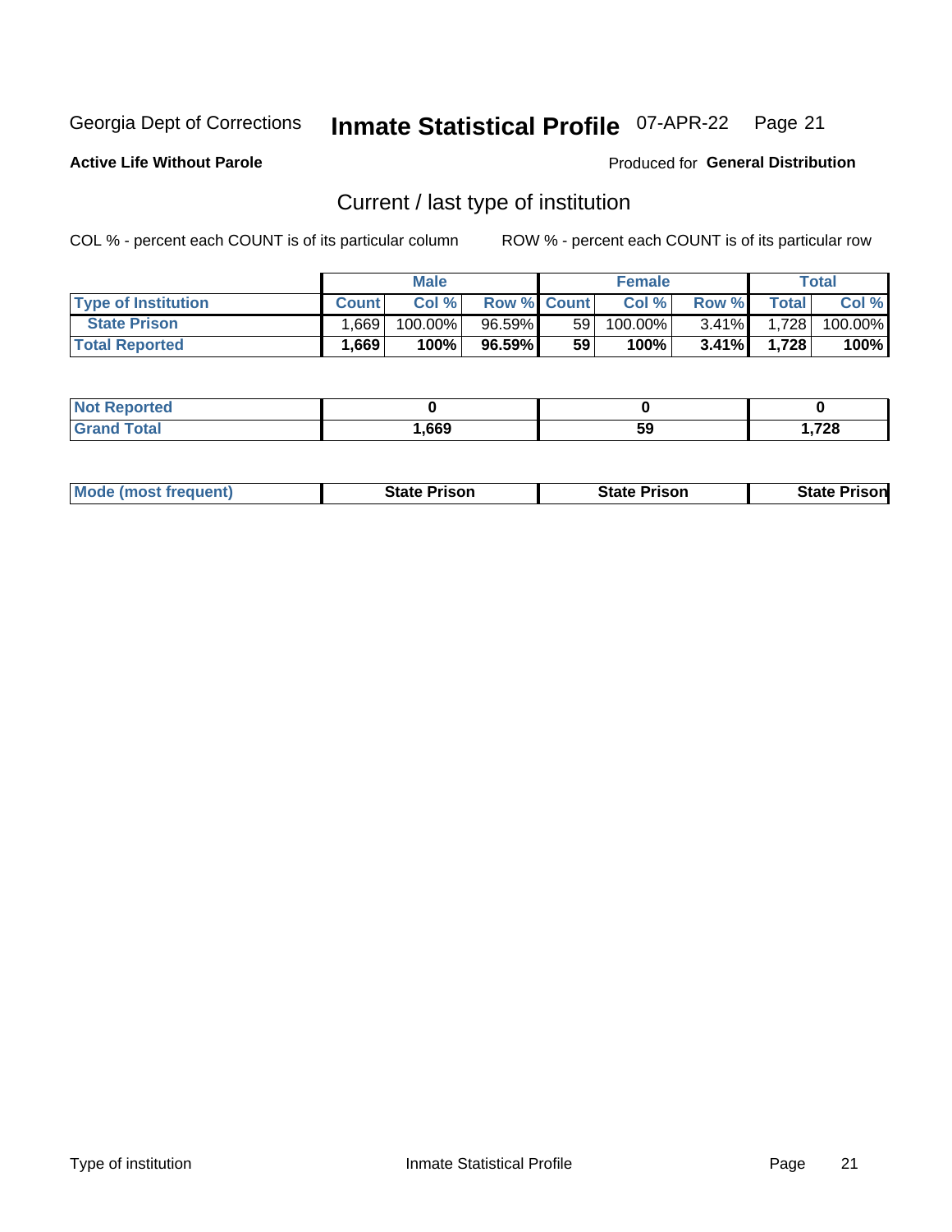Georgia Dept of Corrections **Inmate Statistical Profile** 07-APR-22

**Active Life Without Parole**

Produced for **General Distribution**

## Current / last type of institution

COL % - percent each COUNT is of its particular column

ROW % - percent each COUNT is of its particular row

| | Male | | | Female | | | Total | |
|---|---|---|---|---|---|---|---|---|
| **Type of Institution** | **Count** | **Col %** | **Row %** | **Count** | **Col %** | **Row %** | **Total** | **Col %** |
| **State Prison** | 1,669 | 100.00% | 96.59% | 59 | 100.00% | 3.41% | 1,728 | 100.00% |
| **Total Reported** | **1,669** | **100%** | **96.59%** | **59** | **100%** | **3.41%** | **1,728** | **100%** |

| | Male | Female | Total |
|---|---|---|---|
| **Not Reported** | **0** | **0** | **0** |
| **Grand Total** | **1,669** | **59** | **1,728** |

| | Male | Female | Total |
|---|---|---|---|
| **Mode (most frequent)** | **State Prison** | **State Prison** | **State Prison** |

Type of institution Inmate Statistical Profile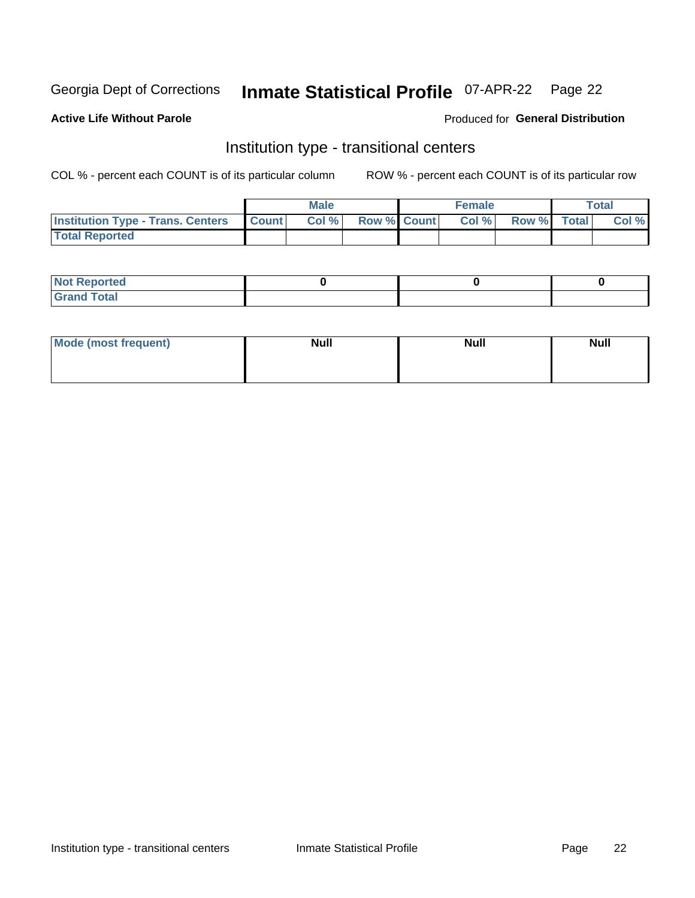Georgia Dept of Corrections **Inmate Statistical Profile** 07-APR-22

**Active Life Without Parole**

Produced for **General Distribution**

## Institution type - transitional centers

COL % - percent each COUNT is of its particular column

ROW % - percent each COUNT is of its particular row

| | Male | | | Female | | | Total | |
|---|---|---|---|---|---|---|---|---|
| **Institution Type - Trans. Centers** | **Count** | **Col %** | **Row %** | **Count** | **Col %** | **Row %** | **Total** | **Col %** |
| **Total Reported** | | | | | | | | |

| | Male | Female | Total |
|---|---|---|---|
| **Not Reported** | **0** | **0** | **0** |
| **Grand Total** | | | |

| | Male | Female | Total |
|---|---|---|---|
| **Mode (most frequent)** | **Null** | **Null** | **Null** |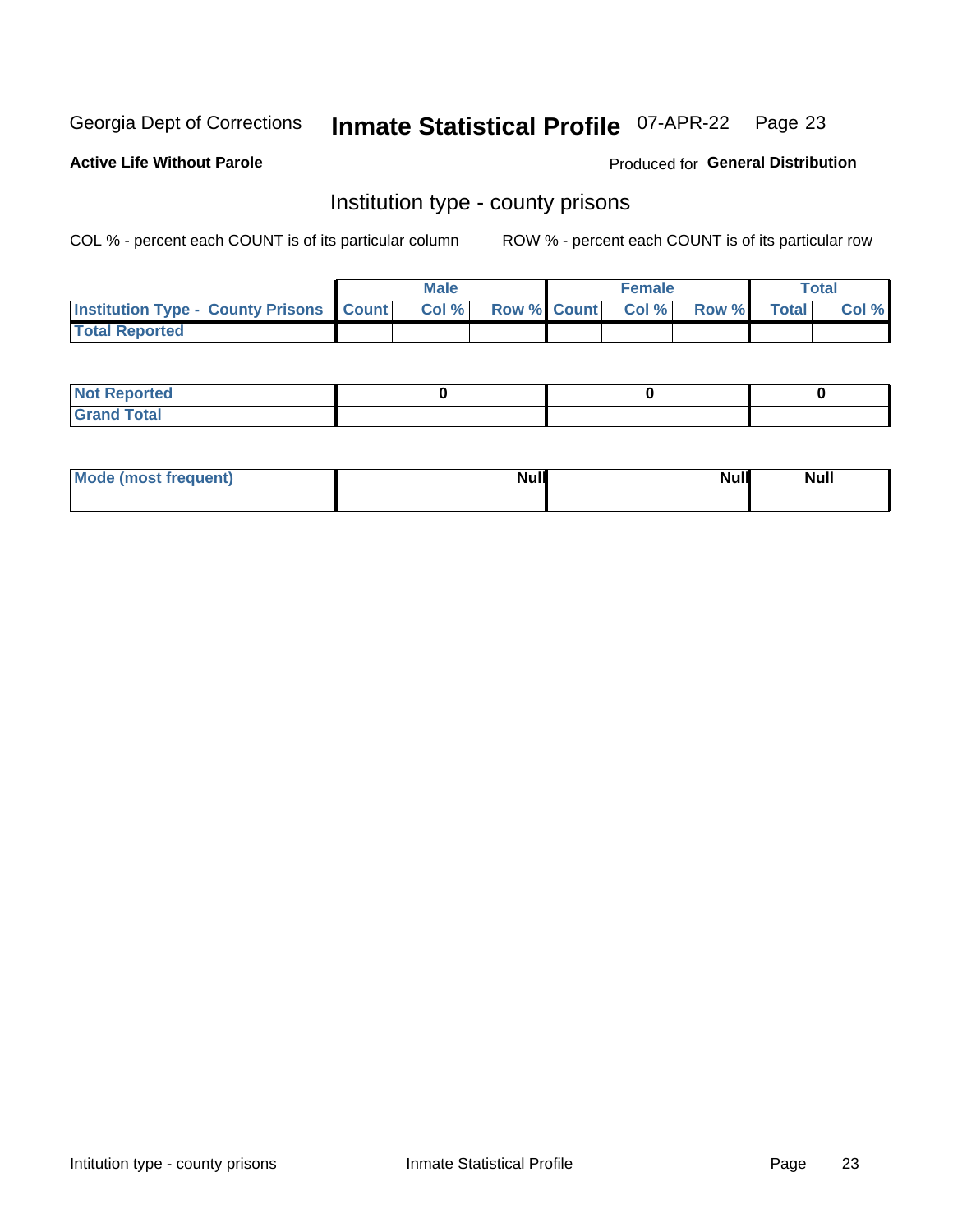Georgia Dept of Corrections **Inmate Statistical Profile** 07-APR-22

**Active Life Without Parole**

Produced for **General Distribution**

## Institution type - county prisons

COL % - percent each COUNT is of its particular column ROW % - percent each COUNT is of its particular row

| | Male | | | Female | | | Total | |
|---|---|---|---|---|---|---|---|---|
| **Institution Type - County Prisons** | **Count** | **Col %** | **Row %** | **Count** | **Col %** | **Row %** | **Total** | **Col %** |
| **Total Reported** | | | | | | | | |

| | Male | Female | Total |
|---|---|---|---|
| **Not Reported** | **0** | **0** | **0** |
| **Grand Total** | | | |

| | Male | Female | Total |
|---|---|---|---|
| **Mode (most frequent)** | **Null** | **Null** | **Null** |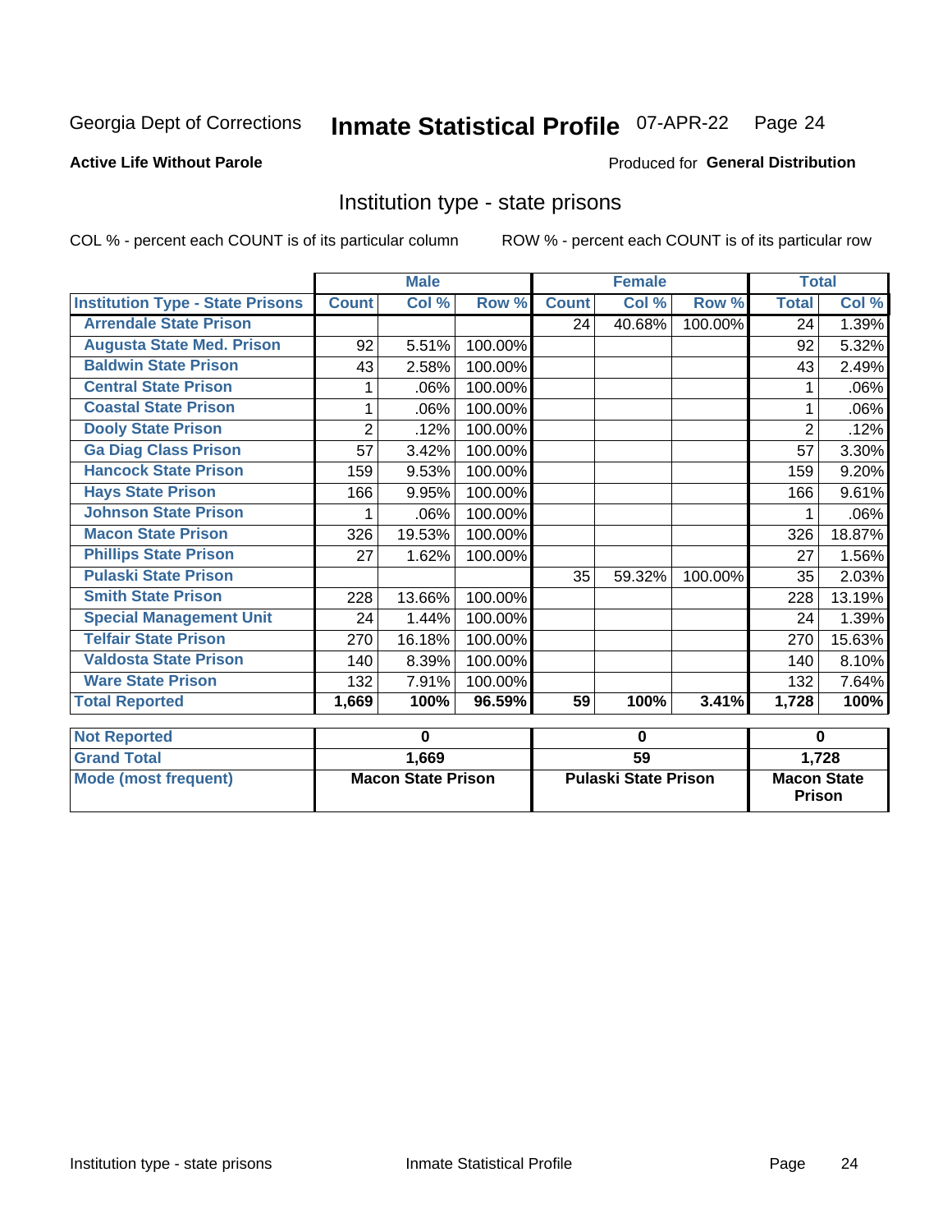Georgia Dept of Corrections **Inmate Statistical Profile** 07-APR-22 Page 24

**Active Life Without Parole**

Produced for **General Distribution**

## Institution type - state prisons

COL % - percent each COUNT is of its particular column ROW % - percent each COUNT is of its particular row

| | Male | | | Female | | | Total | |
|---|---|---|---|---|---|---|---|---|
| **Institution Type - State Prisons** | **Count** | **Col %** | **Row %** | **Count** | **Col %** | **Row %** | **Total** | **Col %** |
| **Arrendale State Prison** | | | | 24 | 40.68% | 100.00% | 24 | 1.39% |
| **Augusta State Med. Prison** | 92 | 5.51% | 100.00% | | | | 92 | 5.32% |
| **Baldwin State Prison** | 43 | 2.58% | 100.00% | | | | 43 | 2.49% |
| **Central State Prison** | 1 | .06% | 100.00% | | | | 1 | .06% |
| **Coastal State Prison** | 1 | .06% | 100.00% | | | | 1 | .06% |
| **Dooly State Prison** | 2 | .12% | 100.00% | | | | 2 | .12% |
| **Ga Diag Class Prison** | 57 | 3.42% | 100.00% | | | | 57 | 3.30% |
| **Hancock State Prison** | 159 | 9.53% | 100.00% | | | | 159 | 9.20% |
| **Hays State Prison** | 166 | 9.95% | 100.00% | | | | 166 | 9.61% |
| **Johnson State Prison** | 1 | .06% | 100.00% | | | | 1 | .06% |
| **Macon State Prison** | 326 | 19.53% | 100.00% | | | | 326 | 18.87% |
| **Phillips State Prison** | 27 | 1.62% | 100.00% | | | | 27 | 1.56% |
| **Pulaski State Prison** | | | | 35 | 59.32% | 100.00% | 35 | 2.03% |
| **Smith State Prison** | 228 | 13.66% | 100.00% | | | | 228 | 13.19% |
| **Special Management Unit** | 24 | 1.44% | 100.00% | | | | 24 | 1.39% |
| **Telfair State Prison** | 270 | 16.18% | 100.00% | | | | 270 | 15.63% |
| **Valdosta State Prison** | 140 | 8.39% | 100.00% | | | | 140 | 8.10% |
| **Ware State Prison** | 132 | 7.91% | 100.00% | | | | 132 | 7.64% |
| **Total Reported** | **1,669** | **100%** | **96.59%** | **59** | **100%** | **3.41%** | **1,728** | **100%** |

| | Male | Female | Total |
|---|---|---|---|
| **Not Reported** | **0** | **0** | **0** |
| **Grand Total** | **1,669** | **59** | **1,728** |
| **Mode (most frequent)** | **Macon State Prison** | **Pulaski State Prison** | **Macon State Prison** |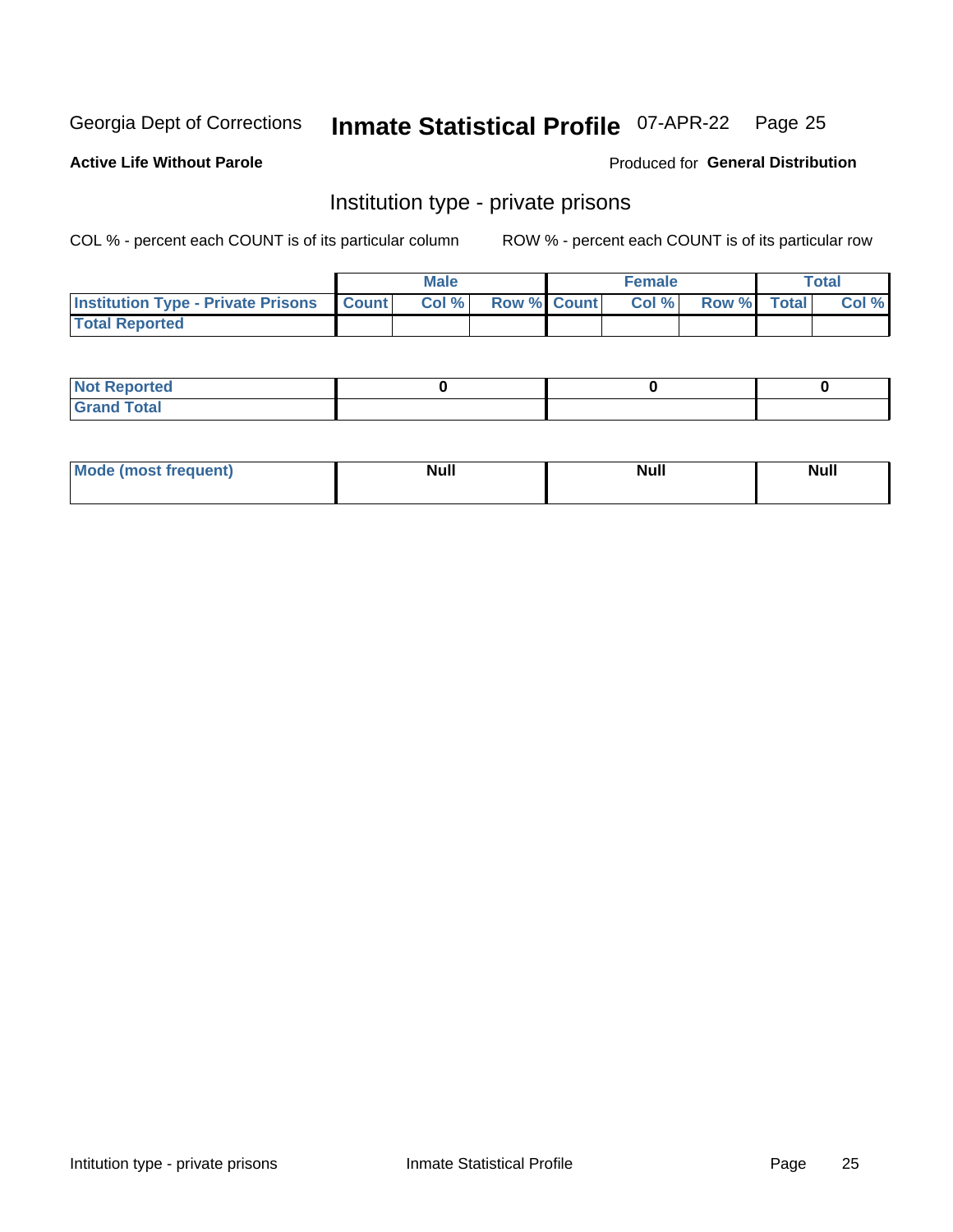Georgia Dept of Corrections **Inmate Statistical Profile** 07-APR-22

**Active Life Without Parole**

Produced for **General Distribution**

## Institution type - private prisons

COL % - percent each COUNT is of its particular column

ROW % - percent each COUNT is of its particular row

| | Male | | | Female | | | Total | |
|---|---|---|---|---|---|---|---|---|
| **Institution Type - Private Prisons** | **Count** | **Col %** | **Row %** | **Count** | **Col %** | **Row %** | **Total** | **Col %** |
| **Total Reported** | | | | | | | | |

| | Male | Female | Total |
|---|---|---|---|
| **Not Reported** | 0 | 0 | 0 |
| **Grand Total** | | | |

| | Male | Female | Total |
|---|---|---|---|
| **Mode (most frequent)** | Null | Null | Null |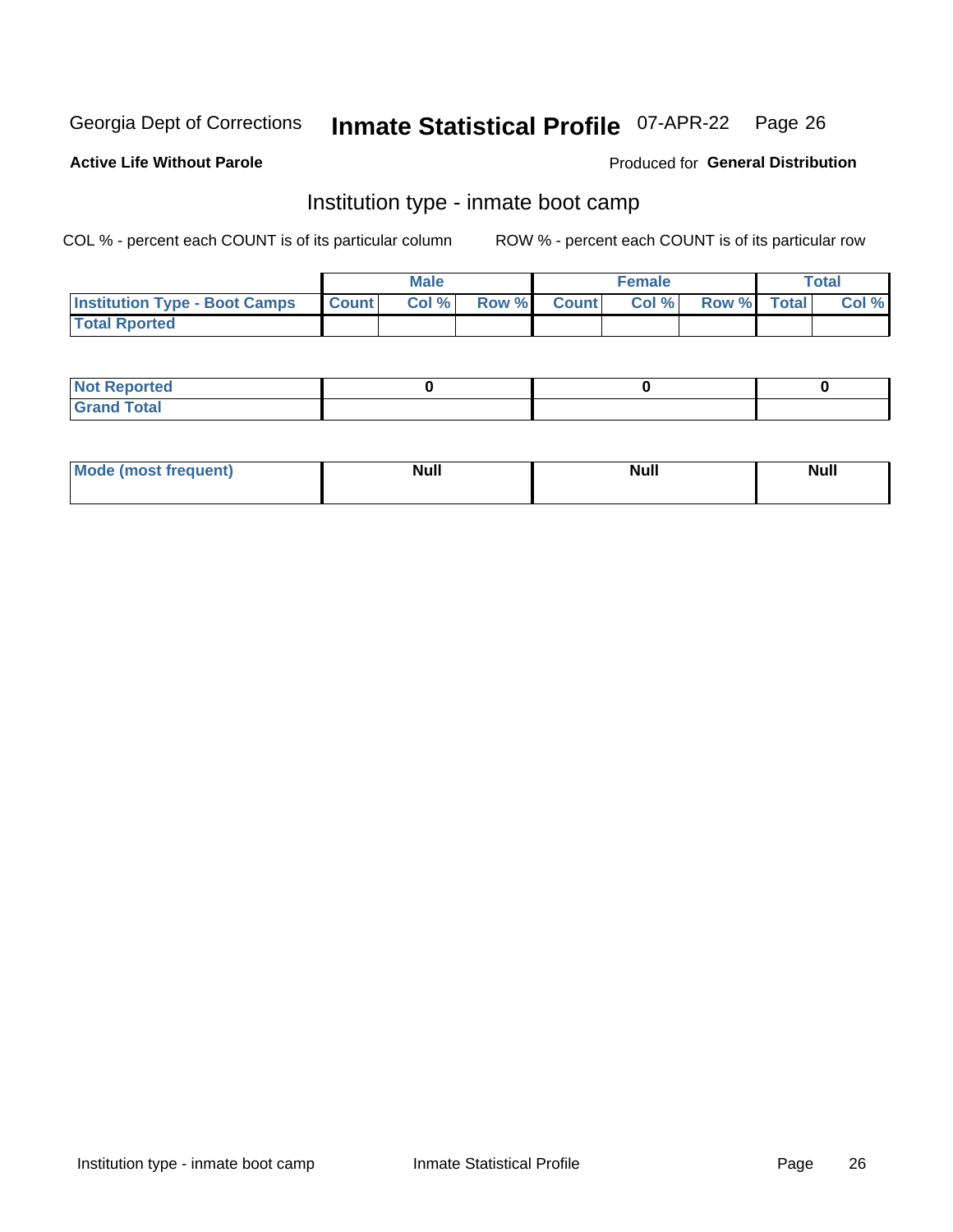Georgia Dept of Corrections **Inmate Statistical Profile** 07-APR-22

**Active Life Without Parole**

Produced for **General Distribution**

## Institution type - inmate boot camp

COL % - percent each COUNT is of its particular column

ROW % - percent each COUNT is of its particular row

| | Male | | | Female | | | Total | |
|---|---|---|---|---|---|---|---|---|
| **Institution Type - Boot Camps** | **Count** | **Col %** | **Row %** | **Count** | **Col %** | **Row %** | **Total** | **Col %** |
| **Total Rported** | | | | | | | | |

| | Male | Female | Total |
|---|---|---|---|
| **Not Reported** | **0** | **0** | **0** |
| **Grand Total** | | | |

| | Male | Female | Total |
|---|---|---|---|
| **Mode (most frequent)** | **Null** | **Null** | **Null** |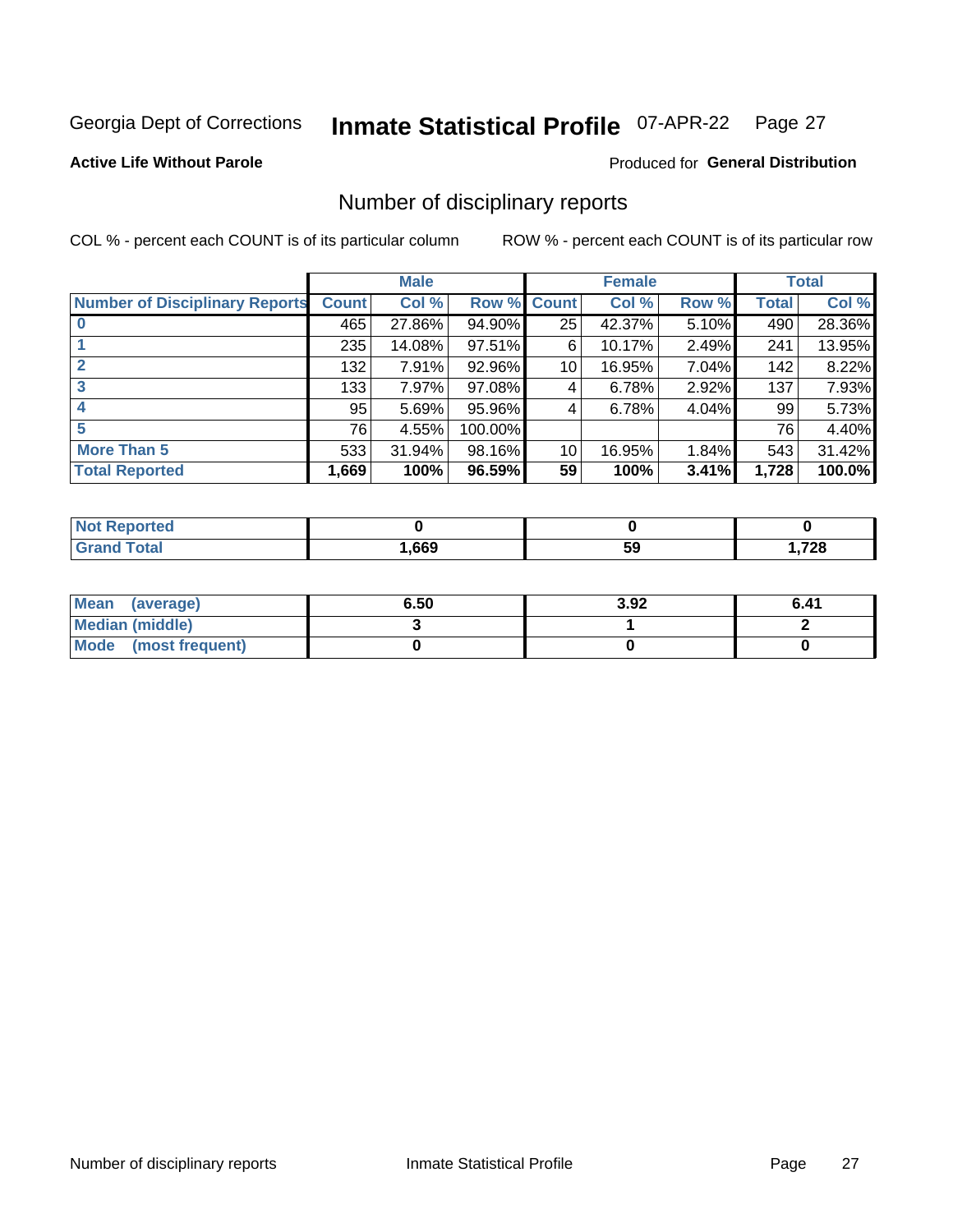Georgia Dept of Corrections **Inmate Statistical Profile** 07-APR-22

**Active Life Without Parole**

Produced for **General Distribution**

## Number of disciplinary reports

COL % - percent each COUNT is of its particular column

ROW % - percent each COUNT is of its particular row

| | Male | | | Female | | | Total | |
|---|---|---|---|---|---|---|---|---|
| **Number of Disciplinary Reports** | **Count** | **Col %** | **Row %** | **Count** | **Col %** | **Row %** | **Total** | **Col %** |
| **0** | 465 | 27.86% | 94.90% | 25 | 42.37% | 5.10% | 490 | 28.36% |
| **1** | 235 | 14.08% | 97.51% | 6 | 10.17% | 2.49% | 241 | 13.95% |
| **2** | 132 | 7.91% | 92.96% | 10 | 16.95% | 7.04% | 142 | 8.22% |
| **3** | 133 | 7.97% | 97.08% | 4 | 6.78% | 2.92% | 137 | 7.93% |
| **4** | 95 | 5.69% | 95.96% | 4 | 6.78% | 4.04% | 99 | 5.73% |
| **5** | 76 | 4.55% | 100.00% | | | | 76 | 4.40% |
| **More Than 5** | 533 | 31.94% | 98.16% | 10 | 16.95% | 1.84% | 543 | 31.42% |
| **Total Reported** | **1,669** | **100%** | **96.59%** | **59** | **100%** | **3.41%** | **1,728** | **100.0%** |

| | Male | Female | Total |
|---|---|---|---|
| **Not Reported** | **0** | **0** | **0** |
| **Grand Total** | **1,669** | **59** | **1,728** |

| | Male | Female | Total |
|---|---|---|---|
| **Mean (average)** | **6.50** | **3.92** | **6.41** |
| **Median (middle)** | **3** | **1** | **2** |
| **Mode (most frequent)** | **0** | **0** | **0** |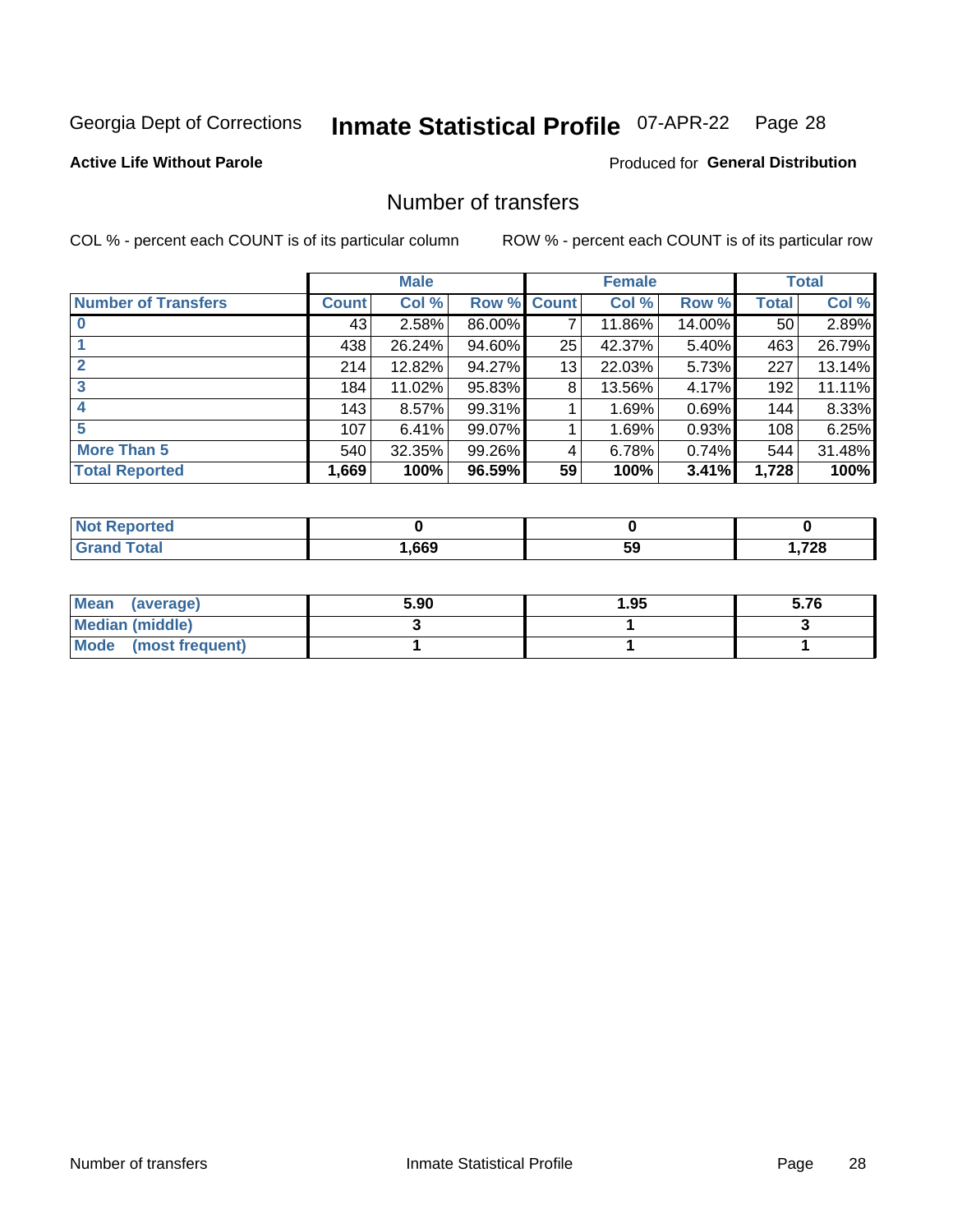Georgia Dept of Corrections **Inmate Statistical Profile** 07-APR-22

**Active Life Without Parole**

Produced for **General Distribution**

## Number of transfers

COL % - percent each COUNT is of its particular column    ROW % - percent each COUNT is of its particular row

| | Male | | | Female | | | Total | |
|---|---|---|---|---|---|---|---|---|
| **Number of Transfers** | **Count** | **Col %** | **Row %** | **Count** | **Col %** | **Row %** | **Total** | **Col %** |
| **0** | 43 | 2.58% | 86.00% | 7 | 11.86% | 14.00% | 50 | 2.89% |
| **1** | 438 | 26.24% | 94.60% | 25 | 42.37% | 5.40% | 463 | 26.79% |
| **2** | 214 | 12.82% | 94.27% | 13 | 22.03% | 5.73% | 227 | 13.14% |
| **3** | 184 | 11.02% | 95.83% | 8 | 13.56% | 4.17% | 192 | 11.11% |
| **4** | 143 | 8.57% | 99.31% | 1 | 1.69% | 0.69% | 144 | 8.33% |
| **5** | 107 | 6.41% | 99.07% | 1 | 1.69% | 0.93% | 108 | 6.25% |
| **More Than 5** | 540 | 32.35% | 99.26% | 4 | 6.78% | 0.74% | 544 | 31.48% |
| **Total Reported** | **1,669** | **100%** | **96.59%** | **59** | **100%** | **3.41%** | **1,728** | **100%** |

| | Male | Female | Total |
|---|---|---|---|
| **Not Reported** | **0** | **0** | **0** |
| **Grand Total** | **1,669** | **59** | **1,728** |

| | Male | Female | Total |
|---|---|---|---|
| **Mean (average)** | **5.90** | **1.95** | **5.76** |
| **Median (middle)** | **3** | **1** | **3** |
| **Mode (most frequent)** | **1** | **1** | **1** |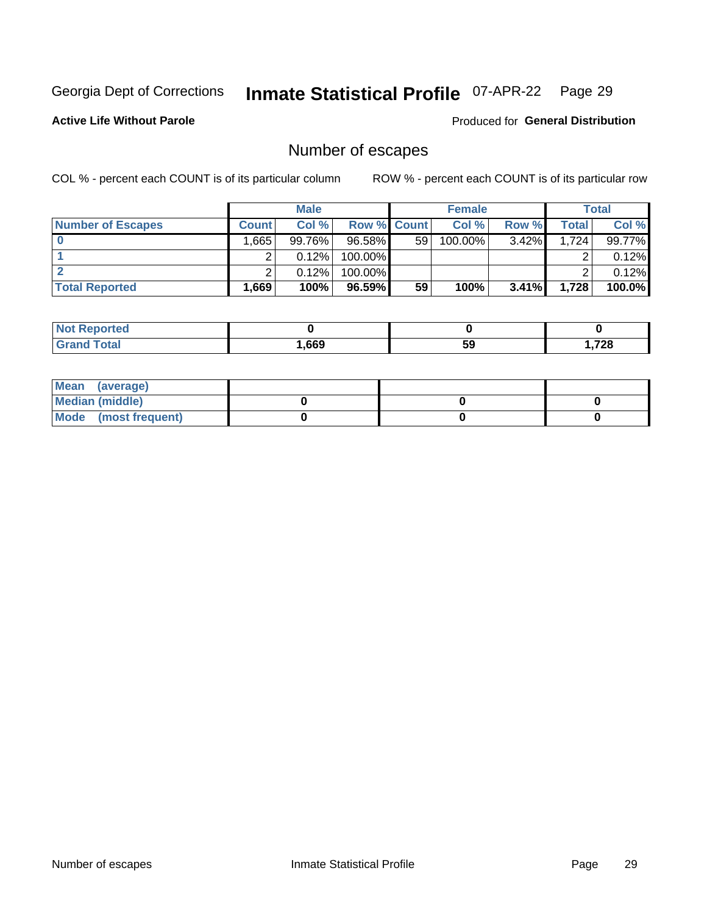Georgia Dept of Corrections **Inmate Statistical Profile** 07-APR-22

**Active Life Without Parole**

Produced for **General Distribution**

## Number of escapes

COL % - percent each COUNT is of its particular column

ROW % - percent each COUNT is of its particular row

| | Male | | | Female | | | Total | |
|---|---|---|---|---|---|---|---|---|
| **Number of Escapes** | **Count** | **Col %** | **Row %** | **Count** | **Col %** | **Row %** | **Total** | **Col %** |
| **0** | 1,665 | 99.76% | 96.58% | 59 | 100.00% | 3.42% | 1,724 | 99.77% |
| **1** | 2 | 0.12% | 100.00% | | | | 2 | 0.12% |
| **2** | 2 | 0.12% | 100.00% | | | | 2 | 0.12% |
| **Total Reported** | **1,669** | **100%** | **96.59%** | **59** | **100%** | **3.41%** | **1,728** | **100.0%** |

| | Male | Female | Total |
|---|---|---|---|
| **Not Reported** | **0** | **0** | **0** |
| **Grand Total** | **1,669** | **59** | **1,728** |

| | Male | Female | Total |
|---|---|---|---|
| **Mean (average)** | | | |
| **Median (middle)** | **0** | **0** | **0** |
| **Mode (most frequent)** | **0** | **0** | **0** |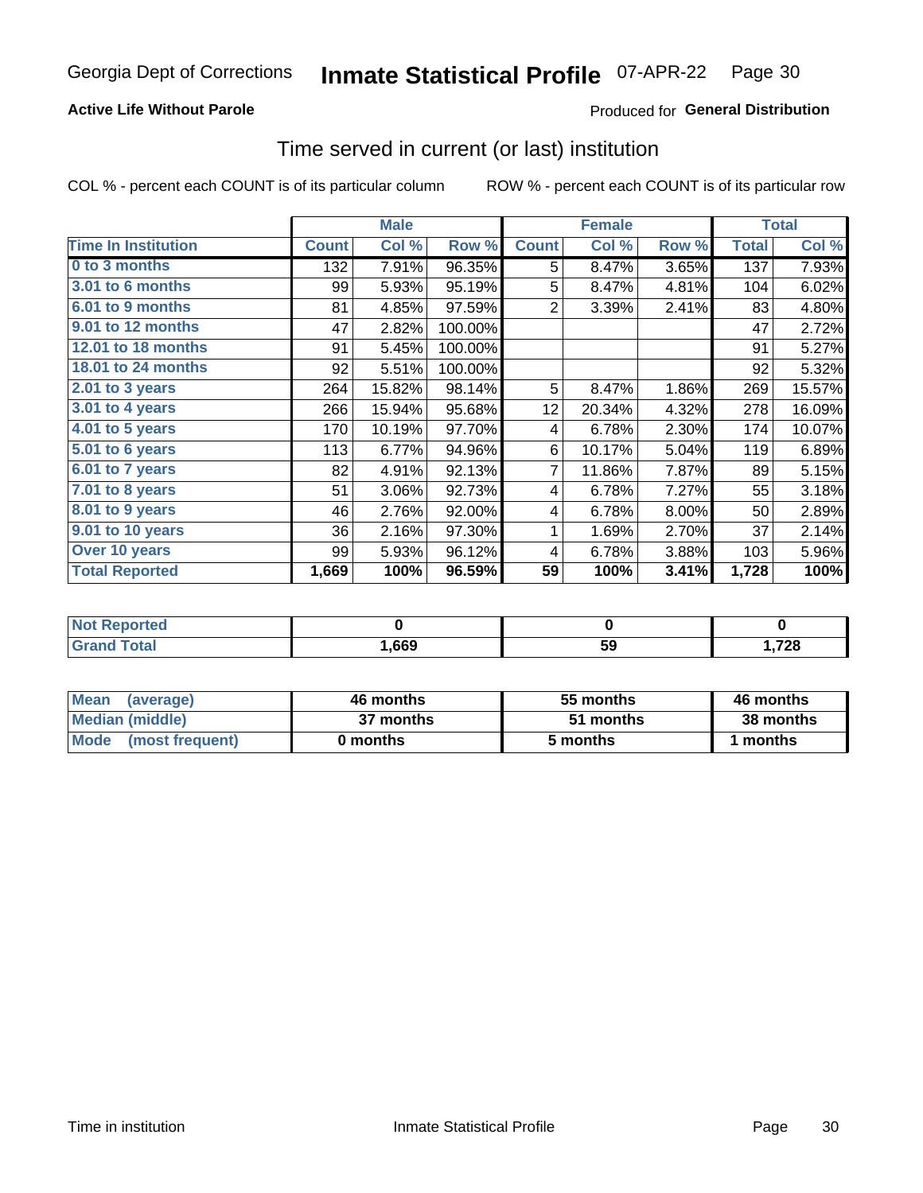Georgia Dept of Corrections **Inmate Statistical Profile** 07-APR-22

**Active Life Without Parole**

Produced for **General Distribution**

## Time served in current (or last) institution

COL % - percent each COUNT is of its particular column ROW % - percent each COUNT is of its particular row

| | Male | | | Female | | | Total | |
|---|---|---|---|---|---|---|---|---|
| **Time In Institution** | **Count** | **Col %** | **Row %** | **Count** | **Col %** | **Row %** | **Total** | **Col %** |
| **0 to 3 months** | 132 | 7.91% | 96.35% | 5 | 8.47% | 3.65% | 137 | 7.93% |
| **3.01 to 6 months** | 99 | 5.93% | 95.19% | 5 | 8.47% | 4.81% | 104 | 6.02% |
| **6.01 to 9 months** | 81 | 4.85% | 97.59% | 2 | 3.39% | 2.41% | 83 | 4.80% |
| **9.01 to 12 months** | 47 | 2.82% | 100.00% | | | | 47 | 2.72% |
| **12.01 to 18 months** | 91 | 5.45% | 100.00% | | | | 91 | 5.27% |
| **18.01 to 24 months** | 92 | 5.51% | 100.00% | | | | 92 | 5.32% |
| **2.01 to 3 years** | 264 | 15.82% | 98.14% | 5 | 8.47% | 1.86% | 269 | 15.57% |
| **3.01 to 4 years** | 266 | 15.94% | 95.68% | 12 | 20.34% | 4.32% | 278 | 16.09% |
| **4.01 to 5 years** | 170 | 10.19% | 97.70% | 4 | 6.78% | 2.30% | 174 | 10.07% |
| **5.01 to 6 years** | 113 | 6.77% | 94.96% | 6 | 10.17% | 5.04% | 119 | 6.89% |
| **6.01 to 7 years** | 82 | 4.91% | 92.13% | 7 | 11.86% | 7.87% | 89 | 5.15% |
| **7.01 to 8 years** | 51 | 3.06% | 92.73% | 4 | 6.78% | 7.27% | 55 | 3.18% |
| **8.01 to 9 years** | 46 | 2.76% | 92.00% | 4 | 6.78% | 8.00% | 50 | 2.89% |
| **9.01 to 10 years** | 36 | 2.16% | 97.30% | 1 | 1.69% | 2.70% | 37 | 2.14% |
| **Over 10 years** | 99 | 5.93% | 96.12% | 4 | 6.78% | 3.88% | 103 | 5.96% |
| **Total Reported** | **1,669** | **100%** | **96.59%** | **59** | **100%** | **3.41%** | **1,728** | **100%** |

| | Male | Female | Total |
|---|---|---|---|
| **Not Reported** | **0** | **0** | **0** |
| **Grand Total** | **1,669** | **59** | **1,728** |

| | Male | Female | Total |
|---|---|---|---|
| **Mean (average)** | **46 months** | **55 months** | **46 months** |
| **Median (middle)** | **37 months** | **51 months** | **38 months** |
| **Mode (most frequent)** | **0 months** | **5 months** | **1 months** |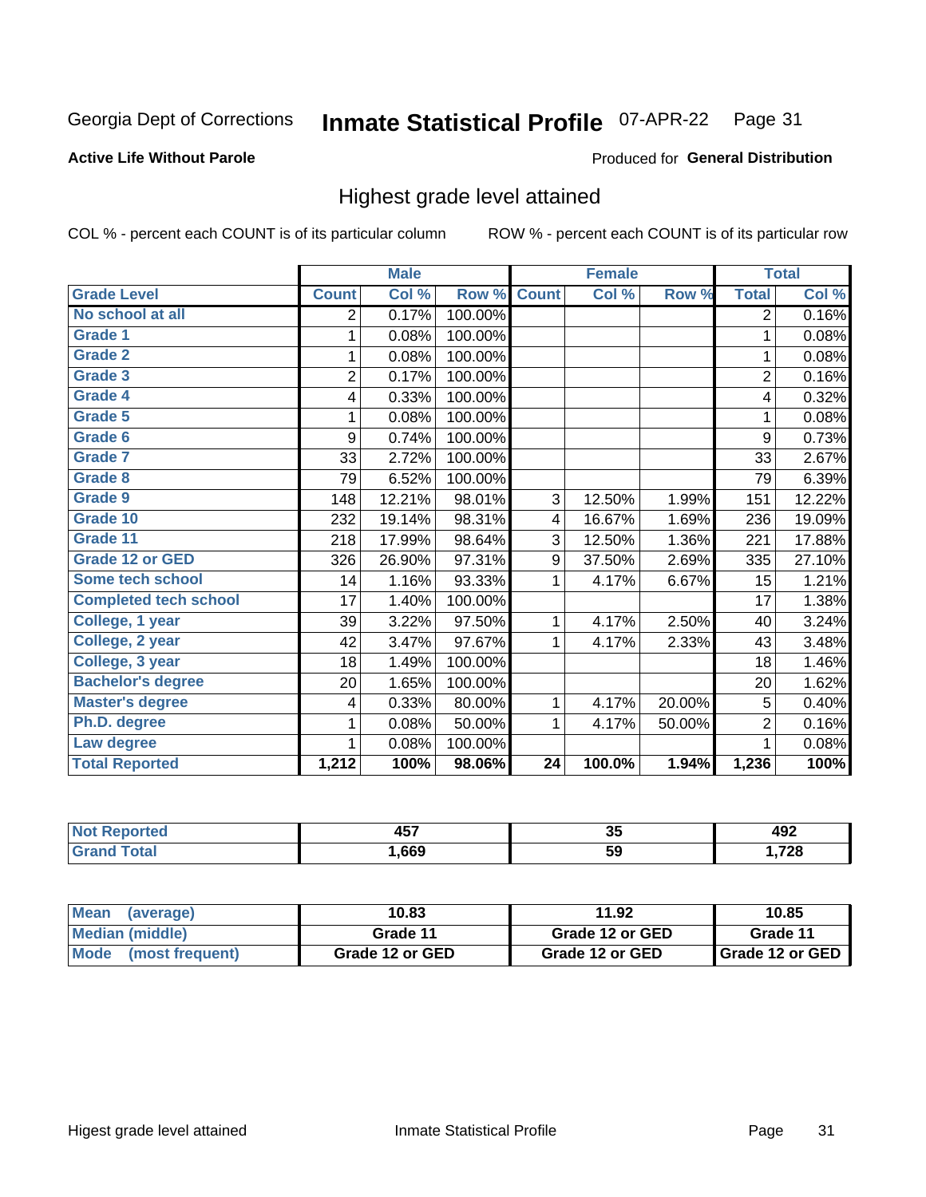Georgia Dept of Corrections **Inmate Statistical Profile** 07-APR-22 Page 31

**Active Life Without Parole**

Produced for **General Distribution**

## Highest grade level attained

COL % - percent each COUNT is of its particular column

ROW % - percent each COUNT is of its particular row

| | Male | | | Female | | | Total | |
|---|---|---|---|---|---|---|---|---|
| **Grade Level** | **Count** | **Col %** | **Row %** | **Count** | **Col %** | **Row %** | **Total** | **Col %** |
| No school at all | 2 | 0.17% | 100.00% | | | | 2 | 0.16% |
| Grade 1 | 1 | 0.08% | 100.00% | | | | 1 | 0.08% |
| Grade 2 | 1 | 0.08% | 100.00% | | | | 1 | 0.08% |
| Grade 3 | 2 | 0.17% | 100.00% | | | | 2 | 0.16% |
| Grade 4 | 4 | 0.33% | 100.00% | | | | 4 | 0.32% |
| Grade 5 | 1 | 0.08% | 100.00% | | | | 1 | 0.08% |
| Grade 6 | 9 | 0.74% | 100.00% | | | | 9 | 0.73% |
| Grade 7 | 33 | 2.72% | 100.00% | | | | 33 | 2.67% |
| Grade 8 | 79 | 6.52% | 100.00% | | | | 79 | 6.39% |
| Grade 9 | 148 | 12.21% | 98.01% | 3 | 12.50% | 1.99% | 151 | 12.22% |
| Grade 10 | 232 | 19.14% | 98.31% | 4 | 16.67% | 1.69% | 236 | 19.09% |
| Grade 11 | 218 | 17.99% | 98.64% | 3 | 12.50% | 1.36% | 221 | 17.88% |
| Grade 12 or GED | 326 | 26.90% | 97.31% | 9 | 37.50% | 2.69% | 335 | 27.10% |
| Some tech school | 14 | 1.16% | 93.33% | 1 | 4.17% | 6.67% | 15 | 1.21% |
| Completed tech school | 17 | 1.40% | 100.00% | | | | 17 | 1.38% |
| College, 1 year | 39 | 3.22% | 97.50% | 1 | 4.17% | 2.50% | 40 | 3.24% |
| College, 2 year | 42 | 3.47% | 97.67% | 1 | 4.17% | 2.33% | 43 | 3.48% |
| College, 3 year | 18 | 1.49% | 100.00% | | | | 18 | 1.46% |
| Bachelor's degree | 20 | 1.65% | 100.00% | | | | 20 | 1.62% |
| Master's degree | 4 | 0.33% | 80.00% | 1 | 4.17% | 20.00% | 5 | 0.40% |
| Ph.D. degree | 1 | 0.08% | 50.00% | 1 | 4.17% | 50.00% | 2 | 0.16% |
| Law degree | 1 | 0.08% | 100.00% | | | | 1 | 0.08% |
| **Total Reported** | **1,212** | **100%** | **98.06%** | **24** | **100.0%** | **1.94%** | **1,236** | **100%** |

| | Male | Female | Total |
|---|---|---|---|
| Not Reported | 457 | 35 | 492 |
| Grand Total | 1,669 | 59 | 1,728 |

| | Male | Female | Total |
|---|---|---|---|
| Mean (average) | 10.83 | 11.92 | 10.85 |
| Median (middle) | Grade 11 | Grade 12 or GED | Grade 11 |
| Mode (most frequent) | Grade 12 or GED | Grade 12 or GED | Grade 12 or GED |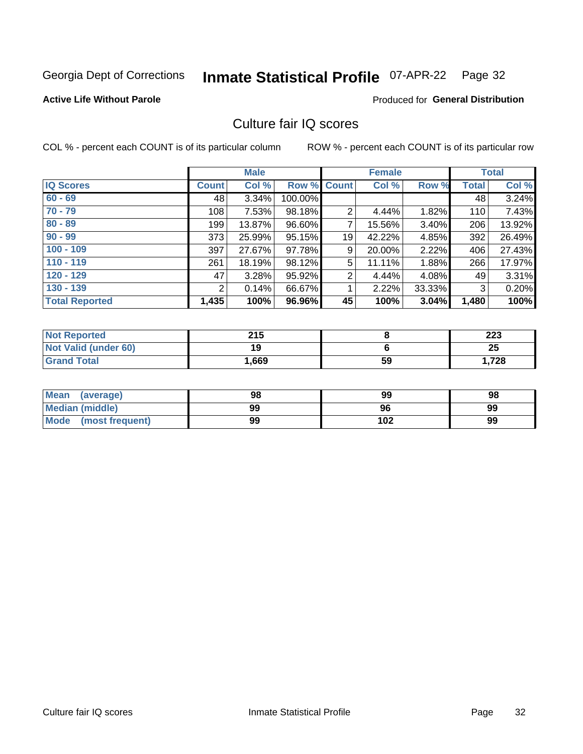Georgia Dept of Corrections **Inmate Statistical Profile** 07-APR-22 Page 32

**Active Life Without Parole**

Produced for **General Distribution**

## Culture fair IQ scores

COL % - percent each COUNT is of its particular column

ROW % - percent each COUNT is of its particular row

| | Male | | | Female | | | Total | |
|---|---|---|---|---|---|---|---|---|
| **IQ Scores** | **Count** | **Col %** | **Row %** | **Count** | **Col %** | **Row %** | **Total** | **Col %** |
| **60 - 69** | 48 | 3.34% | 100.00% | | | | 48 | 3.24% |
| **70 - 79** | 108 | 7.53% | 98.18% | 2 | 4.44% | 1.82% | 110 | 7.43% |
| **80 - 89** | 199 | 13.87% | 96.60% | 7 | 15.56% | 3.40% | 206 | 13.92% |
| **90 - 99** | 373 | 25.99% | 95.15% | 19 | 42.22% | 4.85% | 392 | 26.49% |
| **100 - 109** | 397 | 27.67% | 97.78% | 9 | 20.00% | 2.22% | 406 | 27.43% |
| **110 - 119** | 261 | 18.19% | 98.12% | 5 | 11.11% | 1.88% | 266 | 17.97% |
| **120 - 129** | 47 | 3.28% | 95.92% | 2 | 4.44% | 4.08% | 49 | 3.31% |
| **130 - 139** | 2 | 0.14% | 66.67% | 1 | 2.22% | 33.33% | 3 | 0.20% |
| **Total Reported** | **1,435** | **100%** | **96.96%** | **45** | **100%** | **3.04%** | **1,480** | **100%** |

| | Male | Female | Total |
|---|---|---|---|
| **Not Reported** | **215** | **8** | **223** |
| **Not Valid (under 60)** | **19** | **6** | **25** |
| **Grand Total** | **1,669** | **59** | **1,728** |

| | Male | Female | Total |
|---|---|---|---|
| **Mean (average)** | **98** | **99** | **98** |
| **Median (middle)** | **99** | **96** | **99** |
| **Mode (most frequent)** | **99** | **102** | **99** |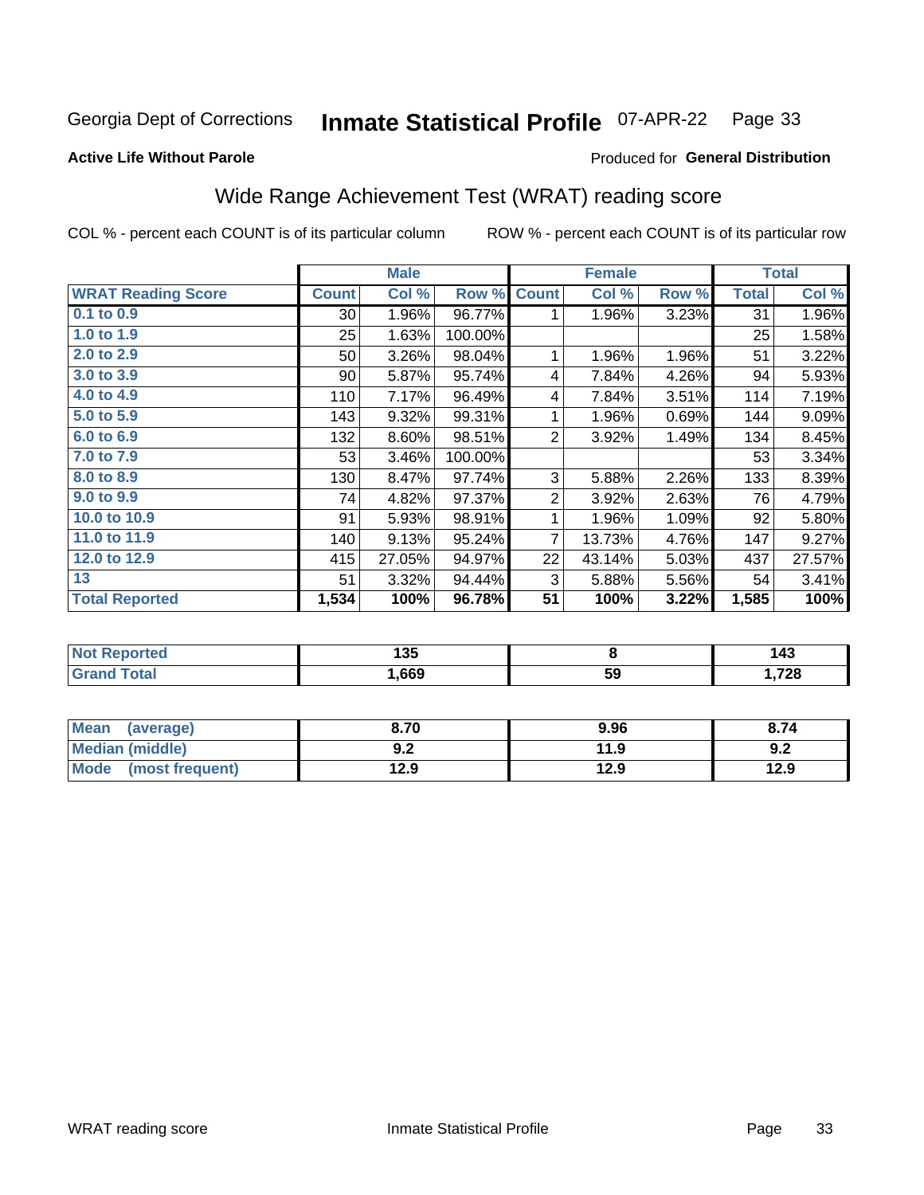Georgia Dept of Corrections **Inmate Statistical Profile** 07-APR-22

**Active Life Without Parole**

Produced for **General Distribution**

## Wide Range Achievement Test (WRAT) reading score

COL % - percent each COUNT is of its particular column ROW % - percent each COUNT is of its particular row

| | Male | | | Female | | | Total | |
|---|---|---|---|---|---|---|---|---|
| **WRAT Reading Score** | **Count** | **Col %** | **Row %** | **Count** | **Col %** | **Row %** | **Total** | **Col %** |
| 0.1 to 0.9 | 30 | 1.96% | 96.77% | 1 | 1.96% | 3.23% | 31 | 1.96% |
| 1.0 to 1.9 | 25 | 1.63% | 100.00% | | | | 25 | 1.58% |
| 2.0 to 2.9 | 50 | 3.26% | 98.04% | 1 | 1.96% | 1.96% | 51 | 3.22% |
| 3.0 to 3.9 | 90 | 5.87% | 95.74% | 4 | 7.84% | 4.26% | 94 | 5.93% |
| 4.0 to 4.9 | 110 | 7.17% | 96.49% | 4 | 7.84% | 3.51% | 114 | 7.19% |
| 5.0 to 5.9 | 143 | 9.32% | 99.31% | 1 | 1.96% | 0.69% | 144 | 9.09% |
| 6.0 to 6.9 | 132 | 8.60% | 98.51% | 2 | 3.92% | 1.49% | 134 | 8.45% |
| 7.0 to 7.9 | 53 | 3.46% | 100.00% | | | | 53 | 3.34% |
| 8.0 to 8.9 | 130 | 8.47% | 97.74% | 3 | 5.88% | 2.26% | 133 | 8.39% |
| 9.0 to 9.9 | 74 | 4.82% | 97.37% | 2 | 3.92% | 2.63% | 76 | 4.79% |
| 10.0 to 10.9 | 91 | 5.93% | 98.91% | 1 | 1.96% | 1.09% | 92 | 5.80% |
| 11.0 to 11.9 | 140 | 9.13% | 95.24% | 7 | 13.73% | 4.76% | 147 | 9.27% |
| 12.0 to 12.9 | 415 | 27.05% | 94.97% | 22 | 43.14% | 5.03% | 437 | 27.57% |
| 13 | 51 | 3.32% | 94.44% | 3 | 5.88% | 5.56% | 54 | 3.41% |
| **Total Reported** | **1,534** | **100%** | **96.78%** | **51** | **100%** | **3.22%** | **1,585** | **100%** |

| | Male | Female | Total |
|---|---|---|---|
| Not Reported | 135 | 8 | 143 |
| Grand Total | 1,669 | 59 | 1,728 |

| | Male | Female | Total |
|---|---|---|---|
| Mean (average) | 8.70 | 9.96 | 8.74 |
| Median (middle) | 9.2 | 11.9 | 9.2 |
| Mode (most frequent) | 12.9 | 12.9 | 12.9 |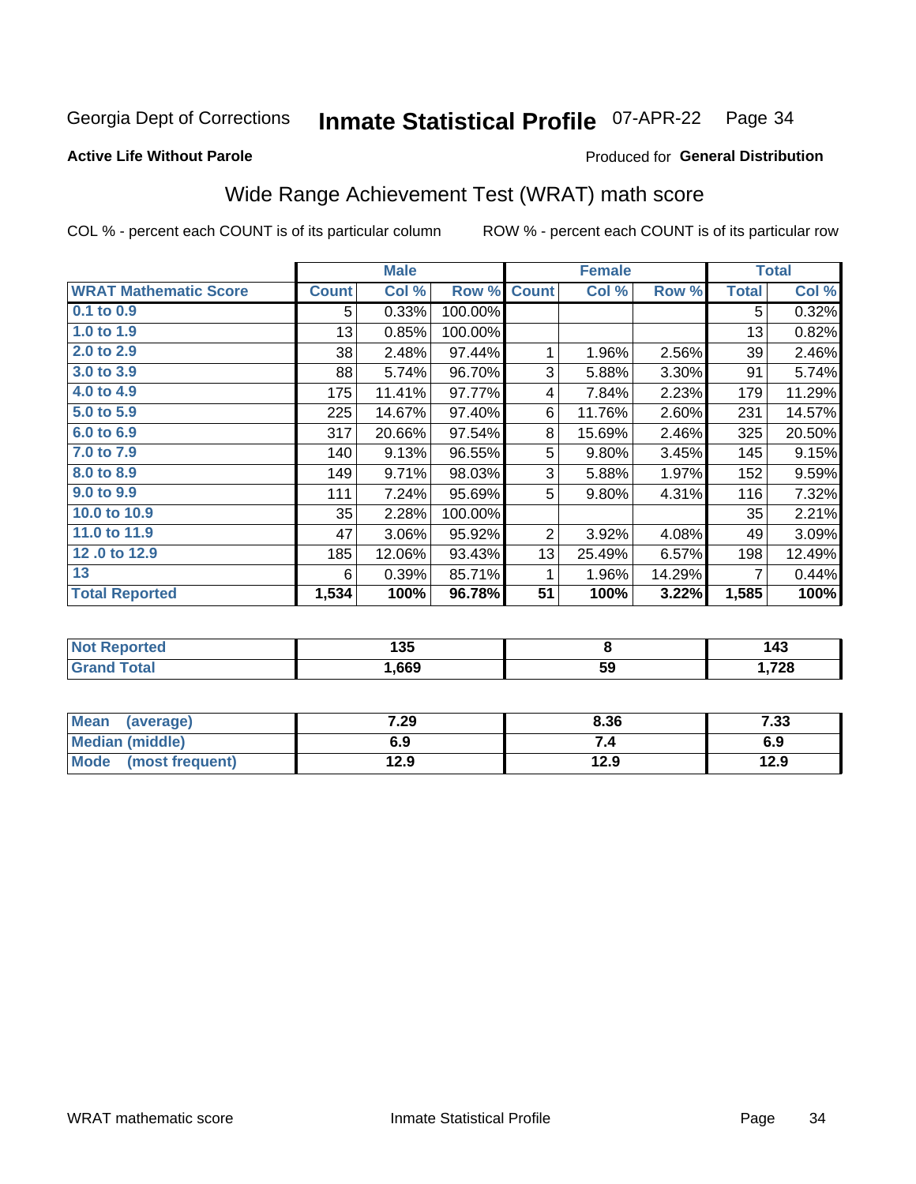Georgia Dept of Corrections **Inmate Statistical Profile** 07-APR-22

**Active Life Without Parole**

Produced for **General Distribution**

## Wide Range Achievement Test (WRAT) math score

COL % - percent each COUNT is of its particular column ROW % - percent each COUNT is of its particular row

| | Male | | | Female | | | Total | |
|---|---|---|---|---|---|---|---|---|
| **WRAT Mathematic Score** | **Count** | **Col %** | **Row %** | **Count** | **Col %** | **Row %** | **Total** | **Col %** |
| 0.1 to 0.9 | 5 | 0.33% | 100.00% | | | | 5 | 0.32% |
| 1.0 to 1.9 | 13 | 0.85% | 100.00% | | | | 13 | 0.82% |
| 2.0 to 2.9 | 38 | 2.48% | 97.44% | 1 | 1.96% | 2.56% | 39 | 2.46% |
| 3.0 to 3.9 | 88 | 5.74% | 96.70% | 3 | 5.88% | 3.30% | 91 | 5.74% |
| 4.0 to 4.9 | 175 | 11.41% | 97.77% | 4 | 7.84% | 2.23% | 179 | 11.29% |
| 5.0 to 5.9 | 225 | 14.67% | 97.40% | 6 | 11.76% | 2.60% | 231 | 14.57% |
| 6.0 to 6.9 | 317 | 20.66% | 97.54% | 8 | 15.69% | 2.46% | 325 | 20.50% |
| 7.0 to 7.9 | 140 | 9.13% | 96.55% | 5 | 9.80% | 3.45% | 145 | 9.15% |
| 8.0 to 8.9 | 149 | 9.71% | 98.03% | 3 | 5.88% | 1.97% | 152 | 9.59% |
| 9.0 to 9.9 | 111 | 7.24% | 95.69% | 5 | 9.80% | 4.31% | 116 | 7.32% |
| 10.0 to 10.9 | 35 | 2.28% | 100.00% | | | | 35 | 2.21% |
| 11.0 to 11.9 | 47 | 3.06% | 95.92% | 2 | 3.92% | 4.08% | 49 | 3.09% |
| 12 .0 to 12.9 | 185 | 12.06% | 93.43% | 13 | 25.49% | 6.57% | 198 | 12.49% |
| 13 | 6 | 0.39% | 85.71% | 1 | 1.96% | 14.29% | 7 | 0.44% |
| **Total Reported** | **1,534** | **100%** | **96.78%** | **51** | **100%** | **3.22%** | **1,585** | **100%** |

| | Male | Female | Total |
|---|---|---|---|
| Not Reported | 135 | 8 | 143 |
| Grand Total | 1,669 | 59 | 1,728 |

| | Male | Female | Total |
|---|---|---|---|
| Mean (average) | 7.29 | 8.36 | 7.33 |
| Median (middle) | 6.9 | 7.4 | 6.9 |
| Mode (most frequent) | 12.9 | 12.9 | 12.9 |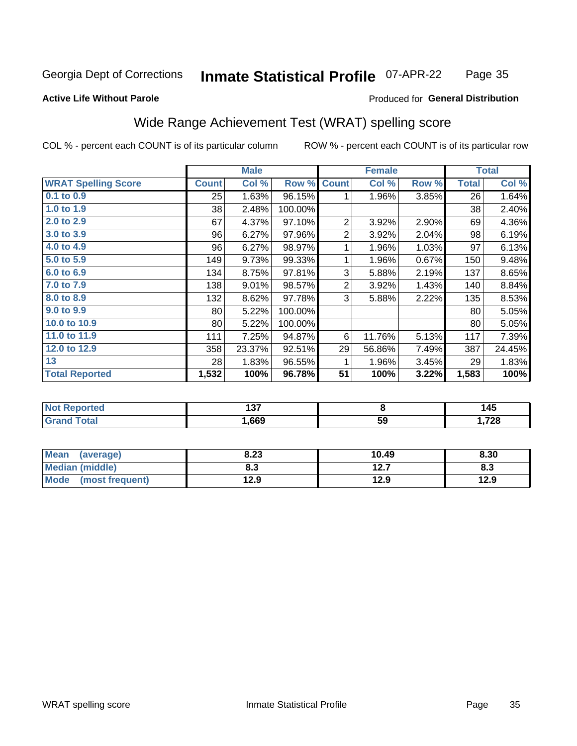Georgia Dept of Corrections **Inmate Statistical Profile** 07-APR-22

**Active Life Without Parole** Produced for **General Distribution**

## Wide Range Achievement Test (WRAT) spelling score

COL % - percent each COUNT is of its particular column ROW % - percent each COUNT is of its particular row

| | Male | | | Female | | | Total | |
|---|---|---|---|---|---|---|---|---|
| **WRAT Spelling Score** | **Count** | **Col %** | **Row %** | **Count** | **Col %** | **Row %** | **Total** | **Col %** |
| 0.1 to 0.9 | 25 | 1.63% | 96.15% | 1 | 1.96% | 3.85% | 26 | 1.64% |
| 1.0 to 1.9 | 38 | 2.48% | 100.00% | | | | 38 | 2.40% |
| 2.0 to 2.9 | 67 | 4.37% | 97.10% | 2 | 3.92% | 2.90% | 69 | 4.36% |
| 3.0 to 3.9 | 96 | 6.27% | 97.96% | 2 | 3.92% | 2.04% | 98 | 6.19% |
| 4.0 to 4.9 | 96 | 6.27% | 98.97% | 1 | 1.96% | 1.03% | 97 | 6.13% |
| 5.0 to 5.9 | 149 | 9.73% | 99.33% | 1 | 1.96% | 0.67% | 150 | 9.48% |
| 6.0 to 6.9 | 134 | 8.75% | 97.81% | 3 | 5.88% | 2.19% | 137 | 8.65% |
| 7.0 to 7.9 | 138 | 9.01% | 98.57% | 2 | 3.92% | 1.43% | 140 | 8.84% |
| 8.0 to 8.9 | 132 | 8.62% | 97.78% | 3 | 5.88% | 2.22% | 135 | 8.53% |
| 9.0 to 9.9 | 80 | 5.22% | 100.00% | | | | 80 | 5.05% |
| 10.0 to 10.9 | 80 | 5.22% | 100.00% | | | | 80 | 5.05% |
| 11.0 to 11.9 | 111 | 7.25% | 94.87% | 6 | 11.76% | 5.13% | 117 | 7.39% |
| 12.0 to 12.9 | 358 | 23.37% | 92.51% | 29 | 56.86% | 7.49% | 387 | 24.45% |
| 13 | 28 | 1.83% | 96.55% | 1 | 1.96% | 3.45% | 29 | 1.83% |
| **Total Reported** | **1,532** | **100%** | **96.78%** | **51** | **100%** | **3.22%** | **1,583** | **100%** |

| | Male | Female | Total |
|---|---|---|---|
| Not Reported | 137 | 8 | 145 |
| Grand Total | 1,669 | 59 | 1,728 |

| | Male | Female | Total |
|---|---|---|---|
| Mean (average) | 8.23 | 10.49 | 8.30 |
| Median (middle) | 8.3 | 12.7 | 8.3 |
| Mode (most frequent) | 12.9 | 12.9 | 12.9 |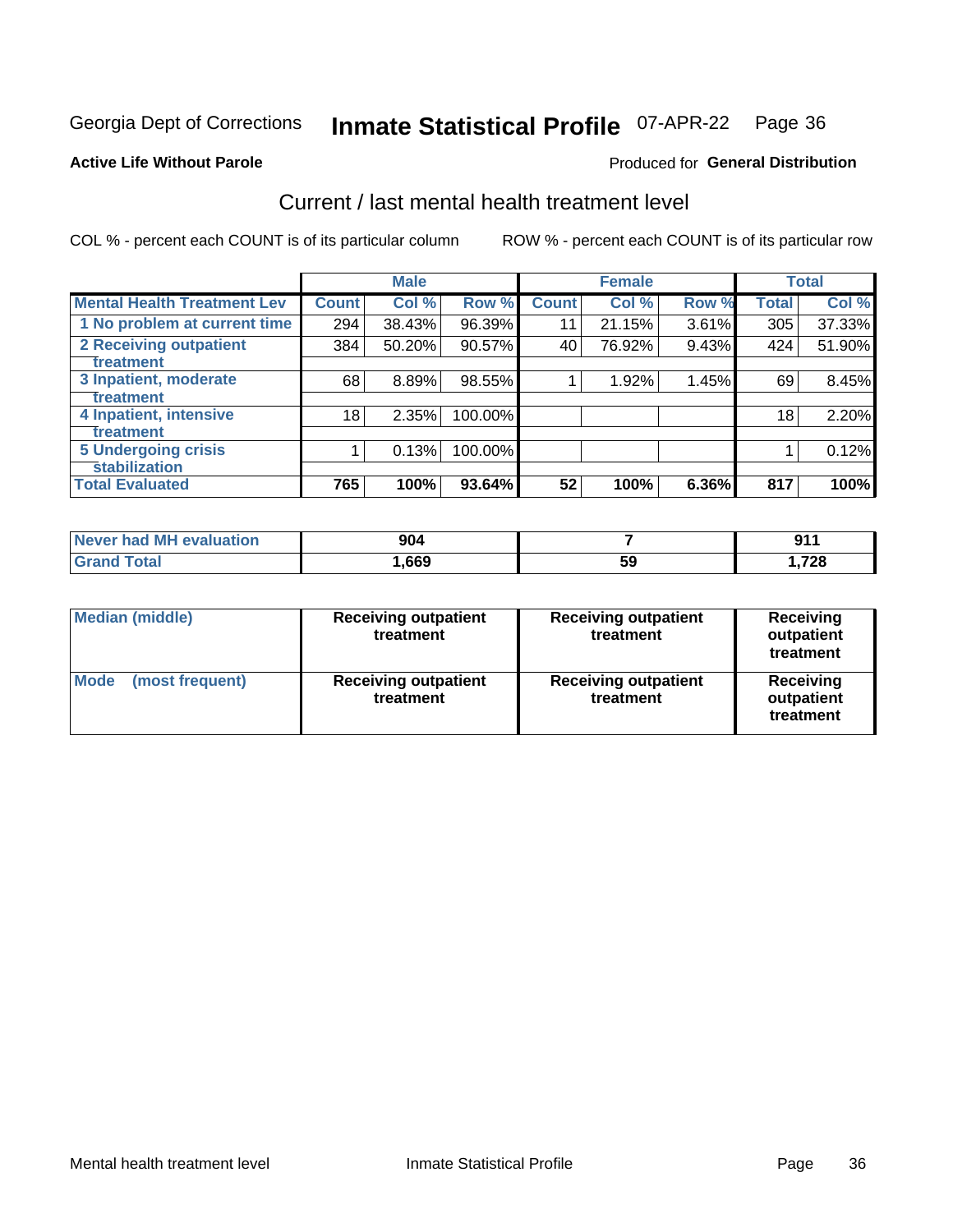Georgia Dept of Corrections **Inmate Statistical Profile** 07-APR-22

**Active Life Without Parole**

Produced for **General Distribution**

## Current / last mental health treatment level

COL % - percent each COUNT is of its particular column

ROW % - percent each COUNT is of its particular row

| | Male | | | Female | | | Total | |
|---|---|---|---|---|---|---|---|---|
| **Mental Health Treatment Lev** | **Count** | **Col %** | **Row %** | **Count** | **Col %** | **Row %** | **Total** | **Col %** |
| **1 No problem at current time** | 294 | 38.43% | 96.39% | 11 | 21.15% | 3.61% | 305 | 37.33% |
| **2 Receiving outpatient treatment** | 384 | 50.20% | 90.57% | 40 | 76.92% | 9.43% | 424 | 51.90% |
| **3 Inpatient, moderate treatment** | 68 | 8.89% | 98.55% | 1 | 1.92% | 1.45% | 69 | 8.45% |
| **4 Inpatient, intensive treatment** | 18 | 2.35% | 100.00% | | | | 18 | 2.20% |
| **5 Undergoing crisis stabilization** | 1 | 0.13% | 100.00% | | | | 1 | 0.12% |
| **Total Evaluated** | **765** | **100%** | **93.64%** | **52** | **100%** | **6.36%** | **817** | **100%** |

| | Male | Female | Total |
|---|---|---|---|
| **Never had MH evaluation** | **904** | **7** | **911** |
| **Grand Total** | **1,669** | **59** | **1,728** |

| | Male | Female | Total |
|---|---|---|---|
| **Median (middle)** | **Receiving outpatient treatment** | **Receiving outpatient treatment** | **Receiving outpatient treatment** |
| **Mode (most frequent)** | **Receiving outpatient treatment** | **Receiving outpatient treatment** | **Receiving outpatient treatment** |

Mental health treatment level

Inmate Statistical Profile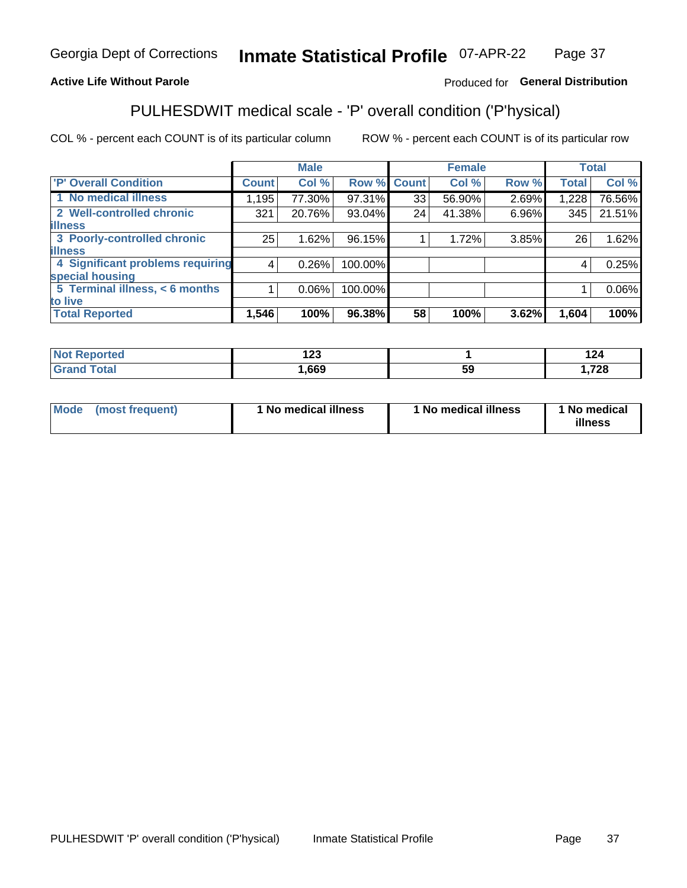Georgia Dept of Corrections **Inmate Statistical Profile** 07-APR-22

**Active Life Without Parole**

Produced for **General Distribution**

## PULHESDWIT medical scale - 'P' overall condition ('P'hysical)

COL % - percent each COUNT is of its particular column ROW % - percent each COUNT is of its particular row

| | Male | | | Female | | | Total | |
|---|---|---|---|---|---|---|---|---|
| 'P' Overall Condition | Count | Col % | Row % | Count | Col % | Row % | Total | Col % |
| 1 No medical illness | 1,195 | 77.30% | 97.31% | 33 | 56.90% | 2.69% | 1,228 | 76.56% |
| 2 Well-controlled chronic illness | 321 | 20.76% | 93.04% | 24 | 41.38% | 6.96% | 345 | 21.51% |
| 3 Poorly-controlled chronic illness | 25 | 1.62% | 96.15% | 1 | 1.72% | 3.85% | 26 | 1.62% |
| 4 Significant problems requiring special housing | 4 | 0.26% | 100.00% | | | | 4 | 0.25% |
| 5 Terminal illness, < 6 months to live | 1 | 0.06% | 100.00% | | | | 1 | 0.06% |
| **Total Reported** | **1,546** | **100%** | **96.38%** | **58** | **100%** | **3.62%** | **1,604** | **100%** |

| | Male | Female | Total |
|---|---|---|---|
| Not Reported | 123 | 1 | 124 |
| Grand Total | 1,669 | 59 | 1,728 |

| | Male | Female | Total |
|---|---|---|---|
| Mode (most frequent) | 1 No medical illness | 1 No medical illness | 1 No medical illness |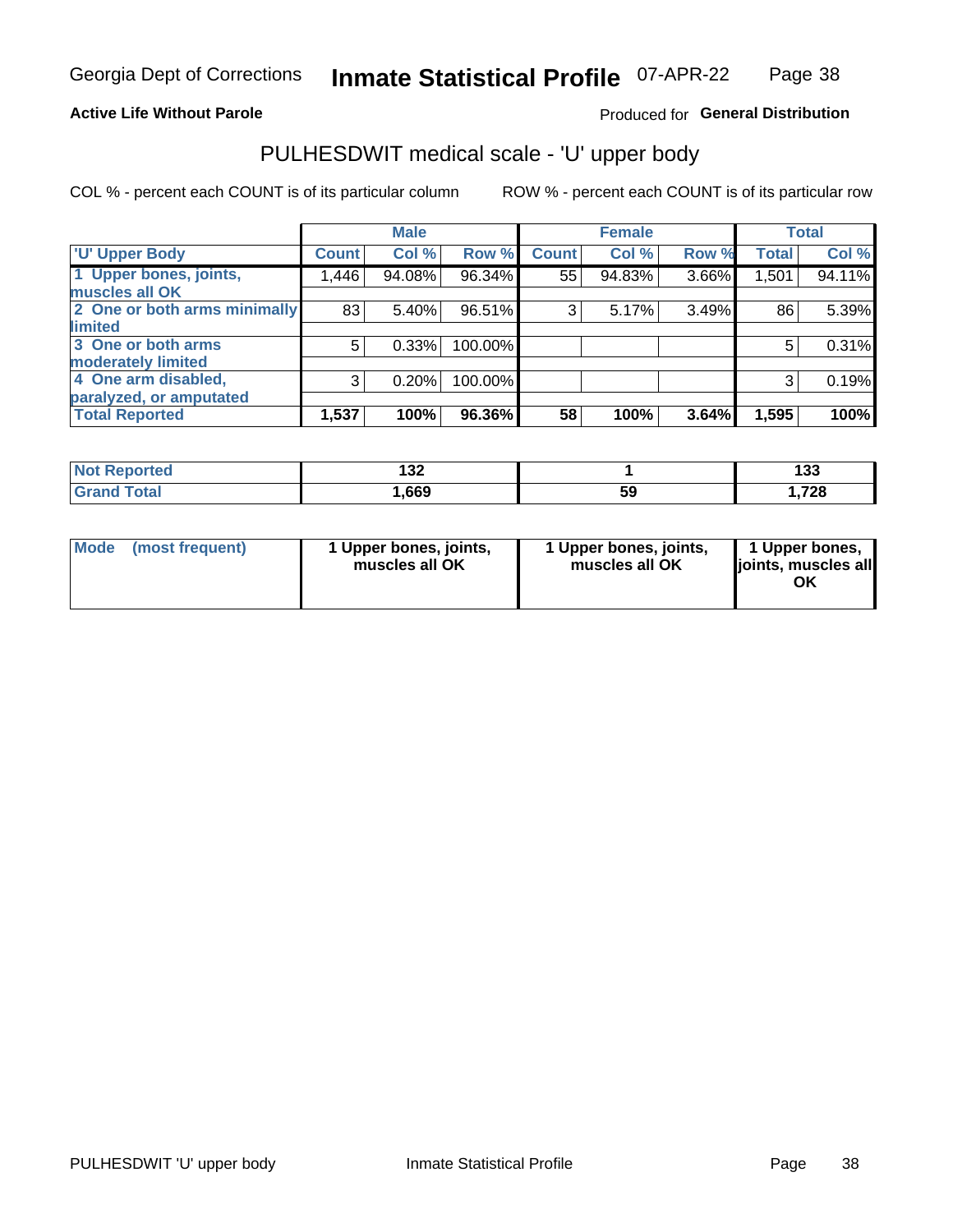Georgia Dept of Corrections **Inmate Statistical Profile** 07-APR-22

**Active Life Without Parole** Produced for **General Distribution**

## PULHESDWIT medical scale - 'U' upper body

COL % - percent each COUNT is of its particular column ROW % - percent each COUNT is of its particular row

| | Male | | | Female | | | Total | |
|---|---|---|---|---|---|---|---|---|
| 'U' Upper Body | Count | Col % | Row % | Count | Col % | Row % | Total | Col % |
| 1 Upper bones, joints, muscles all OK | 1,446 | 94.08% | 96.34% | 55 | 94.83% | 3.66% | 1,501 | 94.11% |
| 2 One or both arms minimally limited | 83 | 5.40% | 96.51% | 3 | 5.17% | 3.49% | 86 | 5.39% |
| 3 One or both arms moderately limited | 5 | 0.33% | 100.00% | | | | 5 | 0.31% |
| 4 One arm disabled, paralyzed, or amputated | 3 | 0.20% | 100.00% | | | | 3 | 0.19% |
| **Total Reported** | **1,537** | **100%** | **96.36%** | **58** | **100%** | **3.64%** | **1,595** | **100%** |

| | Male | Female | Total |
|---|---|---|---|
| Not Reported | 132 | 1 | 133 |
| Grand Total | 1,669 | 59 | 1,728 |

| | Male | Female | Total |
|---|---|---|---|
| Mode (most frequent) | 1 Upper bones, joints, muscles all OK | 1 Upper bones, joints, muscles all OK | 1 Upper bones, joints, muscles all OK |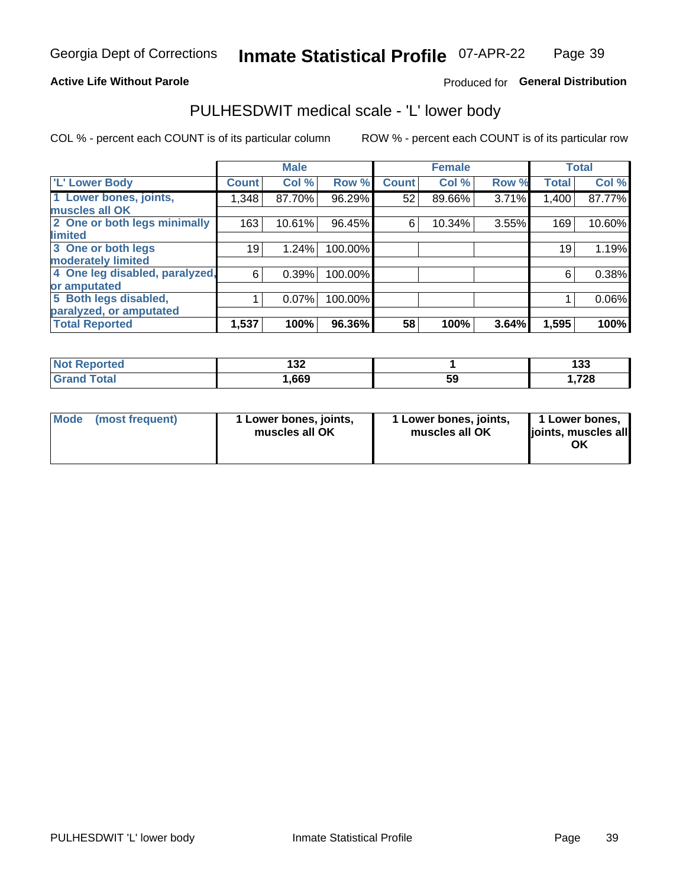# Georgia Dept of Corrections — Inmate Statistical Profile — 07-APR-22

**Active Life Without Parole** — Produced for **General Distribution**

## PULHESDWIT medical scale - 'L' lower body

COL % - percent each COUNT is of its particular column    ROW % - percent each COUNT is of its particular row

| 'L' Lower Body | Male | | | Female | | | Total | |
|---|---|---|---|---|---|---|---|---|
| | Count | Col % | Row % | Count | Col % | Row % | Total | Col % |
| 1 Lower bones, joints, muscles all OK | 1,348 | 87.70% | 96.29% | 52 | 89.66% | 3.71% | 1,400 | 87.77% |
| 2 One or both legs minimally limited | 163 | 10.61% | 96.45% | 6 | 10.34% | 3.55% | 169 | 10.60% |
| 3 One or both legs moderately limited | 19 | 1.24% | 100.00% | | | | 19 | 1.19% |
| 4 One leg disabled, paralyzed, or amputated | 6 | 0.39% | 100.00% | | | | 6 | 0.38% |
| 5 Both legs disabled, paralyzed, or amputated | 1 | 0.07% | 100.00% | | | | 1 | 0.06% |
| **Total Reported** | **1,537** | **100%** | **96.36%** | **58** | **100%** | **3.64%** | **1,595** | **100%** |

| | Male | Female | Total |
|---|---|---|---|
| Not Reported | 132 | 1 | 133 |
| Grand Total | 1,669 | 59 | 1,728 |

| | Male | Female | Total |
|---|---|---|---|
| Mode (most frequent) | 1 Lower bones, joints, muscles all OK | 1 Lower bones, joints, muscles all OK | 1 Lower bones, joints, muscles all OK |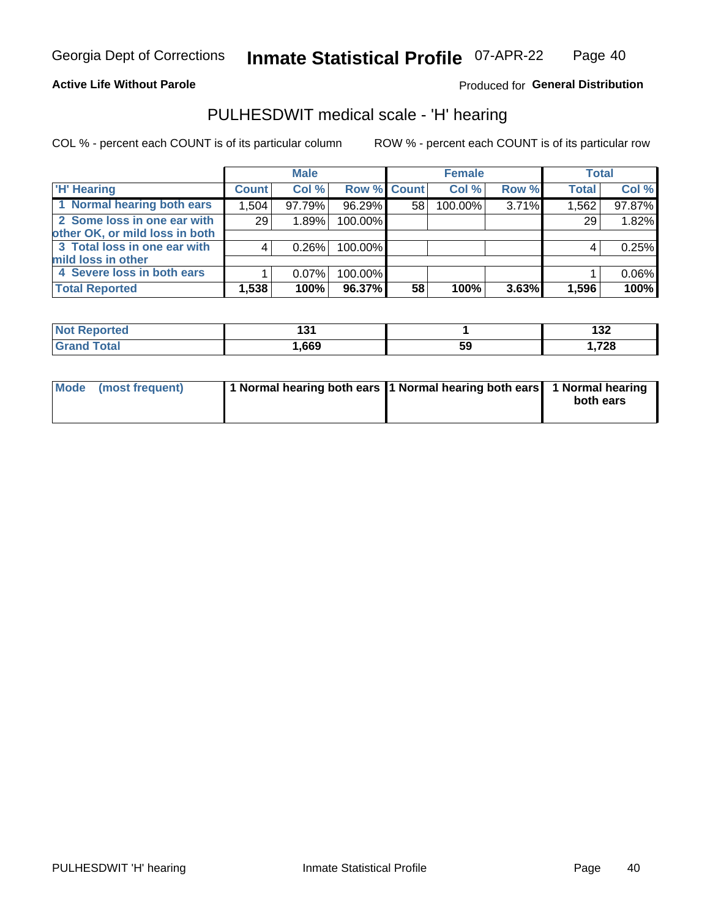Georgia Dept of Corrections **Inmate Statistical Profile** 07-APR-22

**Active Life Without Parole**

Produced for **General Distribution**

## PULHESDWIT medical scale - 'H' hearing

COL % - percent each COUNT is of its particular column ROW % - percent each COUNT is of its particular row

| | Male | | | Female | | | Total | |
|---|---|---|---|---|---|---|---|---|
| 'H' Hearing | Count | Col % | Row % | Count | Col % | Row % | Total | Col % |
| 1 Normal hearing both ears | 1,504 | 97.79% | 96.29% | 58 | 100.00% | 3.71% | 1,562 | 97.87% |
| 2 Some loss in one ear with other OK, or mild loss in both | 29 | 1.89% | 100.00% | | | | 29 | 1.82% |
| 3 Total loss in one ear with mild loss in other | 4 | 0.26% | 100.00% | | | | 4 | 0.25% |
| 4 Severe loss in both ears | 1 | 0.07% | 100.00% | | | | 1 | 0.06% |
| **Total Reported** | **1,538** | **100%** | **96.37%** | **58** | **100%** | **3.63%** | **1,596** | **100%** |

| | Male | Female | Total |
|---|---|---|---|
| Not Reported | 131 | 1 | 132 |
| Grand Total | 1,669 | 59 | 1,728 |

| | Male | Female | Total |
|---|---|---|---|
| Mode (most frequent) | 1 Normal hearing both ears | 1 Normal hearing both ears | 1 Normal hearing both ears |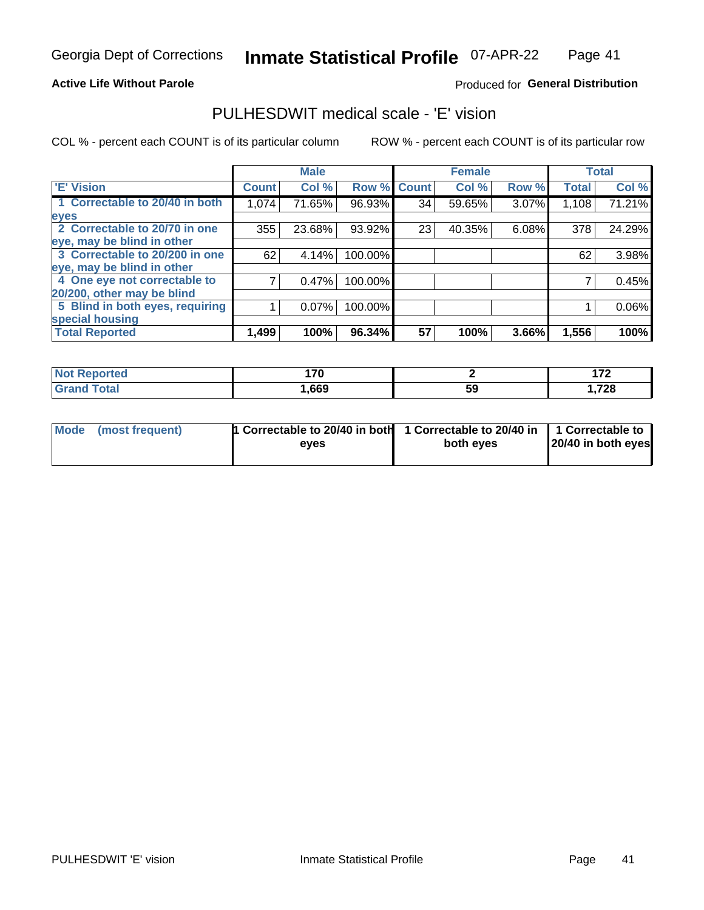Georgia Dept of Corrections **Inmate Statistical Profile** 07-APR-22

**Active Life Without Parole**

Produced for **General Distribution**

## PULHESDWIT medical scale - 'E' vision

COL % - percent each COUNT is of its particular column

ROW % - percent each COUNT is of its particular row

| | Male | | | Female | | | Total | |
|---|---|---|---|---|---|---|---|---|
| 'E' Vision | Count | Col % | Row % | Count | Col % | Row % | Total | Col % |
| 1 Correctable to 20/40 in both eyes | 1,074 | 71.65% | 96.93% | 34 | 59.65% | 3.07% | 1,108 | 71.21% |
| 2 Correctable to 20/70 in one eye, may be blind in other | 355 | 23.68% | 93.92% | 23 | 40.35% | 6.08% | 378 | 24.29% |
| 3 Correctable to 20/200 in one eye, may be blind in other | 62 | 4.14% | 100.00% | | | | 62 | 3.98% |
| 4 One eye not correctable to 20/200, other may be blind | 7 | 0.47% | 100.00% | | | | 7 | 0.45% |
| 5 Blind in both eyes, requiring special housing | 1 | 0.07% | 100.00% | | | | 1 | 0.06% |
| **Total Reported** | **1,499** | **100%** | **96.34%** | **57** | **100%** | **3.66%** | **1,556** | **100%** |

| | Male | Female | Total |
|---|---|---|---|
| **Not Reported** | **170** | **2** | **172** |
| **Grand Total** | **1,669** | **59** | **1,728** |

| | Male | Female | Total |
|---|---|---|---|
| **Mode (most frequent)** | **1 Correctable to 20/40 in both eyes** | **1 Correctable to 20/40 in both eyes** | **1 Correctable to 20/40 in both eyes** |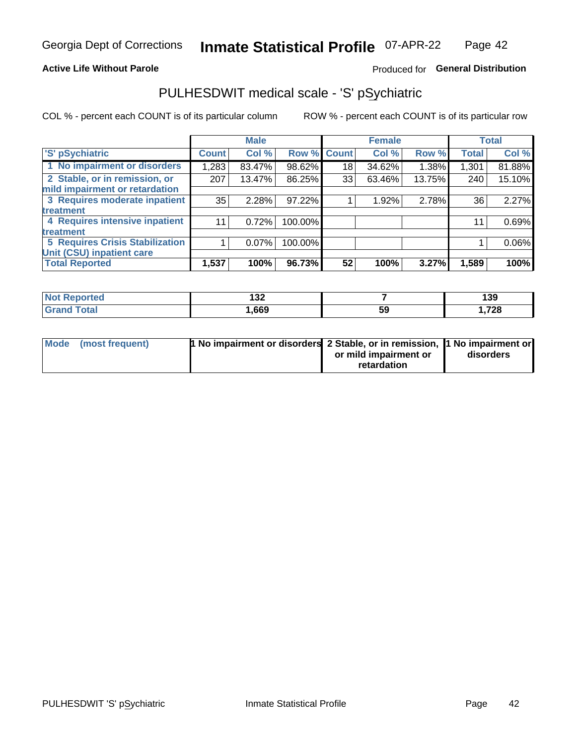**Active Life Without Parole**

Produced for **General Distribution**

## PULHESDWIT medical scale - 'S' pSychiatric

COL % - percent each COUNT is of its particular column

ROW % - percent each COUNT is of its particular row

| | Male | | | Female | | | Total | |
|---|---|---|---|---|---|---|---|---|
| 'S' pSychiatric | Count | Col % | Row % | Count | Col % | Row % | Total | Col % |
| 1 No impairment or disorders | 1,283 | 83.47% | 98.62% | 18 | 34.62% | 1.38% | 1,301 | 81.88% |
| 2 Stable, or in remission, or mild impairment or retardation | 207 | 13.47% | 86.25% | 33 | 63.46% | 13.75% | 240 | 15.10% |
| 3 Requires moderate inpatient treatment | 35 | 2.28% | 97.22% | 1 | 1.92% | 2.78% | 36 | 2.27% |
| 4 Requires intensive inpatient treatment | 11 | 0.72% | 100.00% | | | | 11 | 0.69% |
| 5 Requires Crisis Stabilization Unit (CSU) inpatient care | 1 | 0.07% | 100.00% | | | | 1 | 0.06% |
| **Total Reported** | **1,537** | **100%** | **96.73%** | **52** | **100%** | **3.27%** | **1,589** | **100%** |

| | Male | Female | Total |
|---|---|---|---|
| Not Reported | 132 | 7 | 139 |
| Grand Total | 1,669 | 59 | 1,728 |

| | Male | Female | Total |
|---|---|---|---|
| Mode (most frequent) | 1 No impairment or disorders | 2 Stable, or in remission, or mild impairment or retardation | 1 No impairment or disorders |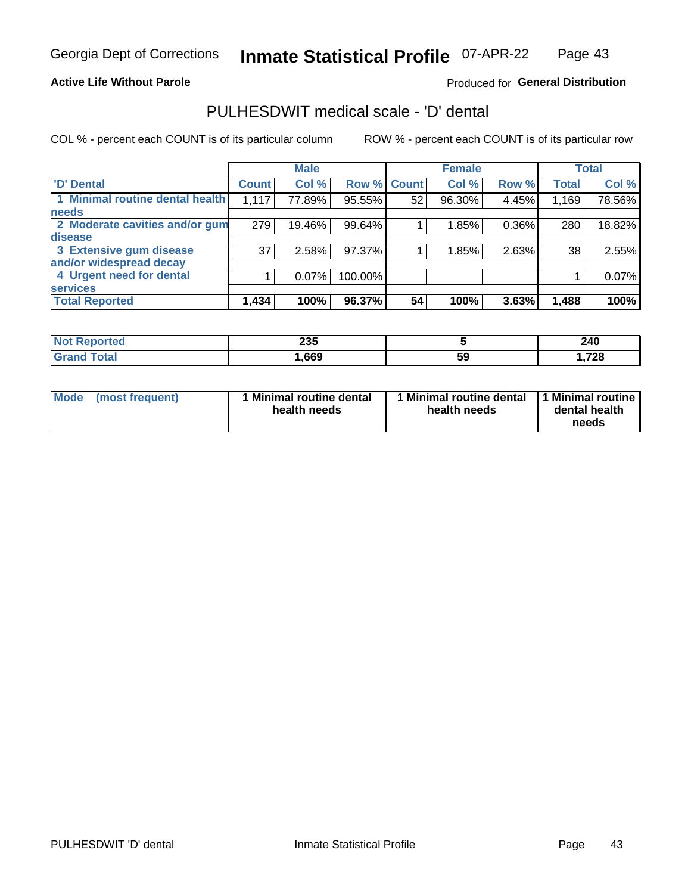Georgia Dept of Corrections **Inmate Statistical Profile** 07-APR-22

**Active Life Without Parole**

Produced for **General Distribution**

## PULHESDWIT medical scale - 'D' dental

COL % - percent each COUNT is of its particular column

ROW % - percent each COUNT is of its particular row

| | Male | | | Female | | | Total | |
|---|---|---|---|---|---|---|---|---|
| **'D' Dental** | **Count** | **Col %** | **Row %** | **Count** | **Col %** | **Row %** | **Total** | **Col %** |
| **1 Minimal routine dental health needs** | 1,117 | 77.89% | 95.55% | 52 | 96.30% | 4.45% | 1,169 | 78.56% |
| **2 Moderate cavities and/or gum disease** | 279 | 19.46% | 99.64% | 1 | 1.85% | 0.36% | 280 | 18.82% |
| **3 Extensive gum disease and/or widespread decay** | 37 | 2.58% | 97.37% | 1 | 1.85% | 2.63% | 38 | 2.55% |
| **4 Urgent need for dental services** | 1 | 0.07% | 100.00% | | | | 1 | 0.07% |
| **Total Reported** | **1,434** | **100%** | **96.37%** | **54** | **100%** | **3.63%** | **1,488** | **100%** |

| | Male | Female | Total |
|---|---|---|---|
| **Not Reported** | **235** | **5** | **240** |
| **Grand Total** | **1,669** | **59** | **1,728** |

| | Male | Female | Total |
|---|---|---|---|
| **Mode (most frequent)** | **1 Minimal routine dental health needs** | **1 Minimal routine dental health needs** | **1 Minimal routine dental health needs** |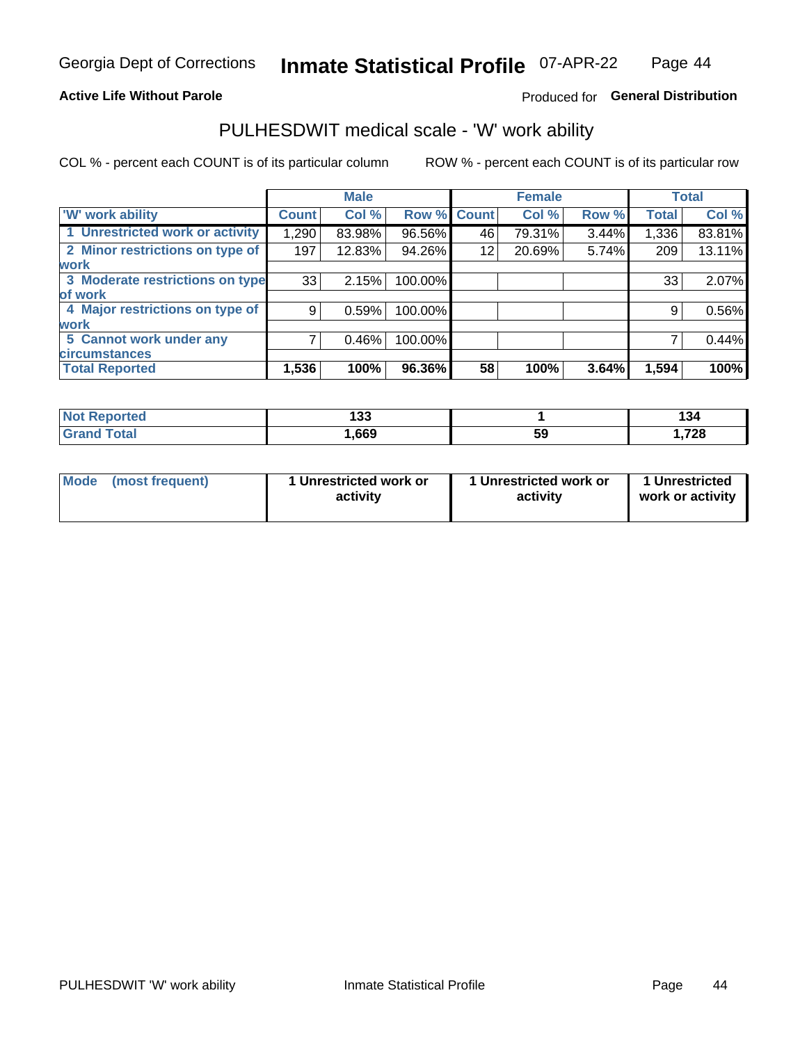Georgia Dept of Corrections **Inmate Statistical Profile** 07-APR-22

**Active Life Without Parole**

Produced for **General Distribution**

## PULHESDWIT medical scale - 'W' work ability

COL % - percent each COUNT is of its particular column ROW % - percent each COUNT is of its particular row

| | Male | | | Female | | | Total | |
|---|---|---|---|---|---|---|---|---|
| **'W' work ability** | **Count** | **Col %** | **Row %** | **Count** | **Col %** | **Row %** | **Total** | **Col %** |
| 1 Unrestricted work or activity | 1,290 | 83.98% | 96.56% | 46 | 79.31% | 3.44% | 1,336 | 83.81% |
| 2 Minor restrictions on type of work | 197 | 12.83% | 94.26% | 12 | 20.69% | 5.74% | 209 | 13.11% |
| 3 Moderate restrictions on type of work | 33 | 2.15% | 100.00% | | | | 33 | 2.07% |
| 4 Major restrictions on type of work | 9 | 0.59% | 100.00% | | | | 9 | 0.56% |
| 5 Cannot work under any circumstances | 7 | 0.46% | 100.00% | | | | 7 | 0.44% |
| **Total Reported** | **1,536** | **100%** | **96.36%** | **58** | **100%** | **3.64%** | **1,594** | **100%** |

| | Male | Female | Total |
|---|---|---|---|
| **Not Reported** | **133** | **1** | **134** |
| **Grand Total** | **1,669** | **59** | **1,728** |

| | Male | Female | Total |
|---|---|---|---|
| **Mode (most frequent)** | **1 Unrestricted work or activity** | **1 Unrestricted work or activity** | **1 Unrestricted work or activity** |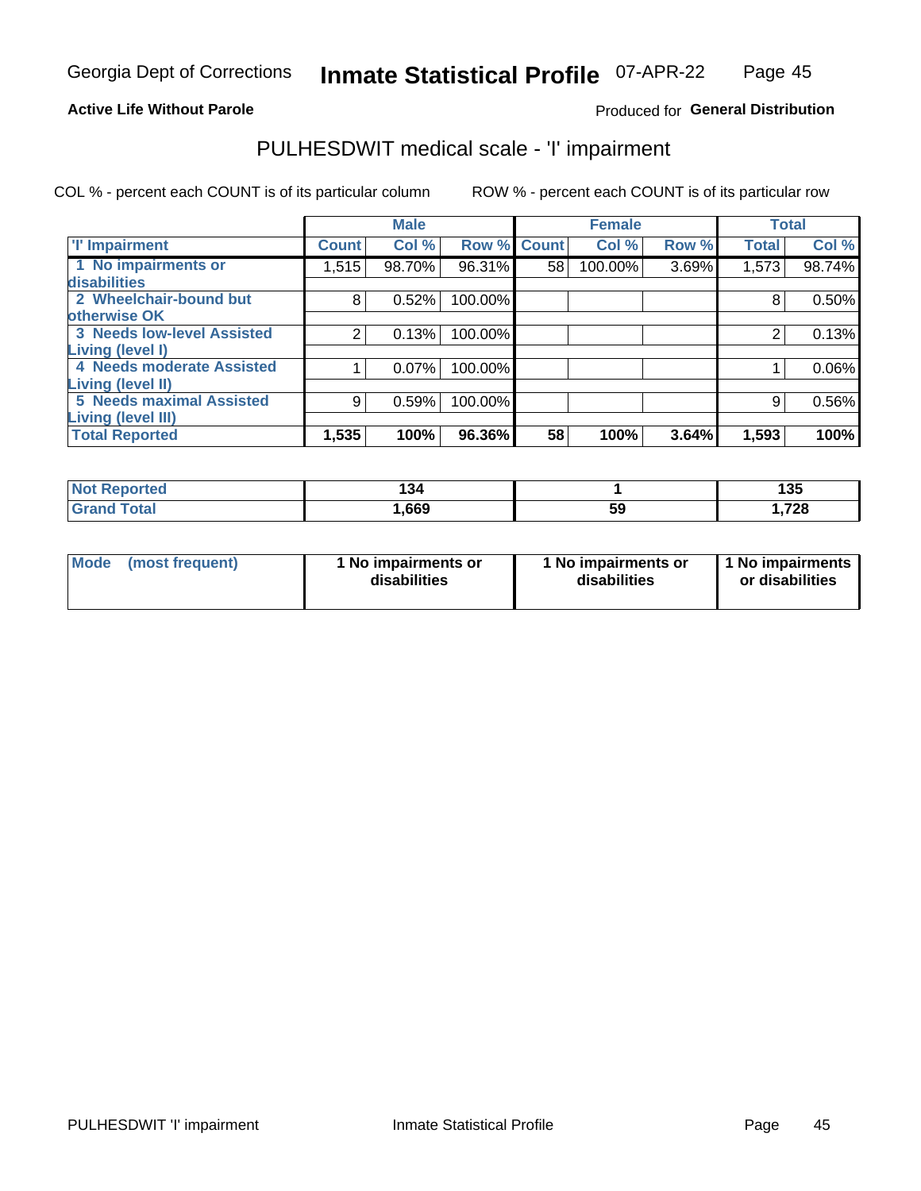Georgia Dept of Corrections **Inmate Statistical Profile** 07-APR-22

**Active Life Without Parole**

Produced for **General Distribution**

## PULHESDWIT medical scale - 'I' impairment

COL % - percent each COUNT is of its particular column

ROW % - percent each COUNT is of its particular row

| | Male | | | Female | | | Total | |
|---|---|---|---|---|---|---|---|---|
| **'I' Impairment** | **Count** | **Col %** | **Row %** | **Count** | **Col %** | **Row %** | **Total** | **Col %** |
| 1 No impairments or disabilities | 1,515 | 98.70% | 96.31% | 58 | 100.00% | 3.69% | 1,573 | 98.74% |
| 2 Wheelchair-bound but otherwise OK | 8 | 0.52% | 100.00% | | | | 8 | 0.50% |
| 3 Needs low-level Assisted Living (level I) | 2 | 0.13% | 100.00% | | | | 2 | 0.13% |
| 4 Needs moderate Assisted Living (level II) | 1 | 0.07% | 100.00% | | | | 1 | 0.06% |
| 5 Needs maximal Assisted Living (level III) | 9 | 0.59% | 100.00% | | | | 9 | 0.56% |
| **Total Reported** | **1,535** | **100%** | **96.36%** | **58** | **100%** | **3.64%** | **1,593** | **100%** |

| | Male | Female | Total |
|---|---|---|---|
| **Not Reported** | **134** | **1** | **135** |
| **Grand Total** | **1,669** | **59** | **1,728** |

| | Male | Female | Total |
|---|---|---|---|
| **Mode (most frequent)** | **1 No impairments or disabilities** | **1 No impairments or disabilities** | **1 No impairments or disabilities** |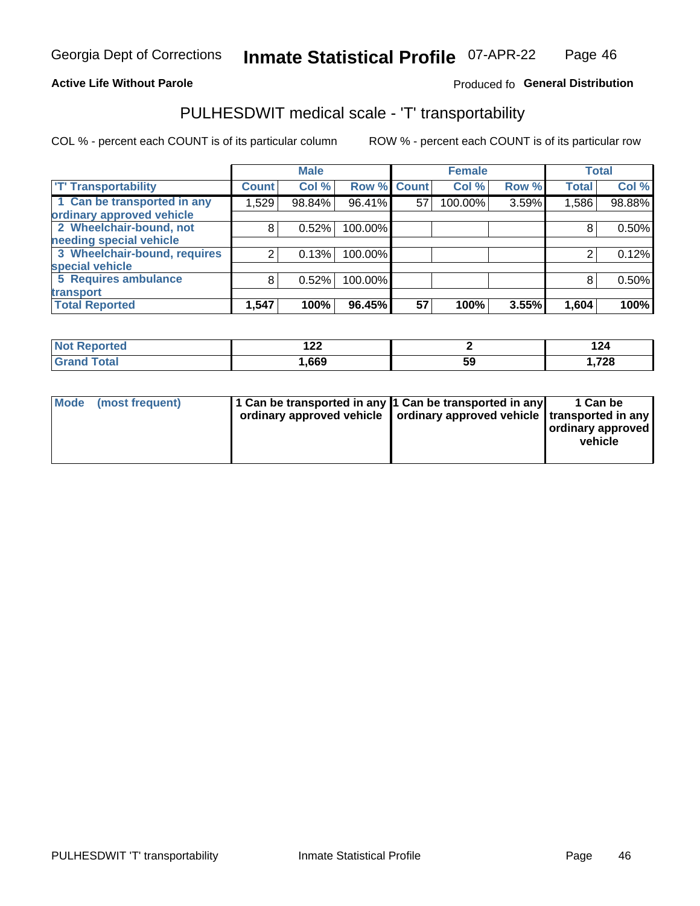Georgia Dept of Corrections **Inmate Statistical Profile** 07-APR-22

**Active Life Without Parole**

Produced fo **General Distribution**

## PULHESDWIT medical scale - 'T' transportability

COL % - percent each COUNT is of its particular column ROW % - percent each COUNT is of its particular row

| | Male | | | Female | | | Total | |
|---|---|---|---|---|---|---|---|---|
| 'T' Transportability | Count | Col % | Row % | Count | Col % | Row % | Total | Col % |
| 1 Can be transported in any ordinary approved vehicle | 1,529 | 98.84% | 96.41% | 57 | 100.00% | 3.59% | 1,586 | 98.88% |
| 2 Wheelchair-bound, not needing special vehicle | 8 | 0.52% | 100.00% | | | | 8 | 0.50% |
| 3 Wheelchair-bound, requires special vehicle | 2 | 0.13% | 100.00% | | | | 2 | 0.12% |
| 5 Requires ambulance transport | 8 | 0.52% | 100.00% | | | | 8 | 0.50% |
| **Total Reported** | **1,547** | **100%** | **96.45%** | **57** | **100%** | **3.55%** | **1,604** | **100%** |

| | Male | Female | Total |
|---|---|---|---|
| Not Reported | 122 | 2 | 124 |
| Grand Total | 1,669 | 59 | 1,728 |

| | Male | Female | Total |
|---|---|---|---|
| Mode (most frequent) | 1 Can be transported in any ordinary approved vehicle | 1 Can be transported in any ordinary approved vehicle | 1 Can be transported in any ordinary approved vehicle |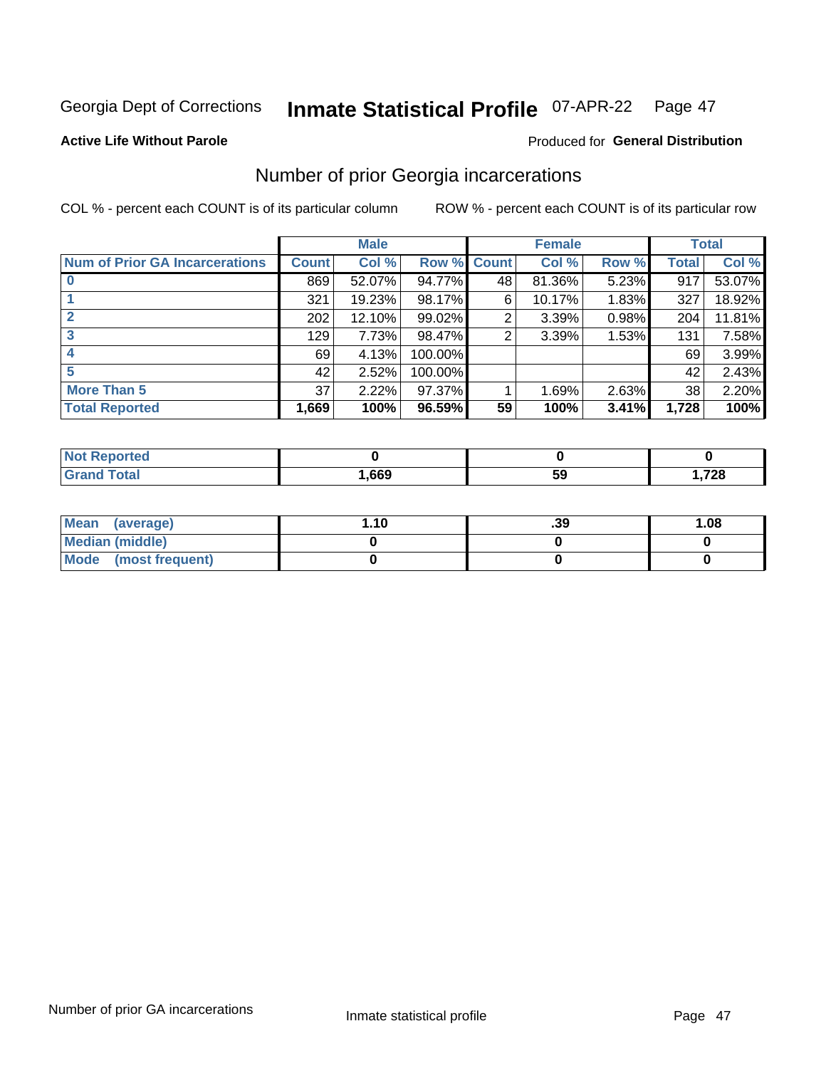Georgia Dept of Corrections **Inmate Statistical Profile** 07-APR-22

**Active Life Without Parole**

Produced for **General Distribution**

## Number of prior Georgia incarcerations

COL % - percent each COUNT is of its particular column

ROW % - percent each COUNT is of its particular row

| | Male | | | Female | | | Total | |
|---|---|---|---|---|---|---|---|---|
| **Num of Prior GA Incarcerations** | **Count** | **Col %** | **Row %** | **Count** | **Col %** | **Row %** | **Total** | **Col %** |
| **0** | 869 | 52.07% | 94.77% | 48 | 81.36% | 5.23% | 917 | 53.07% |
| **1** | 321 | 19.23% | 98.17% | 6 | 10.17% | 1.83% | 327 | 18.92% |
| **2** | 202 | 12.10% | 99.02% | 2 | 3.39% | 0.98% | 204 | 11.81% |
| **3** | 129 | 7.73% | 98.47% | 2 | 3.39% | 1.53% | 131 | 7.58% |
| **4** | 69 | 4.13% | 100.00% | | | | 69 | 3.99% |
| **5** | 42 | 2.52% | 100.00% | | | | 42 | 2.43% |
| **More Than 5** | 37 | 2.22% | 97.37% | 1 | 1.69% | 2.63% | 38 | 2.20% |
| **Total Reported** | **1,669** | **100%** | **96.59%** | **59** | **100%** | **3.41%** | **1,728** | **100%** |

| | Male | Female | Total |
|---|---|---|---|
| **Not Reported** | **0** | **0** | **0** |
| **Grand Total** | **1,669** | **59** | **1,728** |

| | Male | Female | Total |
|---|---|---|---|
| **Mean (average)** | **1.10** | **.39** | **1.08** |
| **Median (middle)** | **0** | **0** | **0** |
| **Mode (most frequent)** | **0** | **0** | **0** |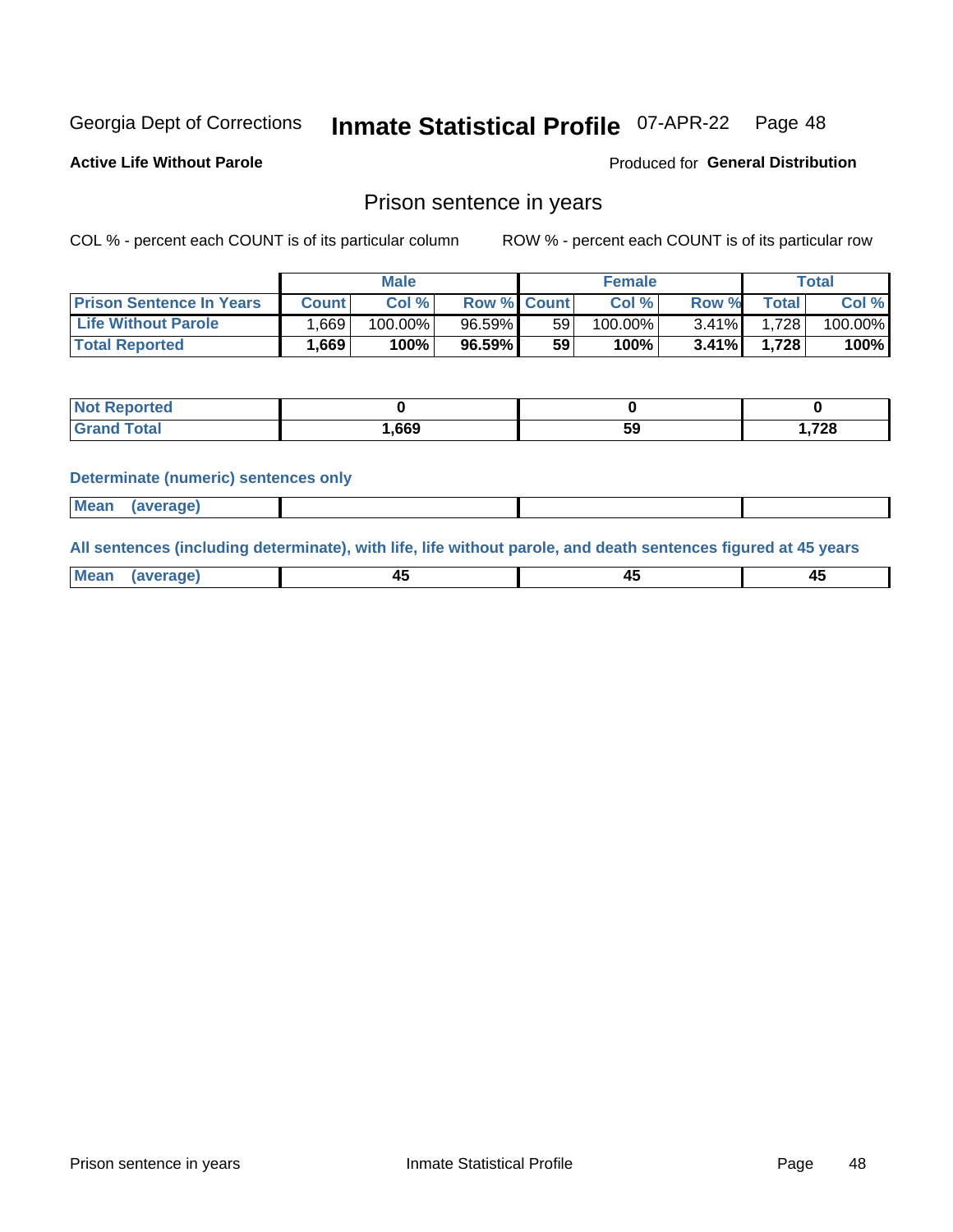Georgia Dept of Corrections **Inmate Statistical Profile** 07-APR-22 Page 48

**Active Life Without Parole**

Produced for **General Distribution**

## Prison sentence in years

COL % - percent each COUNT is of its particular column

ROW % - percent each COUNT is of its particular row

| | Male | | | Female | | | Total | |
|---|---|---|---|---|---|---|---|---|
| **Prison Sentence In Years** | **Count** | **Col %** | **Row %** | **Count** | **Col %** | **Row %** | **Total** | **Col %** |
| **Life Without Parole** | 1,669 | 100.00% | 96.59% | 59 | 100.00% | 3.41% | 1,728 | 100.00% |
| **Total Reported** | **1,669** | **100%** | **96.59%** | **59** | **100%** | **3.41%** | **1,728** | **100%** |

| | Male | Female | Total |
|---|---|---|---|
| **Not Reported** | **0** | **0** | **0** |
| **Grand Total** | **1,669** | **59** | **1,728** |

**Determinate (numeric) sentences only**

| | Male | Female | Total |
|---|---|---|---|
| **Mean (average)** | | | |

**All sentences (including determinate), with life, life without parole, and death sentences figured at 45 years**

| | Male | Female | Total |
|---|---|---|---|
| **Mean (average)** | **45** | **45** | **45** |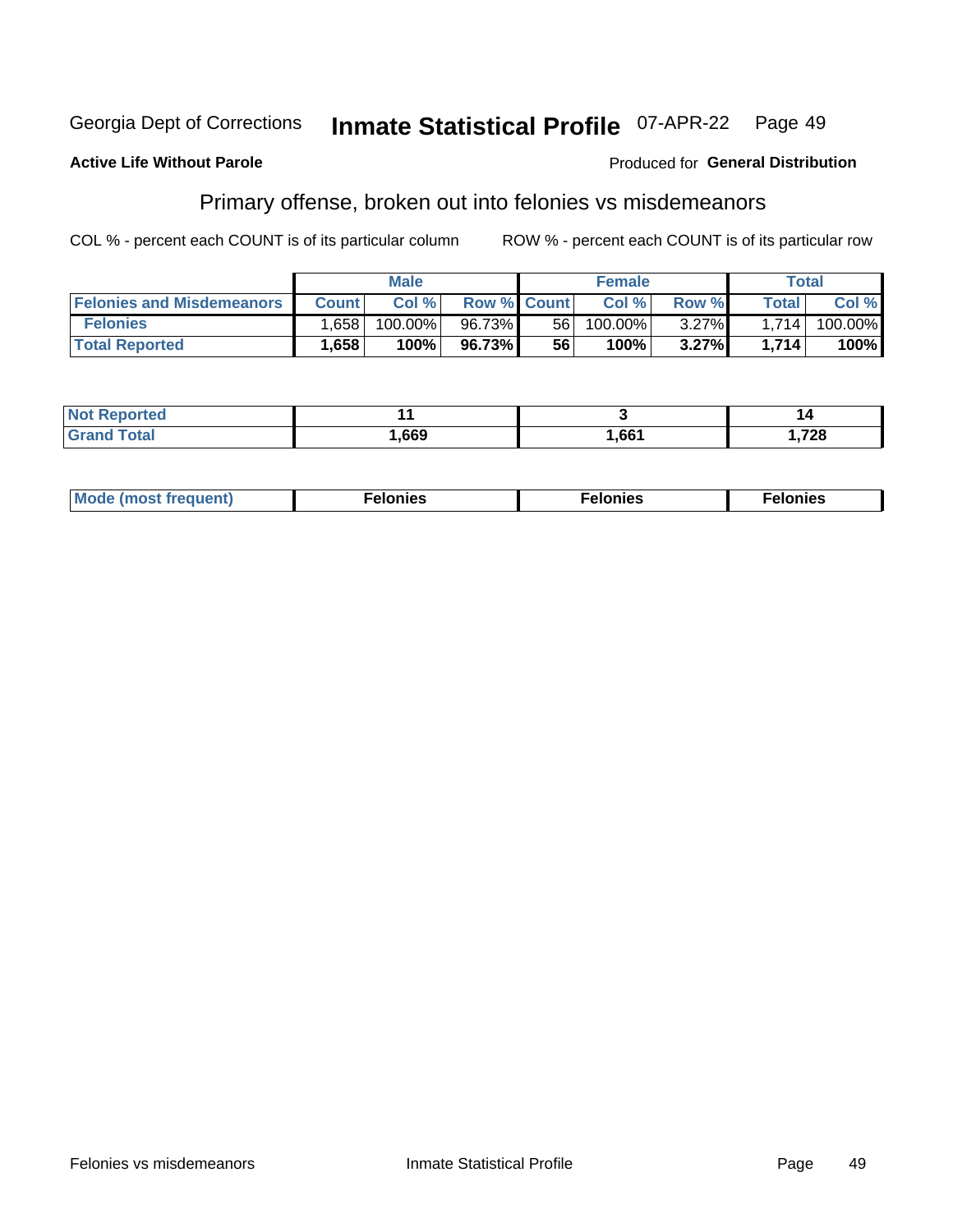Georgia Dept of Corrections **Inmate Statistical Profile** 07-APR-22

**Active Life Without Parole**

Produced for **General Distribution**

## Primary offense, broken out into felonies vs misdemeanors

COL % - percent each COUNT is of its particular column ROW % - percent each COUNT is of its particular row

| | Male | | | Female | | | Total | |
|---|---|---|---|---|---|---|---|---|
| Felonies and Misdemeanors | Count | Col % | Row % | Count | Col % | Row % | Total | Col % |
| Felonies | 1,658 | 100.00% | 96.73% | 56 | 100.00% | 3.27% | 1,714 | 100.00% |
| **Total Reported** | **1,658** | **100%** | **96.73%** | **56** | **100%** | **3.27%** | **1,714** | **100%** |

| | Male | Female | Total |
|---|---|---|---|
| Not Reported | 11 | 3 | 14 |
| Grand Total | 1,669 | 1,661 | 1,728 |

| | Male | Female | Total |
|---|---|---|---|
| Mode (most frequent) | Felonies | Felonies | Felonies |

Felonies vs misdemeanors Inmate Statistical Profile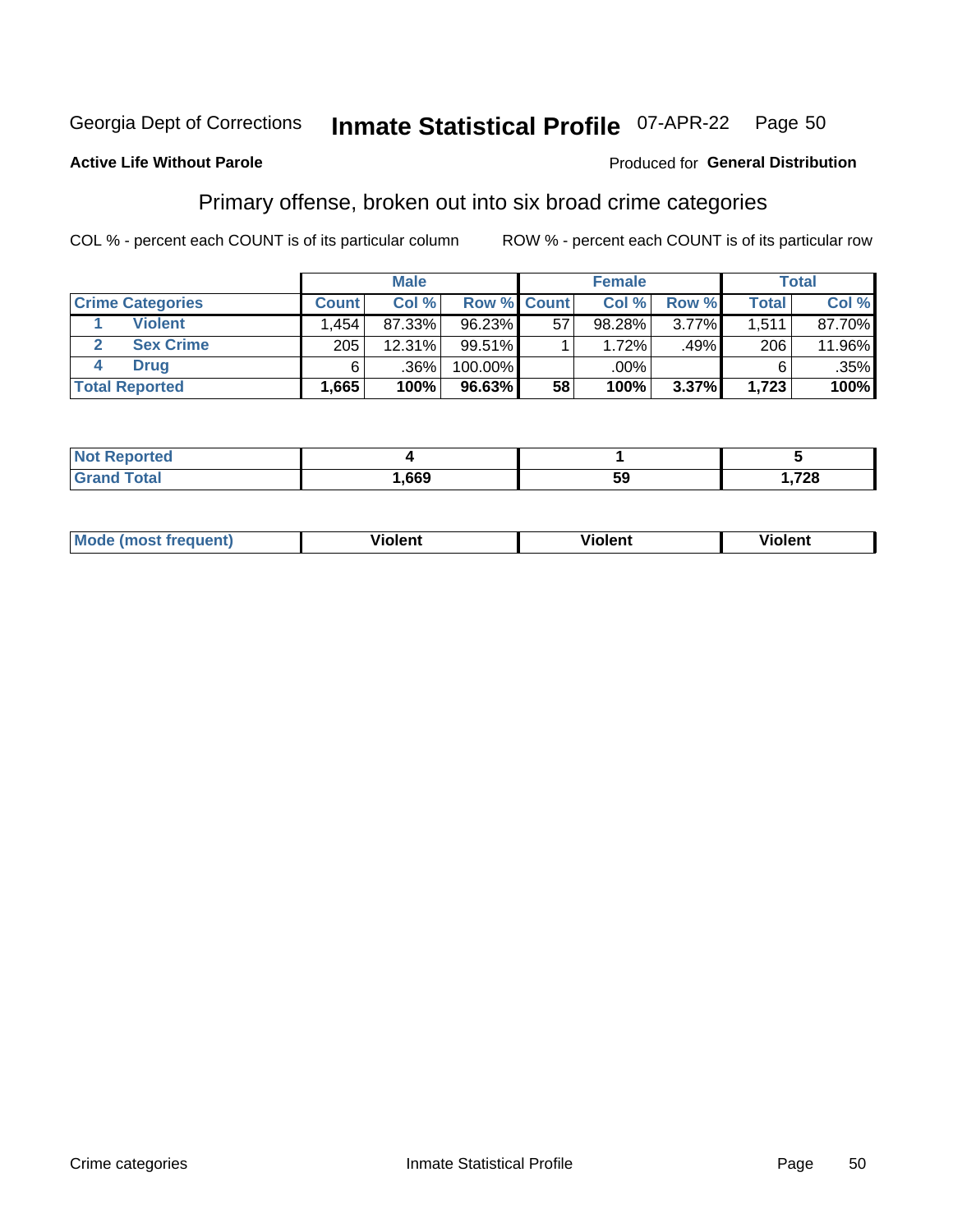Georgia Dept of Corrections **Inmate Statistical Profile** 07-APR-22

**Active Life Without Parole**

Produced for **General Distribution**

## Primary offense, broken out into six broad crime categories

COL % - percent each COUNT is of its particular column

ROW % - percent each COUNT is of its particular row

| | | Male | | | Female | | | Total | |
|---|---|---|---|---|---|---|---|---|---|
| **Crime Categories** | | **Count** | **Col %** | **Row %** | **Count** | **Col %** | **Row %** | **Total** | **Col %** |
| 1 | **Violent** | 1,454 | 87.33% | 96.23% | 57 | 98.28% | 3.77% | 1,511 | 87.70% |
| 2 | **Sex Crime** | 205 | 12.31% | 99.51% | 1 | 1.72% | .49% | 206 | 11.96% |
| 4 | **Drug** | 6 | .36% | 100.00% | | .00% | | 6 | .35% |
| **Total Reported** | | **1,665** | **100%** | **96.63%** | **58** | **100%** | **3.37%** | **1,723** | **100%** |

| | Male | Female | Total |
|---|---|---|---|
| **Not Reported** | **4** | **1** | **5** |
| **Grand Total** | **1,669** | **59** | **1,728** |

| | Male | Female | Total |
|---|---|---|---|
| **Mode (most frequent)** | **Violent** | **Violent** | **Violent** |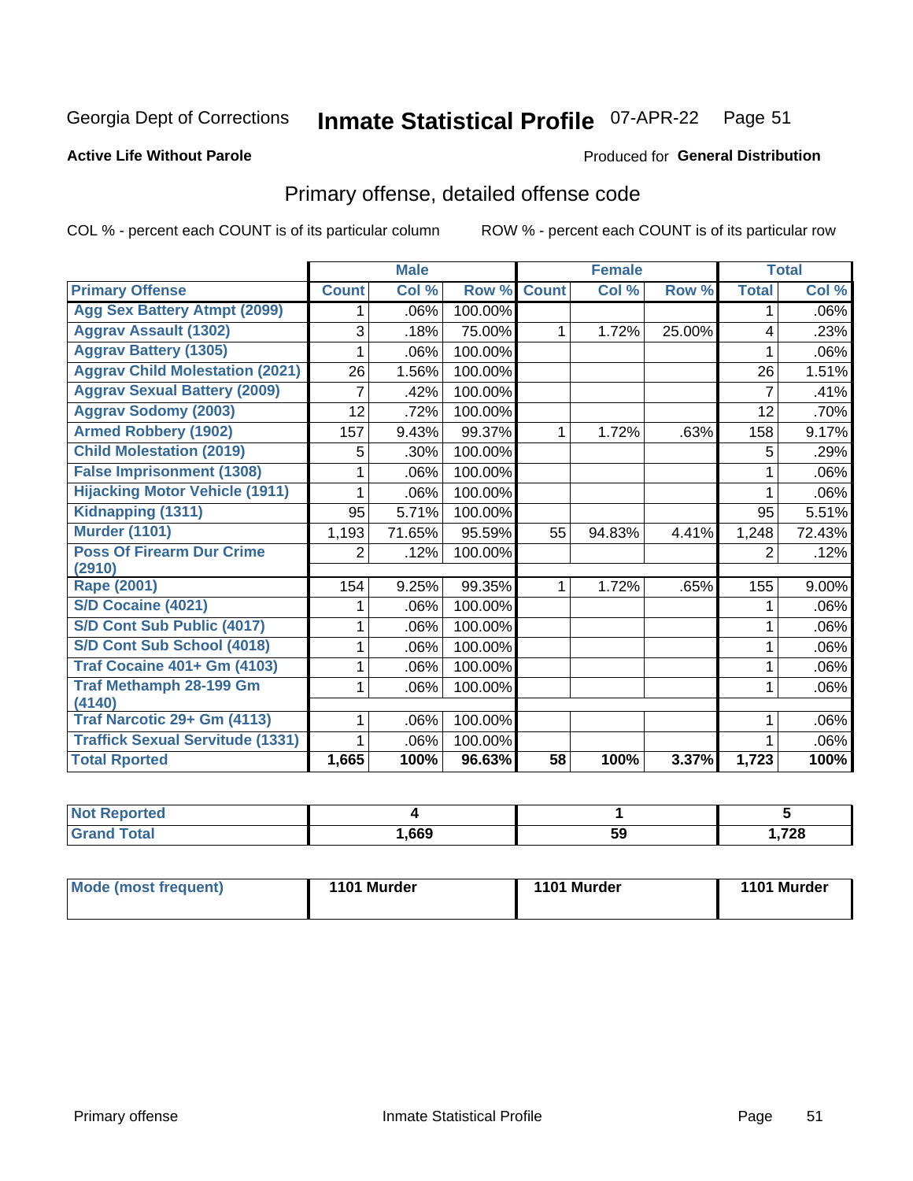Georgia Dept of Corrections **Inmate Statistical Profile** 07-APR-22

**Active Life Without Parole**

Produced for **General Distribution**

## Primary offense, detailed offense code

COL % - percent each COUNT is of its particular column

ROW % - percent each COUNT is of its particular row

| | Male | | | Female | | | Total | |
|---|---|---|---|---|---|---|---|---|
| **Primary Offense** | **Count** | **Col %** | **Row %** | **Count** | **Col %** | **Row %** | **Total** | **Col %** |
| Agg Sex Battery Atmpt (2099) | 1 | .06% | 100.00% | | | | 1 | .06% |
| Aggrav Assault (1302) | 3 | .18% | 75.00% | 1 | 1.72% | 25.00% | 4 | .23% |
| Aggrav Battery (1305) | 1 | .06% | 100.00% | | | | 1 | .06% |
| Aggrav Child Molestation (2021) | 26 | 1.56% | 100.00% | | | | 26 | 1.51% |
| Aggrav Sexual Battery (2009) | 7 | .42% | 100.00% | | | | 7 | .41% |
| Aggrav Sodomy (2003) | 12 | .72% | 100.00% | | | | 12 | .70% |
| Armed Robbery (1902) | 157 | 9.43% | 99.37% | 1 | 1.72% | .63% | 158 | 9.17% |
| Child Molestation (2019) | 5 | .30% | 100.00% | | | | 5 | .29% |
| False Imprisonment (1308) | 1 | .06% | 100.00% | | | | 1 | .06% |
| Hijacking Motor Vehicle (1911) | 1 | .06% | 100.00% | | | | 1 | .06% |
| Kidnapping (1311) | 95 | 5.71% | 100.00% | | | | 95 | 5.51% |
| Murder (1101) | 1,193 | 71.65% | 95.59% | 55 | 94.83% | 4.41% | 1,248 | 72.43% |
| Poss Of Firearm Dur Crime (2910) | 2 | .12% | 100.00% | | | | 2 | .12% |
| Rape (2001) | 154 | 9.25% | 99.35% | 1 | 1.72% | .65% | 155 | 9.00% |
| S/D Cocaine (4021) | 1 | .06% | 100.00% | | | | 1 | .06% |
| S/D Cont Sub Public (4017) | 1 | .06% | 100.00% | | | | 1 | .06% |
| S/D Cont Sub School (4018) | 1 | .06% | 100.00% | | | | 1 | .06% |
| Traf Cocaine 401+ Gm (4103) | 1 | .06% | 100.00% | | | | 1 | .06% |
| Traf Methamph 28-199 Gm (4140) | 1 | .06% | 100.00% | | | | 1 | .06% |
| Traf Narcotic 29+ Gm (4113) | 1 | .06% | 100.00% | | | | 1 | .06% |
| Traffick Sexual Servitude (1331) | 1 | .06% | 100.00% | | | | 1 | .06% |
| **Total Rported** | **1,665** | **100%** | **96.63%** | **58** | **100%** | **3.37%** | **1,723** | **100%** |

| | Male | Female | Total |
|---|---|---|---|
| Not Reported | 4 | 1 | 5 |
| Grand Total | 1,669 | 59 | 1,728 |

| | Male | Female | Total |
|---|---|---|---|
| Mode (most frequent) | 1101 Murder | 1101 Murder | 1101 Murder |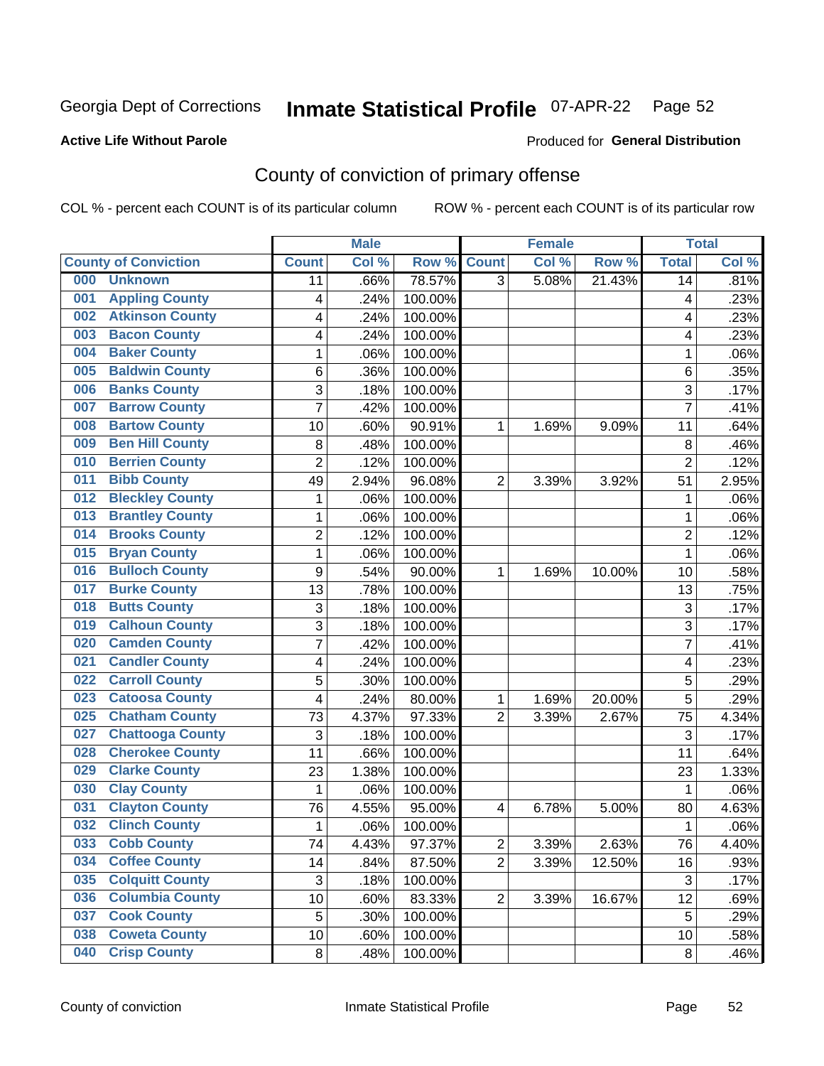Georgia Dept of Corrections **Inmate Statistical Profile** 07-APR-22

**Active Life Without Parole**

Produced for **General Distribution**

## County of conviction of primary offense

COL % - percent each COUNT is of its particular column ROW % - percent each COUNT is of its particular row

| County of Conviction | Male | | | Female | | | Total | |
|---|---|---|---|---|---|---|---|---|
| | Count | Col % | Row % | Count | Col % | Row % | Total | Col % |
| 000 Unknown | 11 | .66% | 78.57% | 3 | 5.08% | 21.43% | 14 | .81% |
| 001 Appling County | 4 | .24% | 100.00% | | | | 4 | .23% |
| 002 Atkinson County | 4 | .24% | 100.00% | | | | 4 | .23% |
| 003 Bacon County | 4 | .24% | 100.00% | | | | 4 | .23% |
| 004 Baker County | 1 | .06% | 100.00% | | | | 1 | .06% |
| 005 Baldwin County | 6 | .36% | 100.00% | | | | 6 | .35% |
| 006 Banks County | 3 | .18% | 100.00% | | | | 3 | .17% |
| 007 Barrow County | 7 | .42% | 100.00% | | | | 7 | .41% |
| 008 Bartow County | 10 | .60% | 90.91% | 1 | 1.69% | 9.09% | 11 | .64% |
| 009 Ben Hill County | 8 | .48% | 100.00% | | | | 8 | .46% |
| 010 Berrien County | 2 | .12% | 100.00% | | | | 2 | .12% |
| 011 Bibb County | 49 | 2.94% | 96.08% | 2 | 3.39% | 3.92% | 51 | 2.95% |
| 012 Bleckley County | 1 | .06% | 100.00% | | | | 1 | .06% |
| 013 Brantley County | 1 | .06% | 100.00% | | | | 1 | .06% |
| 014 Brooks County | 2 | .12% | 100.00% | | | | 2 | .12% |
| 015 Bryan County | 1 | .06% | 100.00% | | | | 1 | .06% |
| 016 Bulloch County | 9 | .54% | 90.00% | 1 | 1.69% | 10.00% | 10 | .58% |
| 017 Burke County | 13 | .78% | 100.00% | | | | 13 | .75% |
| 018 Butts County | 3 | .18% | 100.00% | | | | 3 | .17% |
| 019 Calhoun County | 3 | .18% | 100.00% | | | | 3 | .17% |
| 020 Camden County | 7 | .42% | 100.00% | | | | 7 | .41% |
| 021 Candler County | 4 | .24% | 100.00% | | | | 4 | .23% |
| 022 Carroll County | 5 | .30% | 100.00% | | | | 5 | .29% |
| 023 Catoosa County | 4 | .24% | 80.00% | 1 | 1.69% | 20.00% | 5 | .29% |
| 025 Chatham County | 73 | 4.37% | 97.33% | 2 | 3.39% | 2.67% | 75 | 4.34% |
| 027 Chattooga County | 3 | .18% | 100.00% | | | | 3 | .17% |
| 028 Cherokee County | 11 | .66% | 100.00% | | | | 11 | .64% |
| 029 Clarke County | 23 | 1.38% | 100.00% | | | | 23 | 1.33% |
| 030 Clay County | 1 | .06% | 100.00% | | | | 1 | .06% |
| 031 Clayton County | 76 | 4.55% | 95.00% | 4 | 6.78% | 5.00% | 80 | 4.63% |
| 032 Clinch County | 1 | .06% | 100.00% | | | | 1 | .06% |
| 033 Cobb County | 74 | 4.43% | 97.37% | 2 | 3.39% | 2.63% | 76 | 4.40% |
| 034 Coffee County | 14 | .84% | 87.50% | 2 | 3.39% | 12.50% | 16 | .93% |
| 035 Colquitt County | 3 | .18% | 100.00% | | | | 3 | .17% |
| 036 Columbia County | 10 | .60% | 83.33% | 2 | 3.39% | 16.67% | 12 | .69% |
| 037 Cook County | 5 | .30% | 100.00% | | | | 5 | .29% |
| 038 Coweta County | 10 | .60% | 100.00% | | | | 10 | .58% |
| 040 Crisp County | 8 | .48% | 100.00% | | | | 8 | .46% |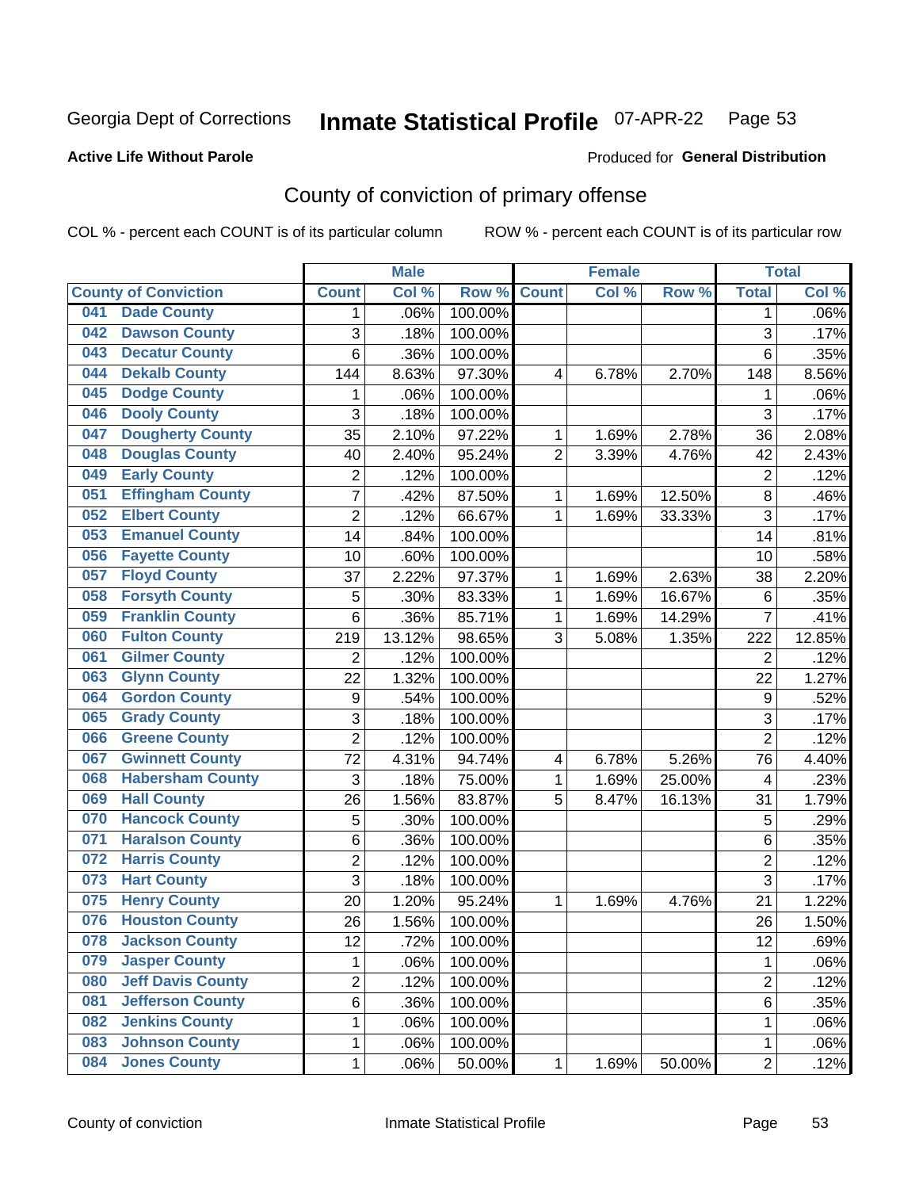Georgia Dept of Corrections **Inmate Statistical Profile** 07-APR-22 Page 53

**Active Life Without Parole**

Produced for **General Distribution**

## County of conviction of primary offense

COL % - percent each COUNT is of its particular column ROW % - percent each COUNT is of its particular row

| County of Conviction | Male | | | Female | | | Total | |
|---|---|---|---|---|---|---|---|---|
| | Count | Col % | Row % | Count | Col % | Row % | Total | Col % |
| 041 Dade County | 1 | .06% | 100.00% | | | | 1 | .06% |
| 042 Dawson County | 3 | .18% | 100.00% | | | | 3 | .17% |
| 043 Decatur County | 6 | .36% | 100.00% | | | | 6 | .35% |
| 044 Dekalb County | 144 | 8.63% | 97.30% | 4 | 6.78% | 2.70% | 148 | 8.56% |
| 045 Dodge County | 1 | .06% | 100.00% | | | | 1 | .06% |
| 046 Dooly County | 3 | .18% | 100.00% | | | | 3 | .17% |
| 047 Dougherty County | 35 | 2.10% | 97.22% | 1 | 1.69% | 2.78% | 36 | 2.08% |
| 048 Douglas County | 40 | 2.40% | 95.24% | 2 | 3.39% | 4.76% | 42 | 2.43% |
| 049 Early County | 2 | .12% | 100.00% | | | | 2 | .12% |
| 051 Effingham County | 7 | .42% | 87.50% | 1 | 1.69% | 12.50% | 8 | .46% |
| 052 Elbert County | 2 | .12% | 66.67% | 1 | 1.69% | 33.33% | 3 | .17% |
| 053 Emanuel County | 14 | .84% | 100.00% | | | | 14 | .81% |
| 056 Fayette County | 10 | .60% | 100.00% | | | | 10 | .58% |
| 057 Floyd County | 37 | 2.22% | 97.37% | 1 | 1.69% | 2.63% | 38 | 2.20% |
| 058 Forsyth County | 5 | .30% | 83.33% | 1 | 1.69% | 16.67% | 6 | .35% |
| 059 Franklin County | 6 | .36% | 85.71% | 1 | 1.69% | 14.29% | 7 | .41% |
| 060 Fulton County | 219 | 13.12% | 98.65% | 3 | 5.08% | 1.35% | 222 | 12.85% |
| 061 Gilmer County | 2 | .12% | 100.00% | | | | 2 | .12% |
| 063 Glynn County | 22 | 1.32% | 100.00% | | | | 22 | 1.27% |
| 064 Gordon County | 9 | .54% | 100.00% | | | | 9 | .52% |
| 065 Grady County | 3 | .18% | 100.00% | | | | 3 | .17% |
| 066 Greene County | 2 | .12% | 100.00% | | | | 2 | .12% |
| 067 Gwinnett County | 72 | 4.31% | 94.74% | 4 | 6.78% | 5.26% | 76 | 4.40% |
| 068 Habersham County | 3 | .18% | 75.00% | 1 | 1.69% | 25.00% | 4 | .23% |
| 069 Hall County | 26 | 1.56% | 83.87% | 5 | 8.47% | 16.13% | 31 | 1.79% |
| 070 Hancock County | 5 | .30% | 100.00% | | | | 5 | .29% |
| 071 Haralson County | 6 | .36% | 100.00% | | | | 6 | .35% |
| 072 Harris County | 2 | .12% | 100.00% | | | | 2 | .12% |
| 073 Hart County | 3 | .18% | 100.00% | | | | 3 | .17% |
| 075 Henry County | 20 | 1.20% | 95.24% | 1 | 1.69% | 4.76% | 21 | 1.22% |
| 076 Houston County | 26 | 1.56% | 100.00% | | | | 26 | 1.50% |
| 078 Jackson County | 12 | .72% | 100.00% | | | | 12 | .69% |
| 079 Jasper County | 1 | .06% | 100.00% | | | | 1 | .06% |
| 080 Jeff Davis County | 2 | .12% | 100.00% | | | | 2 | .12% |
| 081 Jefferson County | 6 | .36% | 100.00% | | | | 6 | .35% |
| 082 Jenkins County | 1 | .06% | 100.00% | | | | 1 | .06% |
| 083 Johnson County | 1 | .06% | 100.00% | | | | 1 | .06% |
| 084 Jones County | 1 | .06% | 50.00% | 1 | 1.69% | 50.00% | 2 | .12% |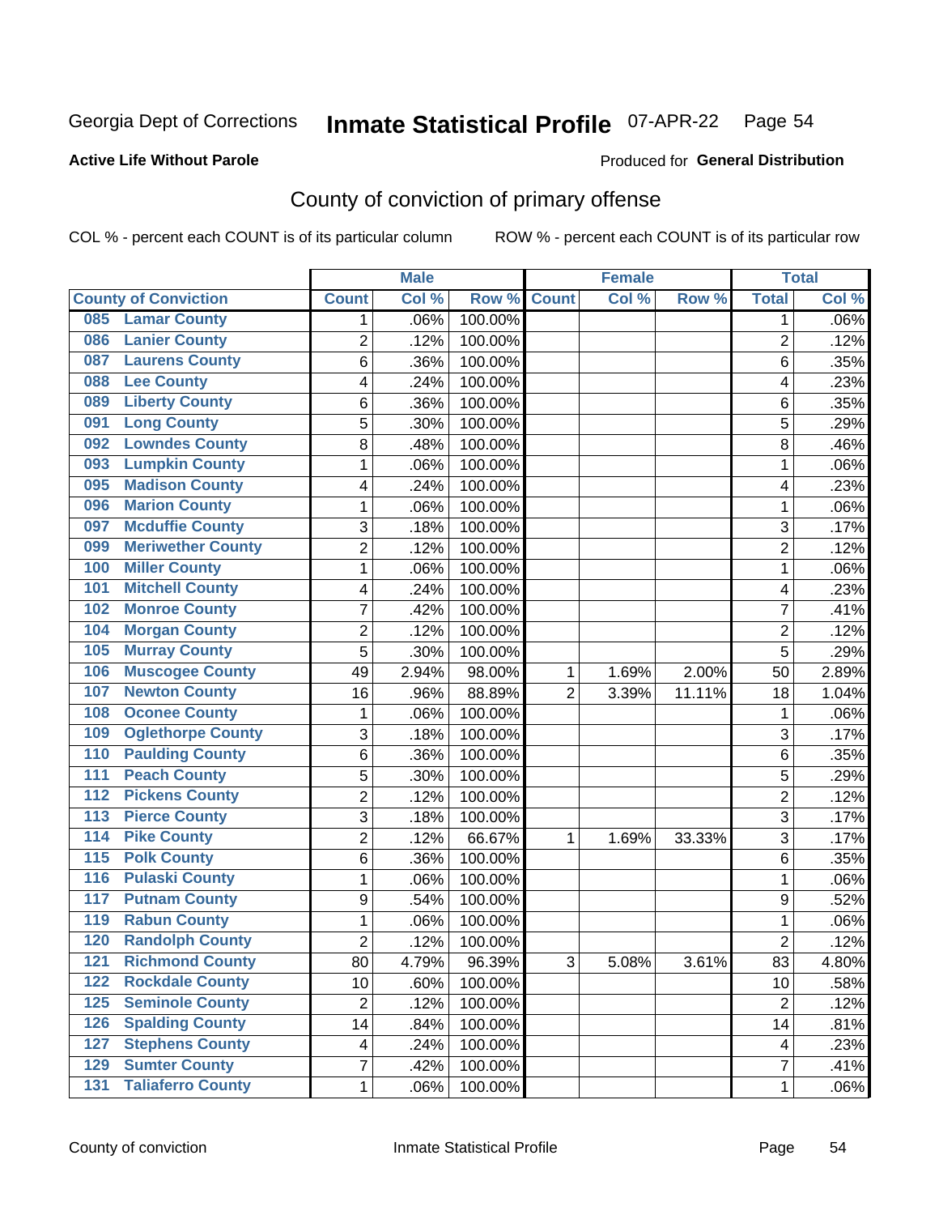Georgia Dept of Corrections **Inmate Statistical Profile** 07-APR-22

**Active Life Without Parole**

Produced for **General Distribution**

## County of conviction of primary offense

COL % - percent each COUNT is of its particular column ROW % - percent each COUNT is of its particular row

| | Male | | | Female | | | Total | |
|---|---|---|---|---|---|---|---|---|
| County of Conviction | Count | Col % | Row % | Count | Col % | Row % | Total | Col % |
| 085 Lamar County | 1 | .06% | 100.00% | | | | 1 | .06% |
| 086 Lanier County | 2 | .12% | 100.00% | | | | 2 | .12% |
| 087 Laurens County | 6 | .36% | 100.00% | | | | 6 | .35% |
| 088 Lee County | 4 | .24% | 100.00% | | | | 4 | .23% |
| 089 Liberty County | 6 | .36% | 100.00% | | | | 6 | .35% |
| 091 Long County | 5 | .30% | 100.00% | | | | 5 | .29% |
| 092 Lowndes County | 8 | .48% | 100.00% | | | | 8 | .46% |
| 093 Lumpkin County | 1 | .06% | 100.00% | | | | 1 | .06% |
| 095 Madison County | 4 | .24% | 100.00% | | | | 4 | .23% |
| 096 Marion County | 1 | .06% | 100.00% | | | | 1 | .06% |
| 097 Mcduffie County | 3 | .18% | 100.00% | | | | 3 | .17% |
| 099 Meriwether County | 2 | .12% | 100.00% | | | | 2 | .12% |
| 100 Miller County | 1 | .06% | 100.00% | | | | 1 | .06% |
| 101 Mitchell County | 4 | .24% | 100.00% | | | | 4 | .23% |
| 102 Monroe County | 7 | .42% | 100.00% | | | | 7 | .41% |
| 104 Morgan County | 2 | .12% | 100.00% | | | | 2 | .12% |
| 105 Murray County | 5 | .30% | 100.00% | | | | 5 | .29% |
| 106 Muscogee County | 49 | 2.94% | 98.00% | 1 | 1.69% | 2.00% | 50 | 2.89% |
| 107 Newton County | 16 | .96% | 88.89% | 2 | 3.39% | 11.11% | 18 | 1.04% |
| 108 Oconee County | 1 | .06% | 100.00% | | | | 1 | .06% |
| 109 Oglethorpe County | 3 | .18% | 100.00% | | | | 3 | .17% |
| 110 Paulding County | 6 | .36% | 100.00% | | | | 6 | .35% |
| 111 Peach County | 5 | .30% | 100.00% | | | | 5 | .29% |
| 112 Pickens County | 2 | .12% | 100.00% | | | | 2 | .12% |
| 113 Pierce County | 3 | .18% | 100.00% | | | | 3 | .17% |
| 114 Pike County | 2 | .12% | 66.67% | 1 | 1.69% | 33.33% | 3 | .17% |
| 115 Polk County | 6 | .36% | 100.00% | | | | 6 | .35% |
| 116 Pulaski County | 1 | .06% | 100.00% | | | | 1 | .06% |
| 117 Putnam County | 9 | .54% | 100.00% | | | | 9 | .52% |
| 119 Rabun County | 1 | .06% | 100.00% | | | | 1 | .06% |
| 120 Randolph County | 2 | .12% | 100.00% | | | | 2 | .12% |
| 121 Richmond County | 80 | 4.79% | 96.39% | 3 | 5.08% | 3.61% | 83 | 4.80% |
| 122 Rockdale County | 10 | .60% | 100.00% | | | | 10 | .58% |
| 125 Seminole County | 2 | .12% | 100.00% | | | | 2 | .12% |
| 126 Spalding County | 14 | .84% | 100.00% | | | | 14 | .81% |
| 127 Stephens County | 4 | .24% | 100.00% | | | | 4 | .23% |
| 129 Sumter County | 7 | .42% | 100.00% | | | | 7 | .41% |
| 131 Taliaferro County | 1 | .06% | 100.00% | | | | 1 | .06% |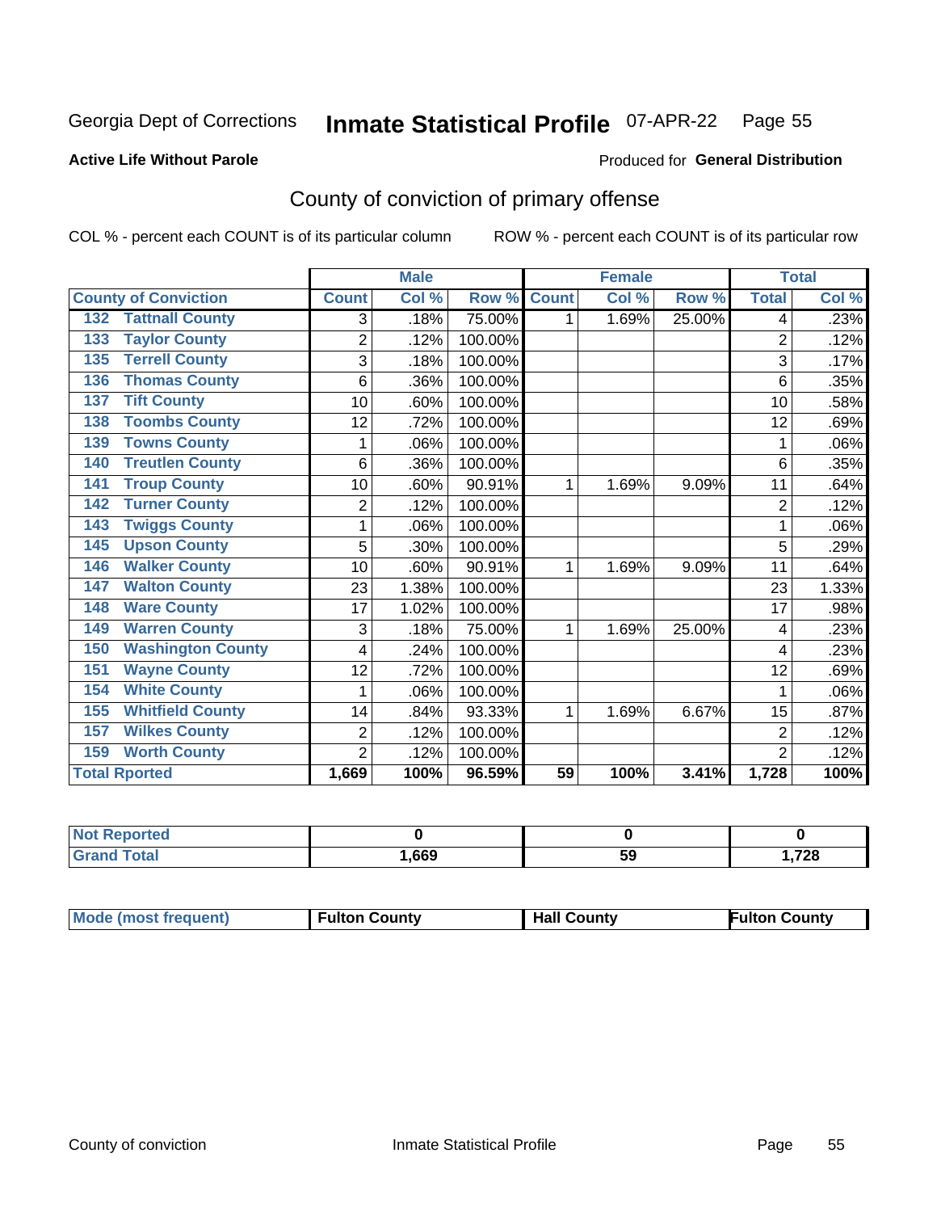Georgia Dept of Corrections **Inmate Statistical Profile** 07-APR-22 Page 55

**Active Life Without Parole**

Produced for **General Distribution**

## County of conviction of primary offense

COL % - percent each COUNT is of its particular column ROW % - percent each COUNT is of its particular row

| County of Conviction | Male | | | Female | | | Total | |
|---|---|---|---|---|---|---|---|---|
| | Count | Col % | Row % | Count | Col % | Row % | Total | Col % |
| 132 Tattnall County | 3 | .18% | 75.00% | 1 | 1.69% | 25.00% | 4 | .23% |
| 133 Taylor County | 2 | .12% | 100.00% | | | | 2 | .12% |
| 135 Terrell County | 3 | .18% | 100.00% | | | | 3 | .17% |
| 136 Thomas County | 6 | .36% | 100.00% | | | | 6 | .35% |
| 137 Tift County | 10 | .60% | 100.00% | | | | 10 | .58% |
| 138 Toombs County | 12 | .72% | 100.00% | | | | 12 | .69% |
| 139 Towns County | 1 | .06% | 100.00% | | | | 1 | .06% |
| 140 Treutlen County | 6 | .36% | 100.00% | | | | 6 | .35% |
| 141 Troup County | 10 | .60% | 90.91% | 1 | 1.69% | 9.09% | 11 | .64% |
| 142 Turner County | 2 | .12% | 100.00% | | | | 2 | .12% |
| 143 Twiggs County | 1 | .06% | 100.00% | | | | 1 | .06% |
| 145 Upson County | 5 | .30% | 100.00% | | | | 5 | .29% |
| 146 Walker County | 10 | .60% | 90.91% | 1 | 1.69% | 9.09% | 11 | .64% |
| 147 Walton County | 23 | 1.38% | 100.00% | | | | 23 | 1.33% |
| 148 Ware County | 17 | 1.02% | 100.00% | | | | 17 | .98% |
| 149 Warren County | 3 | .18% | 75.00% | 1 | 1.69% | 25.00% | 4 | .23% |
| 150 Washington County | 4 | .24% | 100.00% | | | | 4 | .23% |
| 151 Wayne County | 12 | .72% | 100.00% | | | | 12 | .69% |
| 154 White County | 1 | .06% | 100.00% | | | | 1 | .06% |
| 155 Whitfield County | 14 | .84% | 93.33% | 1 | 1.69% | 6.67% | 15 | .87% |
| 157 Wilkes County | 2 | .12% | 100.00% | | | | 2 | .12% |
| 159 Worth County | 2 | .12% | 100.00% | | | | 2 | .12% |
| **Total Rported** | **1,669** | **100%** | **96.59%** | **59** | **100%** | **3.41%** | **1,728** | **100%** |

| | Male | Female | Total |
|---|---|---|---|
| Not Reported | 0 | 0 | 0 |
| Grand Total | 1,669 | 59 | 1,728 |

| | Male | Female | Total |
|---|---|---|---|
| Mode (most frequent) | Fulton County | Hall County | Fulton County |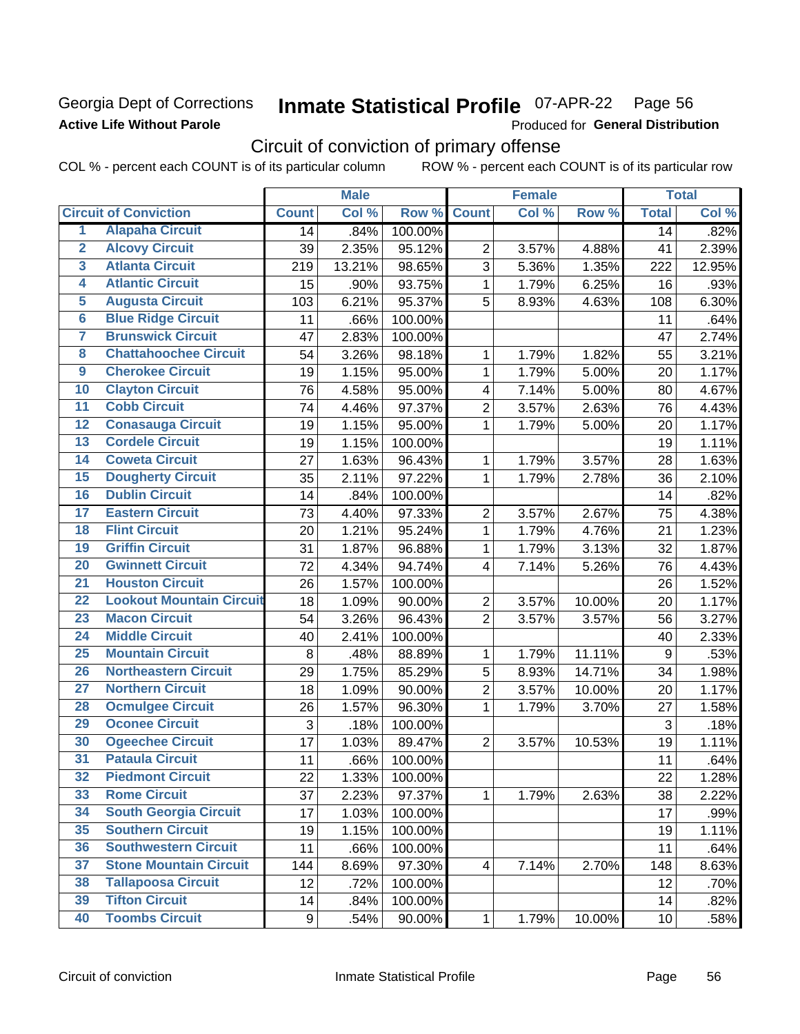Georgia Dept of Corrections
**Active Life Without Parole**

# Inmate Statistical Profile 07-APR-22 Page 56

Produced for **General Distribution**

## Circuit of conviction of primary offense

COL % - percent each COUNT is of its particular column ROW % - percent each COUNT is of its particular row

| | | Male | | | Female | | | Total | |
|---|---|---|---|---|---|---|---|---|---|
| | **Circuit of Conviction** | **Count** | **Col %** | **Row %** | **Count** | **Col %** | **Row %** | **Total** | **Col %** |
| 1 | Alapaha Circuit | 14 | .84% | 100.00% | | | | 14 | .82% |
| 2 | Alcovy Circuit | 39 | 2.35% | 95.12% | 2 | 3.57% | 4.88% | 41 | 2.39% |
| 3 | Atlanta Circuit | 219 | 13.21% | 98.65% | 3 | 5.36% | 1.35% | 222 | 12.95% |
| 4 | Atlantic Circuit | 15 | .90% | 93.75% | 1 | 1.79% | 6.25% | 16 | .93% |
| 5 | Augusta Circuit | 103 | 6.21% | 95.37% | 5 | 8.93% | 4.63% | 108 | 6.30% |
| 6 | Blue Ridge Circuit | 11 | .66% | 100.00% | | | | 11 | .64% |
| 7 | Brunswick Circuit | 47 | 2.83% | 100.00% | | | | 47 | 2.74% |
| 8 | Chattahoochee Circuit | 54 | 3.26% | 98.18% | 1 | 1.79% | 1.82% | 55 | 3.21% |
| 9 | Cherokee Circuit | 19 | 1.15% | 95.00% | 1 | 1.79% | 5.00% | 20 | 1.17% |
| 10 | Clayton Circuit | 76 | 4.58% | 95.00% | 4 | 7.14% | 5.00% | 80 | 4.67% |
| 11 | Cobb Circuit | 74 | 4.46% | 97.37% | 2 | 3.57% | 2.63% | 76 | 4.43% |
| 12 | Conasauga Circuit | 19 | 1.15% | 95.00% | 1 | 1.79% | 5.00% | 20 | 1.17% |
| 13 | Cordele Circuit | 19 | 1.15% | 100.00% | | | | 19 | 1.11% |
| 14 | Coweta Circuit | 27 | 1.63% | 96.43% | 1 | 1.79% | 3.57% | 28 | 1.63% |
| 15 | Dougherty Circuit | 35 | 2.11% | 97.22% | 1 | 1.79% | 2.78% | 36 | 2.10% |
| 16 | Dublin Circuit | 14 | .84% | 100.00% | | | | 14 | .82% |
| 17 | Eastern Circuit | 73 | 4.40% | 97.33% | 2 | 3.57% | 2.67% | 75 | 4.38% |
| 18 | Flint Circuit | 20 | 1.21% | 95.24% | 1 | 1.79% | 4.76% | 21 | 1.23% |
| 19 | Griffin Circuit | 31 | 1.87% | 96.88% | 1 | 1.79% | 3.13% | 32 | 1.87% |
| 20 | Gwinnett Circuit | 72 | 4.34% | 94.74% | 4 | 7.14% | 5.26% | 76 | 4.43% |
| 21 | Houston Circuit | 26 | 1.57% | 100.00% | | | | 26 | 1.52% |
| 22 | Lookout Mountain Circuit | 18 | 1.09% | 90.00% | 2 | 3.57% | 10.00% | 20 | 1.17% |
| 23 | Macon Circuit | 54 | 3.26% | 96.43% | 2 | 3.57% | 3.57% | 56 | 3.27% |
| 24 | Middle Circuit | 40 | 2.41% | 100.00% | | | | 40 | 2.33% |
| 25 | Mountain Circuit | 8 | .48% | 88.89% | 1 | 1.79% | 11.11% | 9 | .53% |
| 26 | Northeastern Circuit | 29 | 1.75% | 85.29% | 5 | 8.93% | 14.71% | 34 | 1.98% |
| 27 | Northern Circuit | 18 | 1.09% | 90.00% | 2 | 3.57% | 10.00% | 20 | 1.17% |
| 28 | Ocmulgee Circuit | 26 | 1.57% | 96.30% | 1 | 1.79% | 3.70% | 27 | 1.58% |
| 29 | Oconee Circuit | 3 | .18% | 100.00% | | | | 3 | .18% |
| 30 | Ogeechee Circuit | 17 | 1.03% | 89.47% | 2 | 3.57% | 10.53% | 19 | 1.11% |
| 31 | Pataula Circuit | 11 | .66% | 100.00% | | | | 11 | .64% |
| 32 | Piedmont Circuit | 22 | 1.33% | 100.00% | | | | 22 | 1.28% |
| 33 | Rome Circuit | 37 | 2.23% | 97.37% | 1 | 1.79% | 2.63% | 38 | 2.22% |
| 34 | South Georgia Circuit | 17 | 1.03% | 100.00% | | | | 17 | .99% |
| 35 | Southern Circuit | 19 | 1.15% | 100.00% | | | | 19 | 1.11% |
| 36 | Southwestern Circuit | 11 | .66% | 100.00% | | | | 11 | .64% |
| 37 | Stone Mountain Circuit | 144 | 8.69% | 97.30% | 4 | 7.14% | 2.70% | 148 | 8.63% |
| 38 | Tallapoosa Circuit | 12 | .72% | 100.00% | | | | 12 | .70% |
| 39 | Tifton Circuit | 14 | .84% | 100.00% | | | | 14 | .82% |
| 40 | Toombs Circuit | 9 | .54% | 90.00% | 1 | 1.79% | 10.00% | 10 | .58% |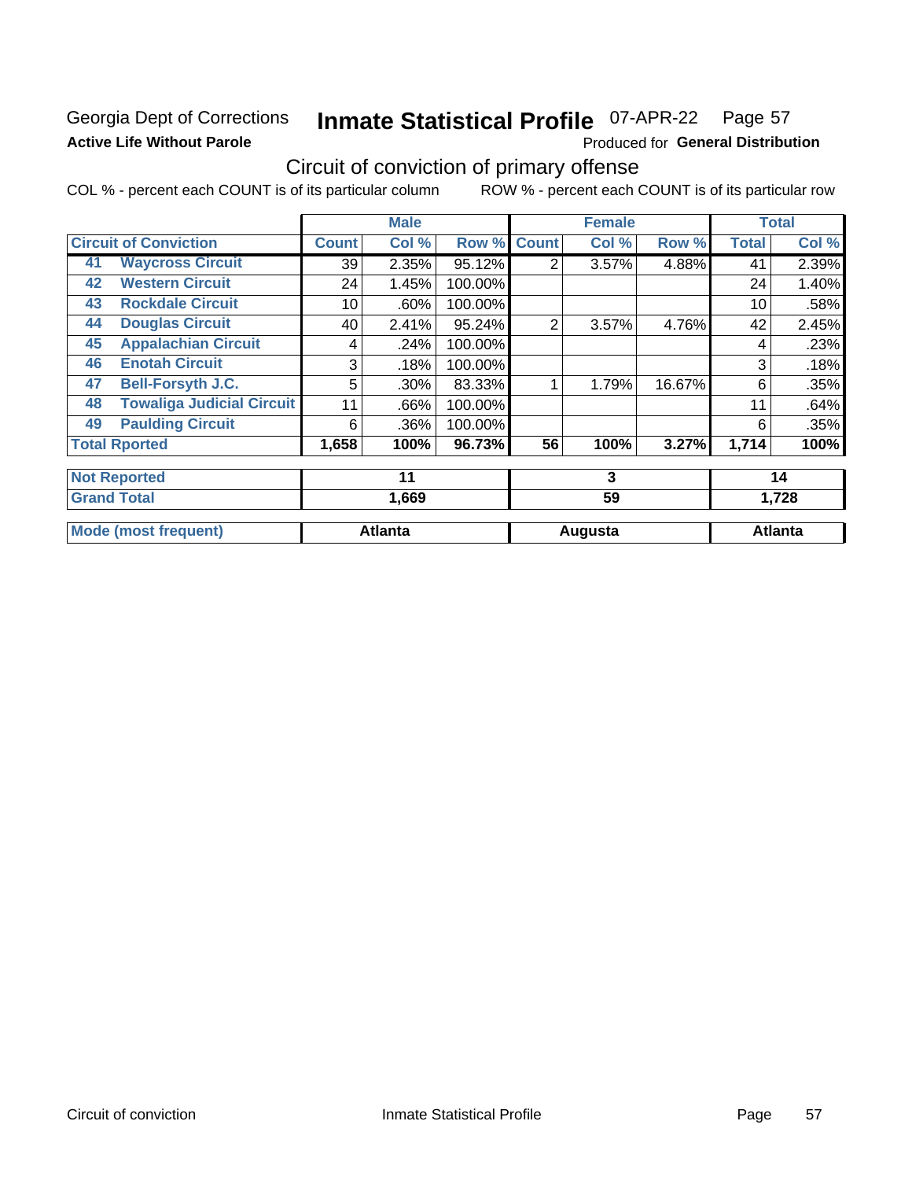Georgia Dept of Corrections
**Active Life Without Parole**

# Inmate Statistical Profile 07-APR-22 Page 57

Produced for **General Distribution**

## Circuit of conviction of primary offense

COL % - percent each COUNT is of its particular column ROW % - percent each COUNT is of its particular row

| Circuit of Conviction | | Male | | | Female | | | Total | |
|---|---|---|---|---|---|---|---|---|---|
| | | Count | Col % | Row % | Count | Col % | Row % | Total | Col % |
| 41 | Waycross Circuit | 39 | 2.35% | 95.12% | 2 | 3.57% | 4.88% | 41 | 2.39% |
| 42 | Western Circuit | 24 | 1.45% | 100.00% | | | | 24 | 1.40% |
| 43 | Rockdale Circuit | 10 | .60% | 100.00% | | | | 10 | .58% |
| 44 | Douglas Circuit | 40 | 2.41% | 95.24% | 2 | 3.57% | 4.76% | 42 | 2.45% |
| 45 | Appalachian Circuit | 4 | .24% | 100.00% | | | | 4 | .23% |
| 46 | Enotah Circuit | 3 | .18% | 100.00% | | | | 3 | .18% |
| 47 | Bell-Forsyth J.C. | 5 | .30% | 83.33% | 1 | 1.79% | 16.67% | 6 | .35% |
| 48 | Towaliga Judicial Circuit | 11 | .66% | 100.00% | | | | 11 | .64% |
| 49 | Paulding Circuit | 6 | .36% | 100.00% | | | | 6 | .35% |
| **Total Rported** | | **1,658** | **100%** | **96.73%** | **56** | **100%** | **3.27%** | **1,714** | **100%** |
| **Not Reported** | | **11** | | | **3** | | | **14** | |
| **Grand Total** | | **1,669** | | | **59** | | | **1,728** | |
| **Mode (most frequent)** | | **Atlanta** | | | **Augusta** | | | **Atlanta** | |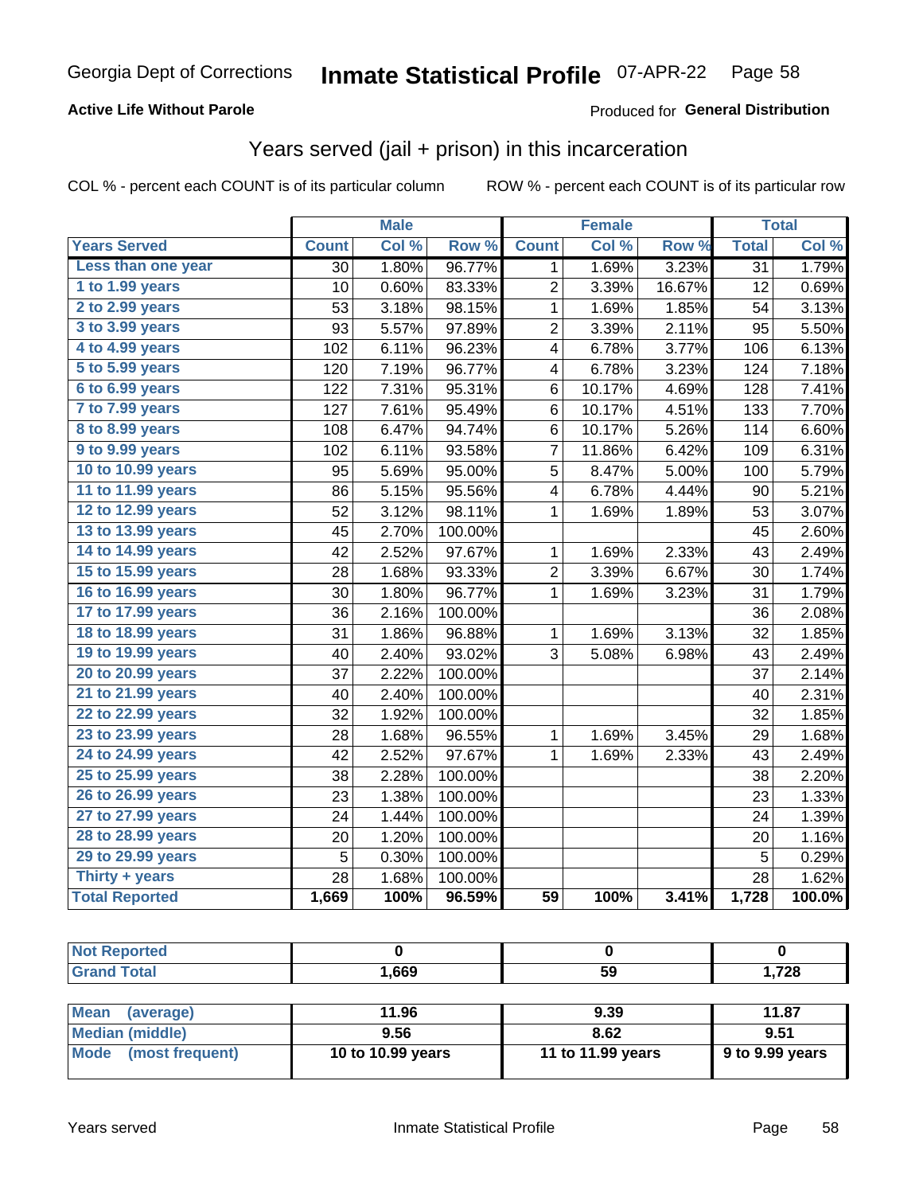Georgia Dept of Corrections **Inmate Statistical Profile** 07-APR-22 Page 58

**Active Life Without Parole**

Produced for **General Distribution**

## Years served (jail + prison) in this incarceration

COL % - percent each COUNT is of its particular column ROW % - percent each COUNT is of its particular row

| | Male | | | Female | | | Total | |
|---|---|---|---|---|---|---|---|---|
| **Years Served** | **Count** | **Col %** | **Row %** | **Count** | **Col %** | **Row %** | **Total** | **Col %** |
| Less than one year | 30 | 1.80% | 96.77% | 1 | 1.69% | 3.23% | 31 | 1.79% |
| 1 to 1.99 years | 10 | 0.60% | 83.33% | 2 | 3.39% | 16.67% | 12 | 0.69% |
| 2 to 2.99 years | 53 | 3.18% | 98.15% | 1 | 1.69% | 1.85% | 54 | 3.13% |
| 3 to 3.99 years | 93 | 5.57% | 97.89% | 2 | 3.39% | 2.11% | 95 | 5.50% |
| 4 to 4.99 years | 102 | 6.11% | 96.23% | 4 | 6.78% | 3.77% | 106 | 6.13% |
| 5 to 5.99 years | 120 | 7.19% | 96.77% | 4 | 6.78% | 3.23% | 124 | 7.18% |
| 6 to 6.99 years | 122 | 7.31% | 95.31% | 6 | 10.17% | 4.69% | 128 | 7.41% |
| 7 to 7.99 years | 127 | 7.61% | 95.49% | 6 | 10.17% | 4.51% | 133 | 7.70% |
| 8 to 8.99 years | 108 | 6.47% | 94.74% | 6 | 10.17% | 5.26% | 114 | 6.60% |
| 9 to 9.99 years | 102 | 6.11% | 93.58% | 7 | 11.86% | 6.42% | 109 | 6.31% |
| 10 to 10.99 years | 95 | 5.69% | 95.00% | 5 | 8.47% | 5.00% | 100 | 5.79% |
| 11 to 11.99 years | 86 | 5.15% | 95.56% | 4 | 6.78% | 4.44% | 90 | 5.21% |
| 12 to 12.99 years | 52 | 3.12% | 98.11% | 1 | 1.69% | 1.89% | 53 | 3.07% |
| 13 to 13.99 years | 45 | 2.70% | 100.00% | | | | 45 | 2.60% |
| 14 to 14.99 years | 42 | 2.52% | 97.67% | 1 | 1.69% | 2.33% | 43 | 2.49% |
| 15 to 15.99 years | 28 | 1.68% | 93.33% | 2 | 3.39% | 6.67% | 30 | 1.74% |
| 16 to 16.99 years | 30 | 1.80% | 96.77% | 1 | 1.69% | 3.23% | 31 | 1.79% |
| 17 to 17.99 years | 36 | 2.16% | 100.00% | | | | 36 | 2.08% |
| 18 to 18.99 years | 31 | 1.86% | 96.88% | 1 | 1.69% | 3.13% | 32 | 1.85% |
| 19 to 19.99 years | 40 | 2.40% | 93.02% | 3 | 5.08% | 6.98% | 43 | 2.49% |
| 20 to 20.99 years | 37 | 2.22% | 100.00% | | | | 37 | 2.14% |
| 21 to 21.99 years | 40 | 2.40% | 100.00% | | | | 40 | 2.31% |
| 22 to 22.99 years | 32 | 1.92% | 100.00% | | | | 32 | 1.85% |
| 23 to 23.99 years | 28 | 1.68% | 96.55% | 1 | 1.69% | 3.45% | 29 | 1.68% |
| 24 to 24.99 years | 42 | 2.52% | 97.67% | 1 | 1.69% | 2.33% | 43 | 2.49% |
| 25 to 25.99 years | 38 | 2.28% | 100.00% | | | | 38 | 2.20% |
| 26 to 26.99 years | 23 | 1.38% | 100.00% | | | | 23 | 1.33% |
| 27 to 27.99 years | 24 | 1.44% | 100.00% | | | | 24 | 1.39% |
| 28 to 28.99 years | 20 | 1.20% | 100.00% | | | | 20 | 1.16% |
| 29 to 29.99 years | 5 | 0.30% | 100.00% | | | | 5 | 0.29% |
| Thirty + years | 28 | 1.68% | 100.00% | | | | 28 | 1.62% |
| **Total Reported** | **1,669** | **100%** | **96.59%** | **59** | **100%** | **3.41%** | **1,728** | **100.0%** |

| | Male | Female | Total |
|---|---|---|---|
| Not Reported | 0 | 0 | 0 |
| Grand Total | 1,669 | 59 | 1,728 |

| | Male | Female | Total |
|---|---|---|---|
| Mean (average) | 11.96 | 9.39 | 11.87 |
| Median (middle) | 9.56 | 8.62 | 9.51 |
| Mode (most frequent) | 10 to 10.99 years | 11 to 11.99 years | 9 to 9.99 years |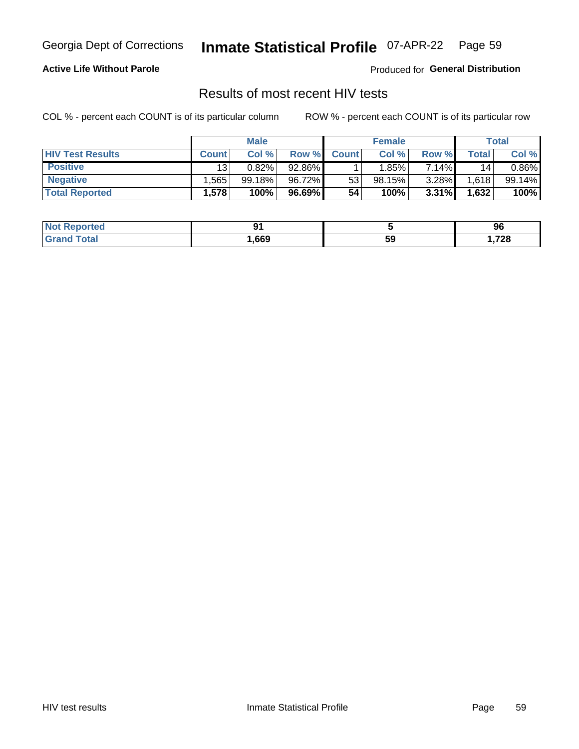**Active Life Without Parole**

Produced for **General Distribution**

## Results of most recent HIV tests

COL % - percent each COUNT is of its particular column

ROW % - percent each COUNT is of its particular row

| | Male | | | Female | | | Total | |
|---|---|---|---|---|---|---|---|---|
| **HIV Test Results** | **Count** | **Col %** | **Row %** | **Count** | **Col %** | **Row %** | **Total** | **Col %** |
| **Positive** | 13 | 0.82% | 92.86% | 1 | 1.85% | 7.14% | 14 | 0.86% |
| **Negative** | 1,565 | 99.18% | 96.72% | 53 | 98.15% | 3.28% | 1,618 | 99.14% |
| **Total Reported** | **1,578** | **100%** | **96.69%** | **54** | **100%** | **3.31%** | **1,632** | **100%** |

| | Male | Female | Total |
|---|---|---|---|
| **Not Reported** | **91** | **5** | **96** |
| **Grand Total** | **1,669** | **59** | **1,728** |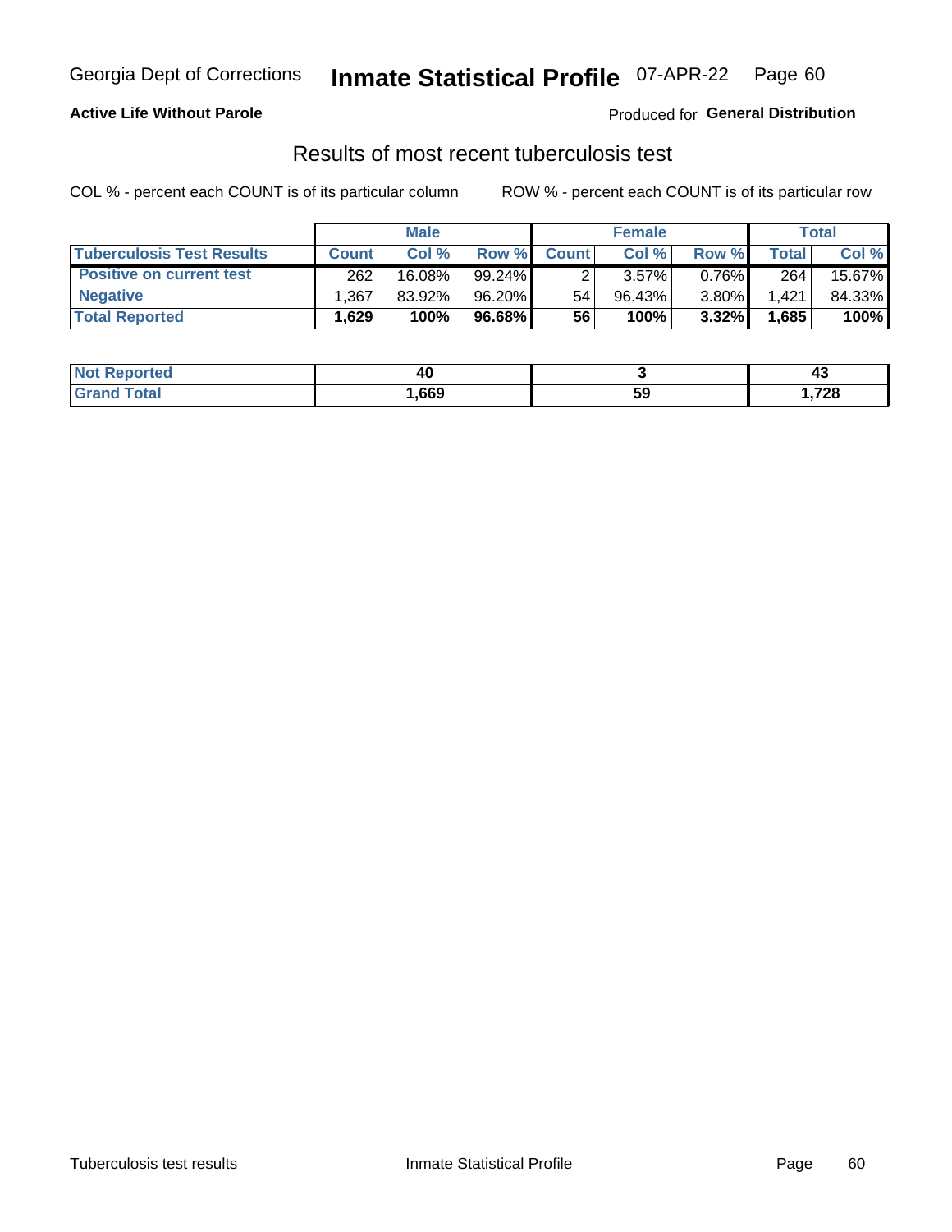Georgia Dept of Corrections **Inmate Statistical Profile** 07-APR-22

**Active Life Without Parole**

Produced for **General Distribution**

## Results of most recent tuberculosis test

COL % - percent each COUNT is of its particular column

ROW % - percent each COUNT is of its particular row

| | Male | | | Female | | | Total | |
|---|---|---|---|---|---|---|---|---|
| **Tuberculosis Test Results** | **Count** | **Col %** | **Row %** | **Count** | **Col %** | **Row %** | **Total** | **Col %** |
| **Positive on current test** | 262 | 16.08% | 99.24% | 2 | 3.57% | 0.76% | 264 | 15.67% |
| **Negative** | 1,367 | 83.92% | 96.20% | 54 | 96.43% | 3.80% | 1,421 | 84.33% |
| **Total Reported** | **1,629** | **100%** | **96.68%** | **56** | **100%** | **3.32%** | **1,685** | **100%** |

| | Male | Female | Total |
|---|---|---|---|
| **Not Reported** | **40** | **3** | **43** |
| **Grand Total** | **1,669** | **59** | **1,728** |

Tuberculosis test results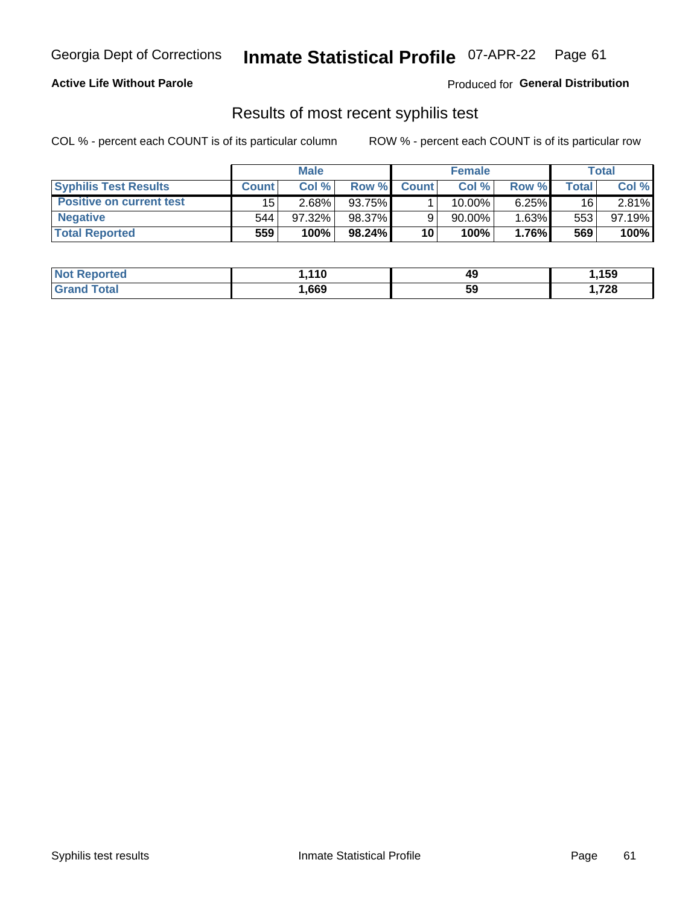Georgia Dept of Corrections **Inmate Statistical Profile** 07-APR-22

**Active Life Without Parole**

Produced for **General Distribution**

## Results of most recent syphilis test

COL % - percent each COUNT is of its particular column ROW % - percent each COUNT is of its particular row

| | Male | | | Female | | | Total | |
|---|---|---|---|---|---|---|---|---|
| **Syphilis Test Results** | **Count** | **Col %** | **Row %** | **Count** | **Col %** | **Row %** | **Total** | **Col %** |
| **Positive on current test** | 15 | 2.68% | 93.75% | 1 | 10.00% | 6.25% | 16 | 2.81% |
| **Negative** | 544 | 97.32% | 98.37% | 9 | 90.00% | 1.63% | 553 | 97.19% |
| **Total Reported** | **559** | **100%** | **98.24%** | **10** | **100%** | **1.76%** | **569** | **100%** |

| | Male | Female | Total |
|---|---|---|---|
| **Not Reported** | **1,110** | **49** | **1,159** |
| **Grand Total** | **1,669** | **59** | **1,728** |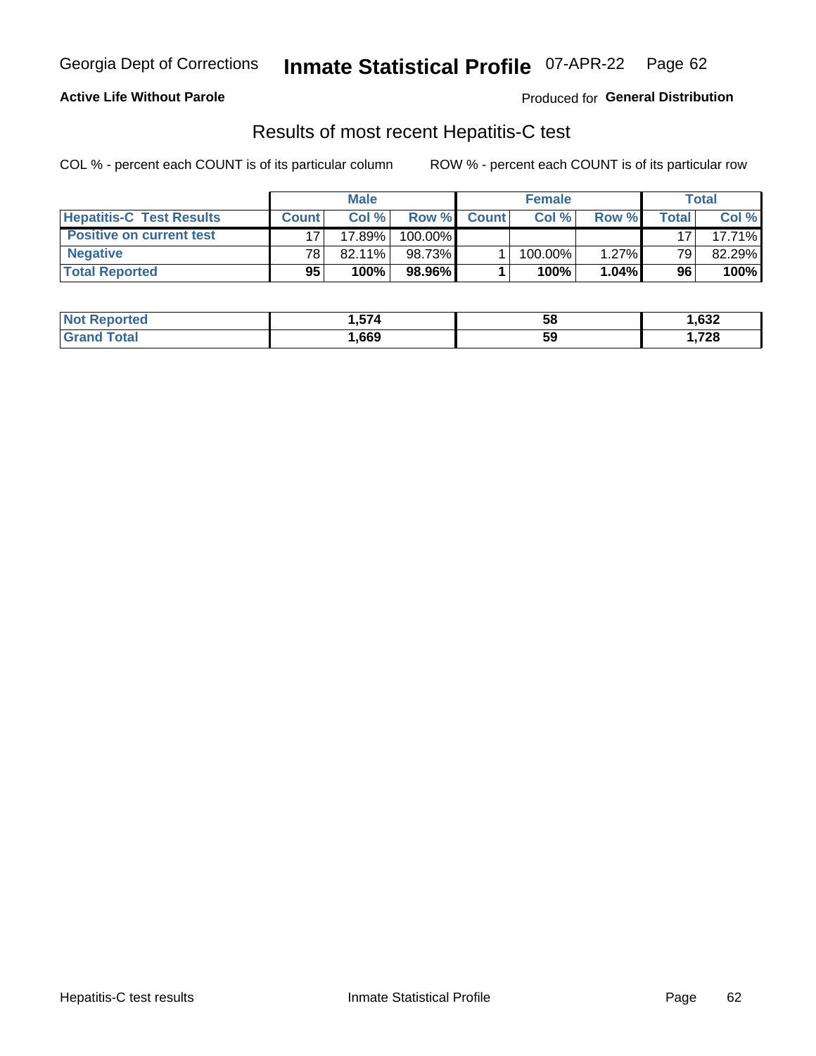Georgia Dept of Corrections **Inmate Statistical Profile** 07-APR-22 Page 62

**Active Life Without Parole**

Produced for **General Distribution**

## Results of most recent Hepatitis-C test

COL % - percent each COUNT is of its particular column    ROW % - percent each COUNT is of its particular row

| | Male | | | Female | | | Total | |
|---|---|---|---|---|---|---|---|---|
| **Hepatitis-C Test Results** | **Count** | **Col %** | **Row %** | **Count** | **Col %** | **Row %** | **Total** | **Col %** |
| **Positive on current test** | 17 | 17.89% | 100.00% | | | | 17 | 17.71% |
| **Negative** | 78 | 82.11% | 98.73% | 1 | 100.00% | 1.27% | 79 | 82.29% |
| **Total Reported** | **95** | **100%** | **98.96%** | **1** | **100%** | **1.04%** | **96** | **100%** |

| | Male | Female | Total |
|---|---|---|---|
| **Not Reported** | **1,574** | **58** | **1,632** |
| **Grand Total** | **1,669** | **59** | **1,728** |

Hepatitis-C test results    Inmate Statistical Profile